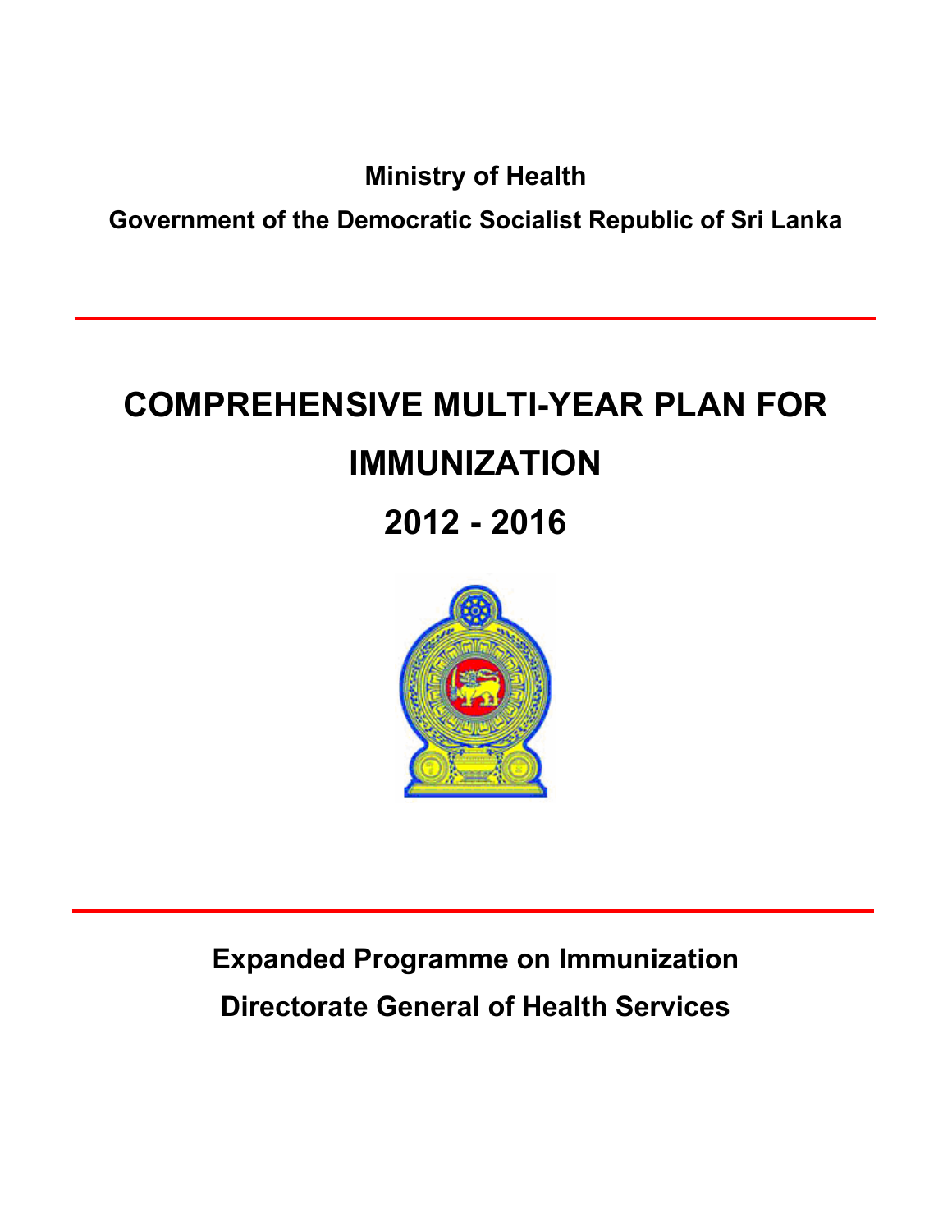**Ministry of Health**

**Government of the Democratic Socialist Republic of Sri Lanka**

# COMPREHENSIVE MULTI-YEAR PLAN FOR IMMUNIZATION

# 2012 - 2016

**Expanded Programme on Immunization**

**Directorate General of Health Services**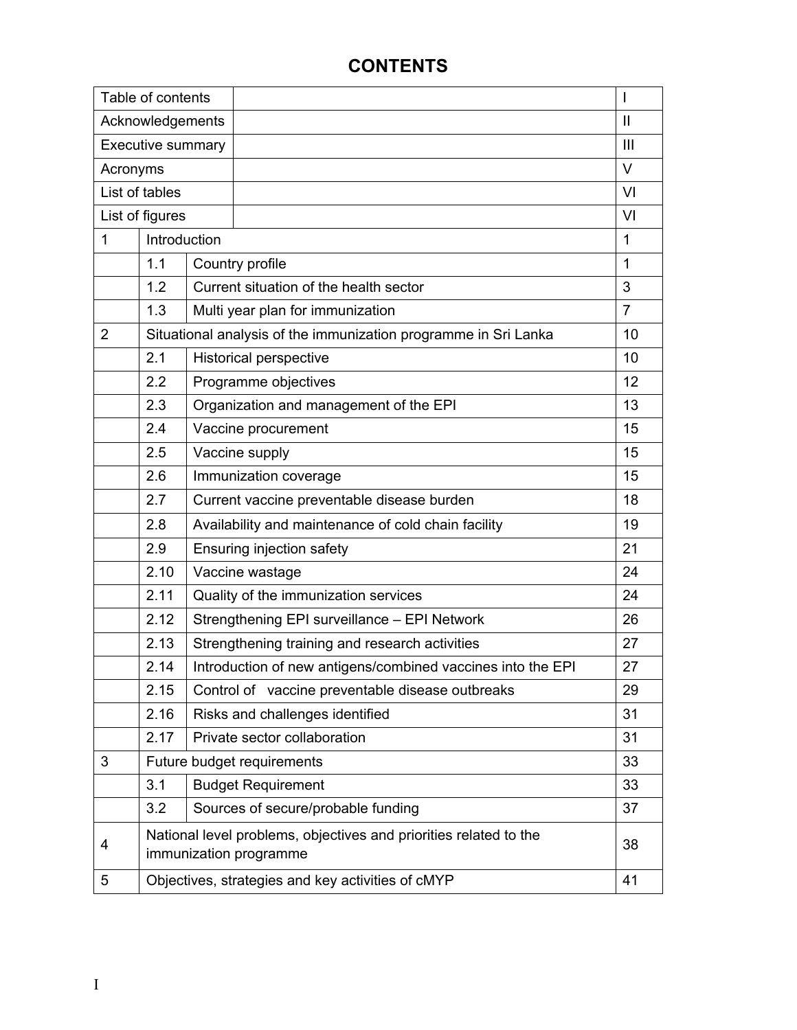# CONTENTS

| | | | |
|---|---|---|---|
| Table of contents | | | I |
| Acknowledgements | | | II |
| Executive summary | | | III |
| Acronyms | | | V |
| List of tables | | | VI |
| List of figures | | | VI |
| 1 | Introduction | | 1 |
| | 1.1 | Country profile | 1 |
| | 1.2 | Current situation of the health sector | 3 |
| | 1.3 | Multi year plan for immunization | 7 |
| 2 | Situational analysis of the immunization programme in Sri Lanka | | 10 |
| | 2.1 | Historical perspective | 10 |
| | 2.2 | Programme objectives | 12 |
| | 2.3 | Organization and management of the EPI | 13 |
| | 2.4 | Vaccine procurement | 15 |
| | 2.5 | Vaccine supply | 15 |
| | 2.6 | Immunization coverage | 15 |
| | 2.7 | Current vaccine preventable disease burden | 18 |
| | 2.8 | Availability and maintenance of cold chain facility | 19 |
| | 2.9 | Ensuring injection safety | 21 |
| | 2.10 | Vaccine wastage | 24 |
| | 2.11 | Quality of the immunization services | 24 |
| | 2.12 | Strengthening EPI surveillance – EPI Network | 26 |
| | 2.13 | Strengthening training and research activities | 27 |
| | 2.14 | Introduction of new antigens/combined vaccines into the EPI | 27 |
| | 2.15 | Control of vaccine preventable disease outbreaks | 29 |
| | 2.16 | Risks and challenges identified | 31 |
| | 2.17 | Private sector collaboration | 31 |
| 3 | Future budget requirements | | 33 |
| | 3.1 | Budget Requirement | 33 |
| | 3.2 | Sources of secure/probable funding | 37 |
| 4 | National level problems, objectives and priorities related to the immunization programme | | 38 |
| 5 | Objectives, strategies and key activities of cMYP | | 41 |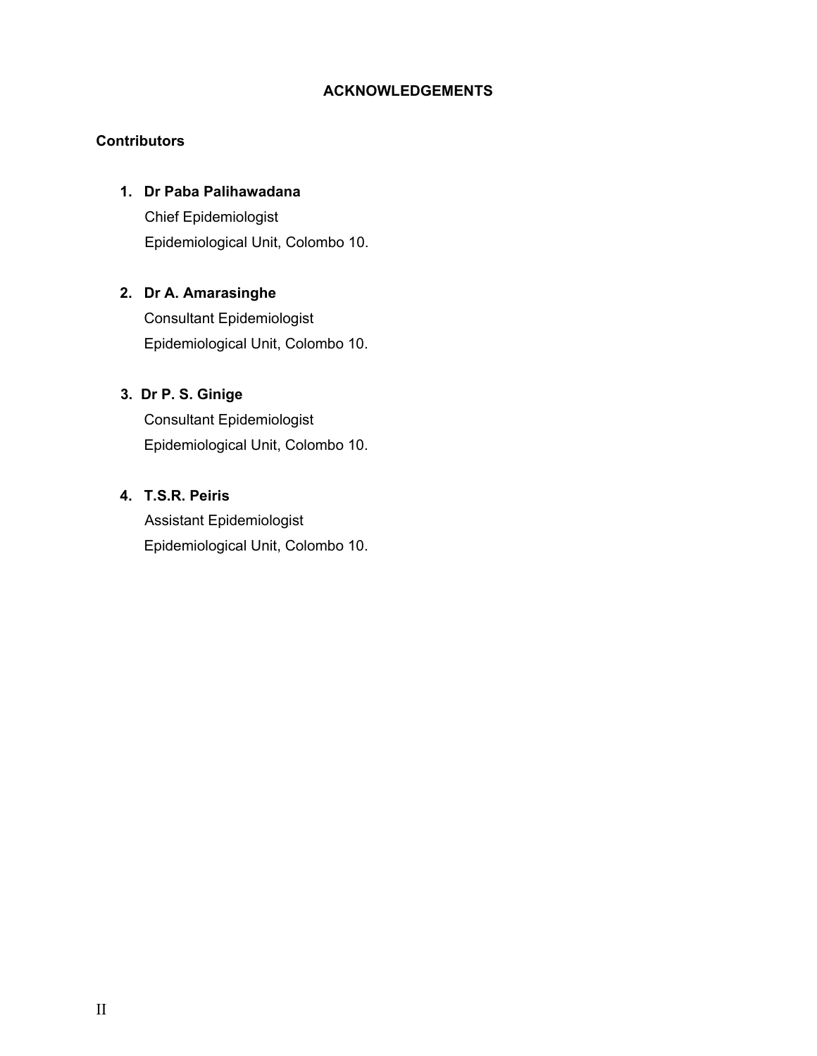# ACKNOWLEDGEMENTS

## Contributors

1. **Dr Paba Palihawadana**
   Chief Epidemiologist
   Epidemiological Unit, Colombo 10.

2. **Dr A. Amarasinghe**
   Consultant Epidemiologist
   Epidemiological Unit, Colombo 10.

3. **Dr P. S. Ginige**
   Consultant Epidemiologist
   Epidemiological Unit, Colombo 10.

4. **T.S.R. Peiris**
   Assistant Epidemiologist
   Epidemiological Unit, Colombo 10.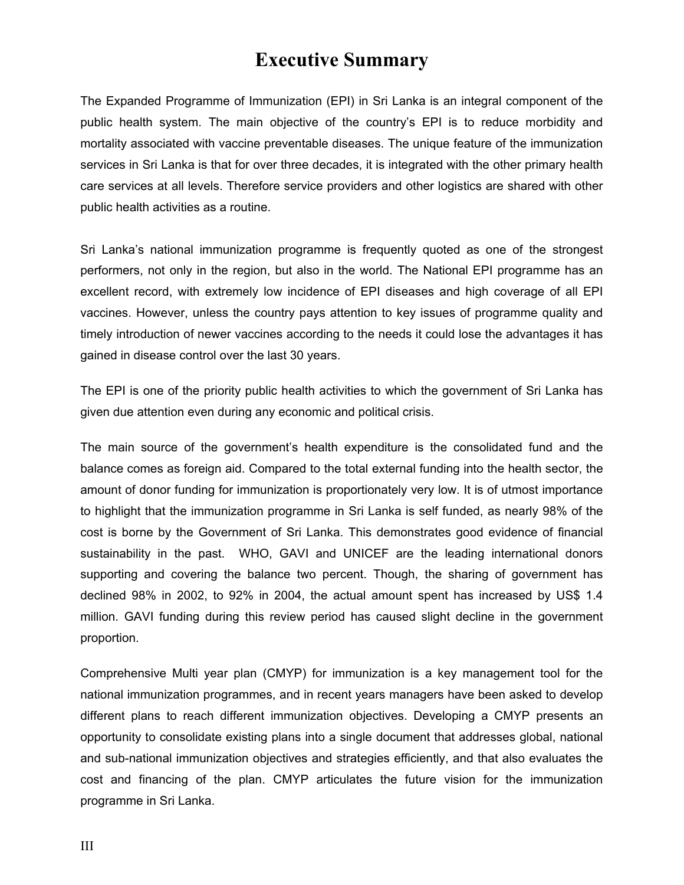# Executive Summary

The Expanded Programme of Immunization (EPI) in Sri Lanka is an integral component of the public health system. The main objective of the country's EPI is to reduce morbidity and mortality associated with vaccine preventable diseases. The unique feature of the immunization services in Sri Lanka is that for over three decades, it is integrated with the other primary health care services at all levels. Therefore service providers and other logistics are shared with other public health activities as a routine.

Sri Lanka's national immunization programme is frequently quoted as one of the strongest performers, not only in the region, but also in the world. The National EPI programme has an excellent record, with extremely low incidence of EPI diseases and high coverage of all EPI vaccines. However, unless the country pays attention to key issues of programme quality and timely introduction of newer vaccines according to the needs it could lose the advantages it has gained in disease control over the last 30 years.

The EPI is one of the priority public health activities to which the government of Sri Lanka has given due attention even during any economic and political crisis.

The main source of the government's health expenditure is the consolidated fund and the balance comes as foreign aid. Compared to the total external funding into the health sector, the amount of donor funding for immunization is proportionately very low. It is of utmost importance to highlight that the immunization programme in Sri Lanka is self funded, as nearly 98% of the cost is borne by the Government of Sri Lanka. This demonstrates good evidence of financial sustainability in the past. WHO, GAVI and UNICEF are the leading international donors supporting and covering the balance two percent. Though, the sharing of government has declined 98% in 2002, to 92% in 2004, the actual amount spent has increased by US$ 1.4 million. GAVI funding during this review period has caused slight decline in the government proportion.

Comprehensive Multi year plan (CMYP) for immunization is a key management tool for the national immunization programmes, and in recent years managers have been asked to develop different plans to reach different immunization objectives. Developing a CMYP presents an opportunity to consolidate existing plans into a single document that addresses global, national and sub-national immunization objectives and strategies efficiently, and that also evaluates the cost and financing of the plan. CMYP articulates the future vision for the immunization programme in Sri Lanka.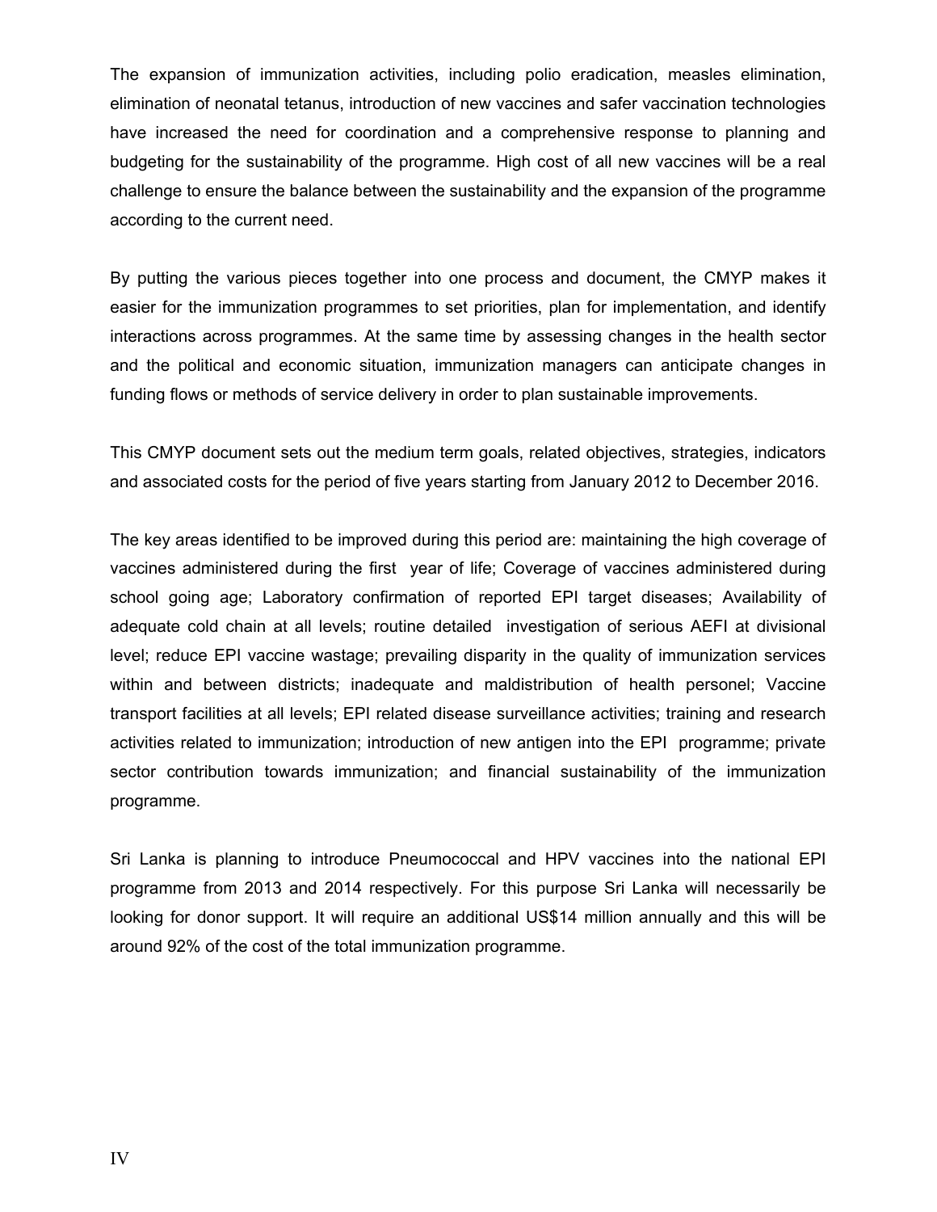The expansion of immunization activities, including polio eradication, measles elimination, elimination of neonatal tetanus, introduction of new vaccines and safer vaccination technologies have increased the need for coordination and a comprehensive response to planning and budgeting for the sustainability of the programme. High cost of all new vaccines will be a real challenge to ensure the balance between the sustainability and the expansion of the programme according to the current need.

By putting the various pieces together into one process and document, the CMYP makes it easier for the immunization programmes to set priorities, plan for implementation, and identify interactions across programmes. At the same time by assessing changes in the health sector and the political and economic situation, immunization managers can anticipate changes in funding flows or methods of service delivery in order to plan sustainable improvements.

This CMYP document sets out the medium term goals, related objectives, strategies, indicators and associated costs for the period of five years starting from January 2012 to December 2016.

The key areas identified to be improved during this period are: maintaining the high coverage of vaccines administered during the first year of life; Coverage of vaccines administered during school going age; Laboratory confirmation of reported EPI target diseases; Availability of adequate cold chain at all levels; routine detailed investigation of serious AEFI at divisional level; reduce EPI vaccine wastage; prevailing disparity in the quality of immunization services within and between districts; inadequate and maldistribution of health personel; Vaccine transport facilities at all levels; EPI related disease surveillance activities; training and research activities related to immunization; introduction of new antigen into the EPI programme; private sector contribution towards immunization; and financial sustainability of the immunization programme.

Sri Lanka is planning to introduce Pneumococcal and HPV vaccines into the national EPI programme from 2013 and 2014 respectively. For this purpose Sri Lanka will necessarily be looking for donor support. It will require an additional US$14 million annually and this will be around 92% of the cost of the total immunization programme.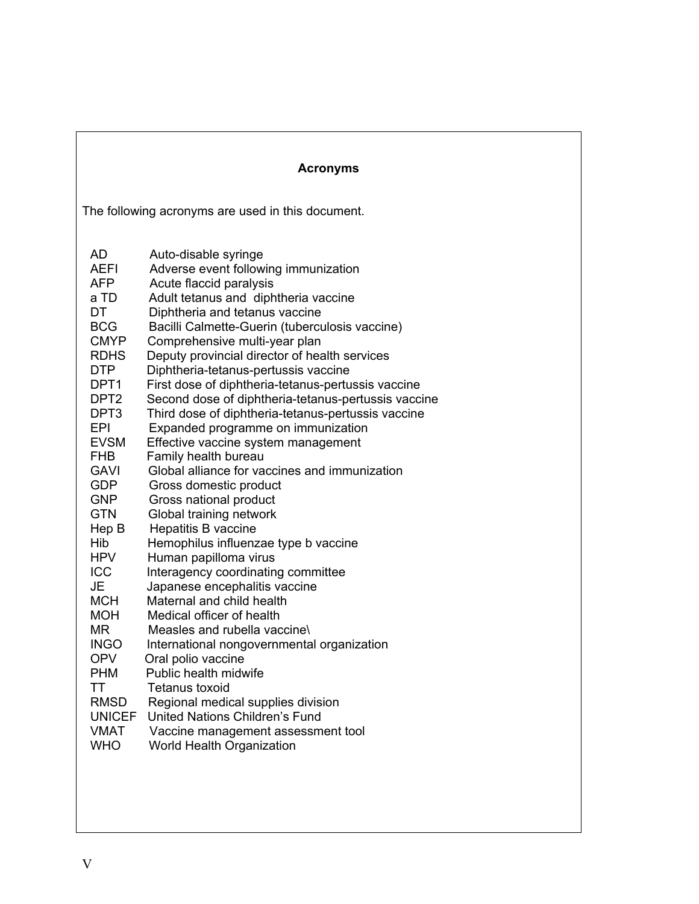## Acronyms

The following acronyms are used in this document.

| | |
|---|---|
| AD | Auto-disable syringe |
| AEFI | Adverse event following immunization |
| AFP | Acute flaccid paralysis |
| a TD | Adult tetanus and diphtheria vaccine |
| DT | Diphtheria and tetanus vaccine |
| BCG | Bacilli Calmette-Guerin (tuberculosis vaccine) |
| CMYP | Comprehensive multi-year plan |
| RDHS | Deputy provincial director of health services |
| DTP | Diphtheria-tetanus-pertussis vaccine |
| DPT1 | First dose of diphtheria-tetanus-pertussis vaccine |
| DPT2 | Second dose of diphtheria-tetanus-pertussis vaccine |
| DPT3 | Third dose of diphtheria-tetanus-pertussis vaccine |
| EPI | Expanded programme on immunization |
| EVSM | Effective vaccine system management |
| FHB | Family health bureau |
| GAVI | Global alliance for vaccines and immunization |
| GDP | Gross domestic product |
| GNP | Gross national product |
| GTN | Global training network |
| Hep B | Hepatitis B vaccine |
| Hib | Hemophilus influenzae type b vaccine |
| HPV | Human papilloma virus |
| ICC | Interagency coordinating committee |
| JE | Japanese encephalitis vaccine |
| MCH | Maternal and child health |
| MOH | Medical officer of health |
| MR | Measles and rubella vaccine\ |
| INGO | International nongovernmental organization |
| OPV | Oral polio vaccine |
| PHM | Public health midwife |
| TT | Tetanus toxoid |
| RMSD | Regional medical supplies division |
| UNICEF | United Nations Children's Fund |
| VMAT | Vaccine management assessment tool |
| WHO | World Health Organization |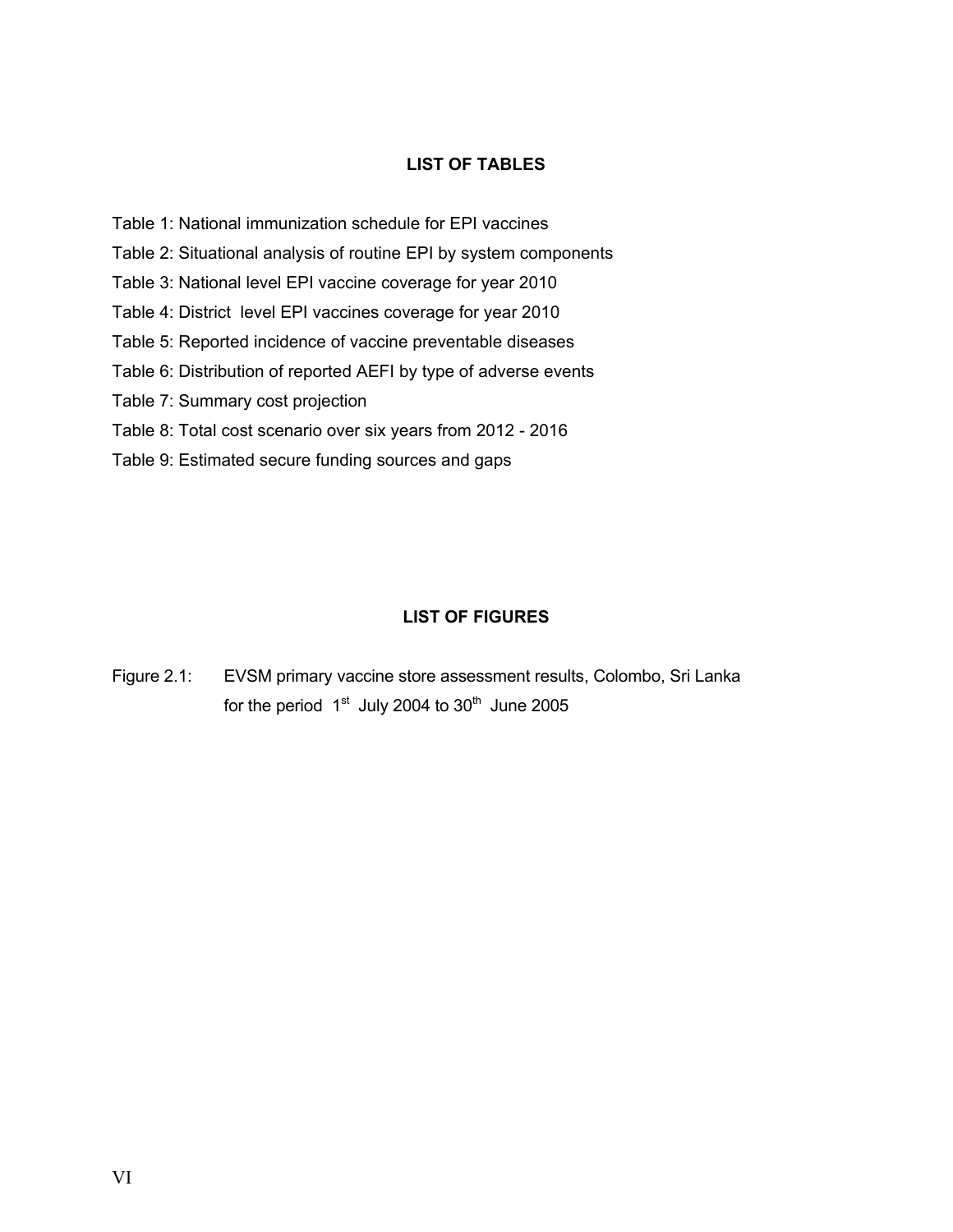## LIST OF TABLES

Table 1: National immunization schedule for EPI vaccines

Table 2: Situational analysis of routine EPI by system components

Table 3: National level EPI vaccine coverage for year 2010

Table 4: District level EPI vaccines coverage for year 2010

Table 5: Reported incidence of vaccine preventable diseases

Table 6: Distribution of reported AEFI by type of adverse events

Table 7: Summary cost projection

Table 8: Total cost scenario over six years from 2012 - 2016

Table 9: Estimated secure funding sources and gaps

## LIST OF FIGURES

Figure 2.1: EVSM primary vaccine store assessment results, Colombo, Sri Lanka for the period 1st July 2004 to 30th June 2005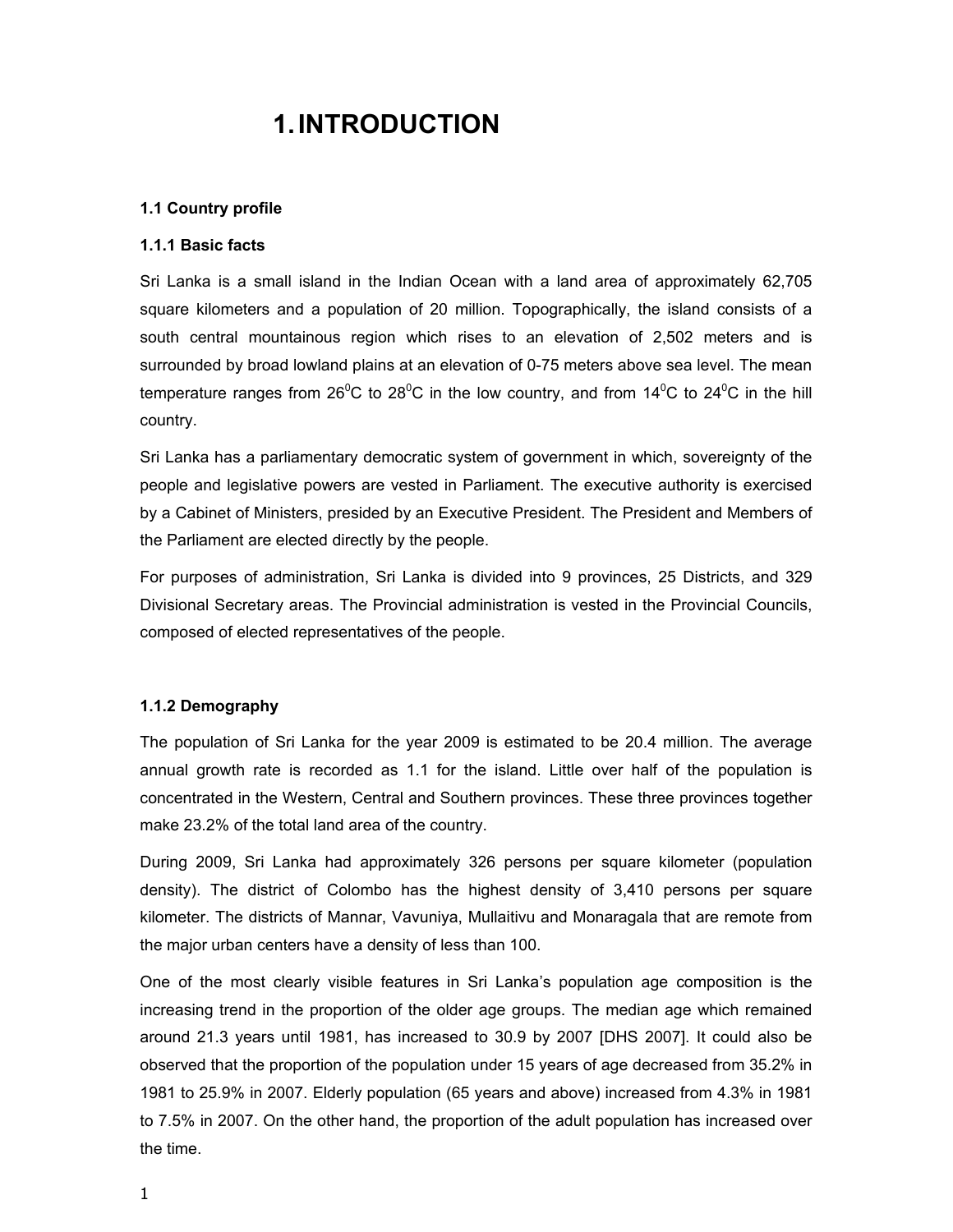# 1. INTRODUCTION

### 1.1 Country profile

#### 1.1.1 Basic facts

Sri Lanka is a small island in the Indian Ocean with a land area of approximately 62,705 square kilometers and a population of 20 million. Topographically, the island consists of a south central mountainous region which rises to an elevation of 2,502 meters and is surrounded by broad lowland plains at an elevation of 0-75 meters above sea level. The mean temperature ranges from $26^0$C to $28^0$C in the low country, and from $14^0$C to $24^0$C in the hill country.

Sri Lanka has a parliamentary democratic system of government in which, sovereignty of the people and legislative powers are vested in Parliament. The executive authority is exercised by a Cabinet of Ministers, presided by an Executive President. The President and Members of the Parliament are elected directly by the people.

For purposes of administration, Sri Lanka is divided into 9 provinces, 25 Districts, and 329 Divisional Secretary areas. The Provincial administration is vested in the Provincial Councils, composed of elected representatives of the people.

#### 1.1.2 Demography

The population of Sri Lanka for the year 2009 is estimated to be 20.4 million. The average annual growth rate is recorded as 1.1 for the island. Little over half of the population is concentrated in the Western, Central and Southern provinces. These three provinces together make 23.2% of the total land area of the country.

During 2009, Sri Lanka had approximately 326 persons per square kilometer (population density). The district of Colombo has the highest density of 3,410 persons per square kilometer. The districts of Mannar, Vavuniya, Mullaitivu and Monaragala that are remote from the major urban centers have a density of less than 100.

One of the most clearly visible features in Sri Lanka's population age composition is the increasing trend in the proportion of the older age groups. The median age which remained around 21.3 years until 1981, has increased to 30.9 by 2007 [DHS 2007]. It could also be observed that the proportion of the population under 15 years of age decreased from 35.2% in 1981 to 25.9% in 2007. Elderly population (65 years and above) increased from 4.3% in 1981 to 7.5% in 2007. On the other hand, the proportion of the adult population has increased over the time.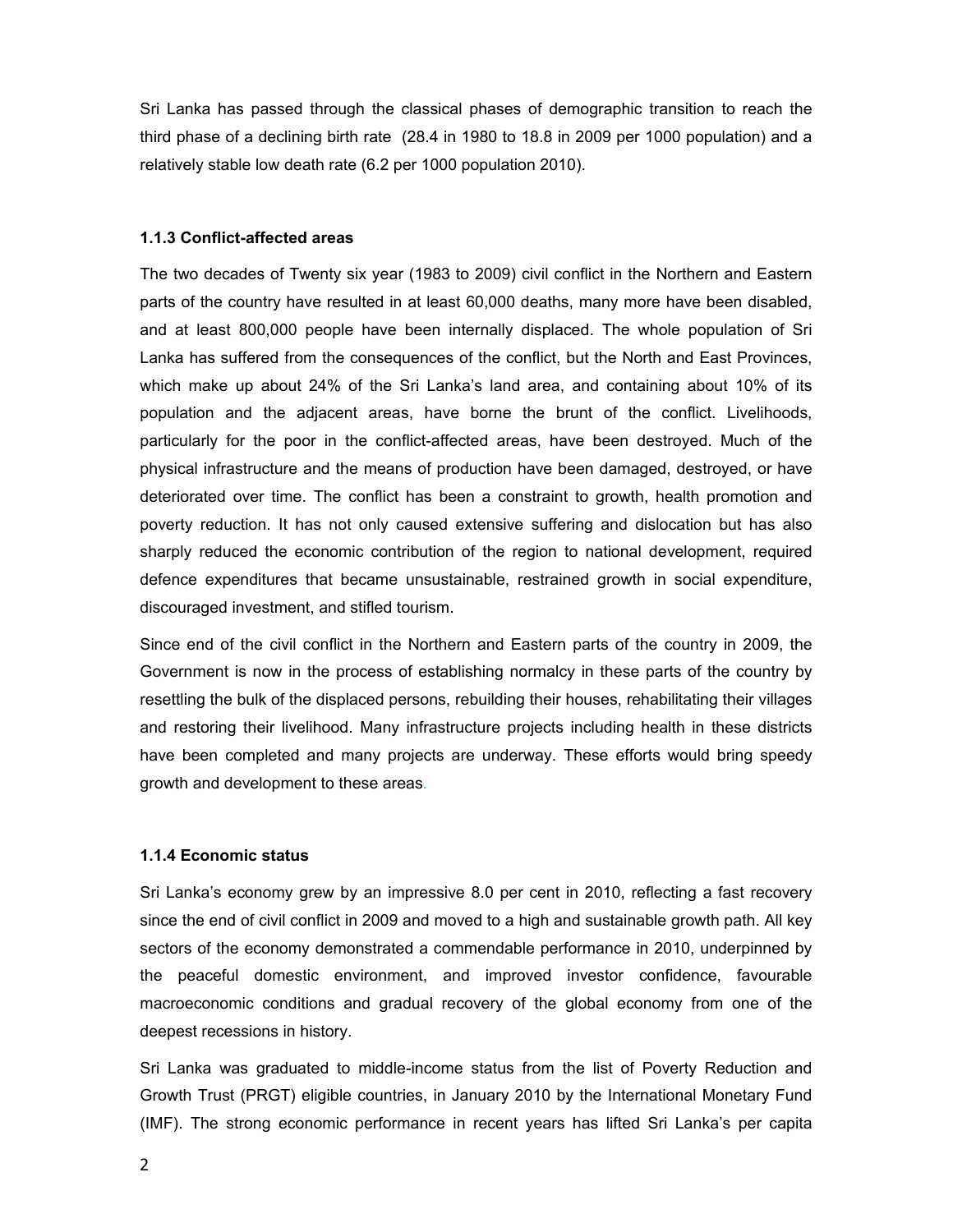Sri Lanka has passed through the classical phases of demographic transition to reach the third phase of a declining birth rate (28.4 in 1980 to 18.8 in 2009 per 1000 population) and a relatively stable low death rate (6.2 per 1000 population 2010).

### 1.1.3 Conflict-affected areas

The two decades of Twenty six year (1983 to 2009) civil conflict in the Northern and Eastern parts of the country have resulted in at least 60,000 deaths, many more have been disabled, and at least 800,000 people have been internally displaced. The whole population of Sri Lanka has suffered from the consequences of the conflict, but the North and East Provinces, which make up about 24% of the Sri Lanka's land area, and containing about 10% of its population and the adjacent areas, have borne the brunt of the conflict. Livelihoods, particularly for the poor in the conflict-affected areas, have been destroyed. Much of the physical infrastructure and the means of production have been damaged, destroyed, or have deteriorated over time. The conflict has been a constraint to growth, health promotion and poverty reduction. It has not only caused extensive suffering and dislocation but has also sharply reduced the economic contribution of the region to national development, required defence expenditures that became unsustainable, restrained growth in social expenditure, discouraged investment, and stifled tourism.

Since end of the civil conflict in the Northern and Eastern parts of the country in 2009, the Government is now in the process of establishing normalcy in these parts of the country by resettling the bulk of the displaced persons, rebuilding their houses, rehabilitating their villages and restoring their livelihood. Many infrastructure projects including health in these districts have been completed and many projects are underway. These efforts would bring speedy growth and development to these areas.

### 1.1.4 Economic status

Sri Lanka's economy grew by an impressive 8.0 per cent in 2010, reflecting a fast recovery since the end of civil conflict in 2009 and moved to a high and sustainable growth path. All key sectors of the economy demonstrated a commendable performance in 2010, underpinned by the peaceful domestic environment, and improved investor confidence, favourable macroeconomic conditions and gradual recovery of the global economy from one of the deepest recessions in history.

Sri Lanka was graduated to middle-income status from the list of Poverty Reduction and Growth Trust (PRGT) eligible countries, in January 2010 by the International Monetary Fund (IMF). The strong economic performance in recent years has lifted Sri Lanka's per capita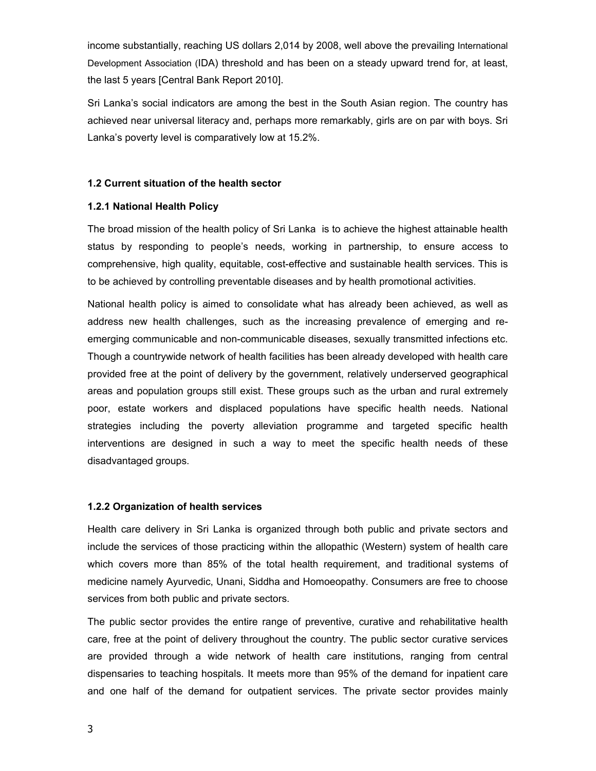income substantially, reaching US dollars 2,014 by 2008, well above the prevailing International Development Association (IDA) threshold and has been on a steady upward trend for, at least, the last 5 years [Central Bank Report 2010].

Sri Lanka's social indicators are among the best in the South Asian region. The country has achieved near universal literacy and, perhaps more remarkably, girls are on par with boys. Sri Lanka's poverty level is comparatively low at 15.2%.

### 1.2 Current situation of the health sector

#### 1.2.1 National Health Policy

The broad mission of the health policy of Sri Lanka is to achieve the highest attainable health status by responding to people's needs, working in partnership, to ensure access to comprehensive, high quality, equitable, cost-effective and sustainable health services. This is to be achieved by controlling preventable diseases and by health promotional activities.

National health policy is aimed to consolidate what has already been achieved, as well as address new health challenges, such as the increasing prevalence of emerging and re-emerging communicable and non-communicable diseases, sexually transmitted infections etc. Though a countrywide network of health facilities has been already developed with health care provided free at the point of delivery by the government, relatively underserved geographical areas and population groups still exist. These groups such as the urban and rural extremely poor, estate workers and displaced populations have specific health needs. National strategies including the poverty alleviation programme and targeted specific health interventions are designed in such a way to meet the specific health needs of these disadvantaged groups.

#### 1.2.2 Organization of health services

Health care delivery in Sri Lanka is organized through both public and private sectors and include the services of those practicing within the allopathic (Western) system of health care which covers more than 85% of the total health requirement, and traditional systems of medicine namely Ayurvedic, Unani, Siddha and Homoeopathy. Consumers are free to choose services from both public and private sectors.

The public sector provides the entire range of preventive, curative and rehabilitative health care, free at the point of delivery throughout the country. The public sector curative services are provided through a wide network of health care institutions, ranging from central dispensaries to teaching hospitals. It meets more than 95% of the demand for inpatient care and one half of the demand for outpatient services. The private sector provides mainly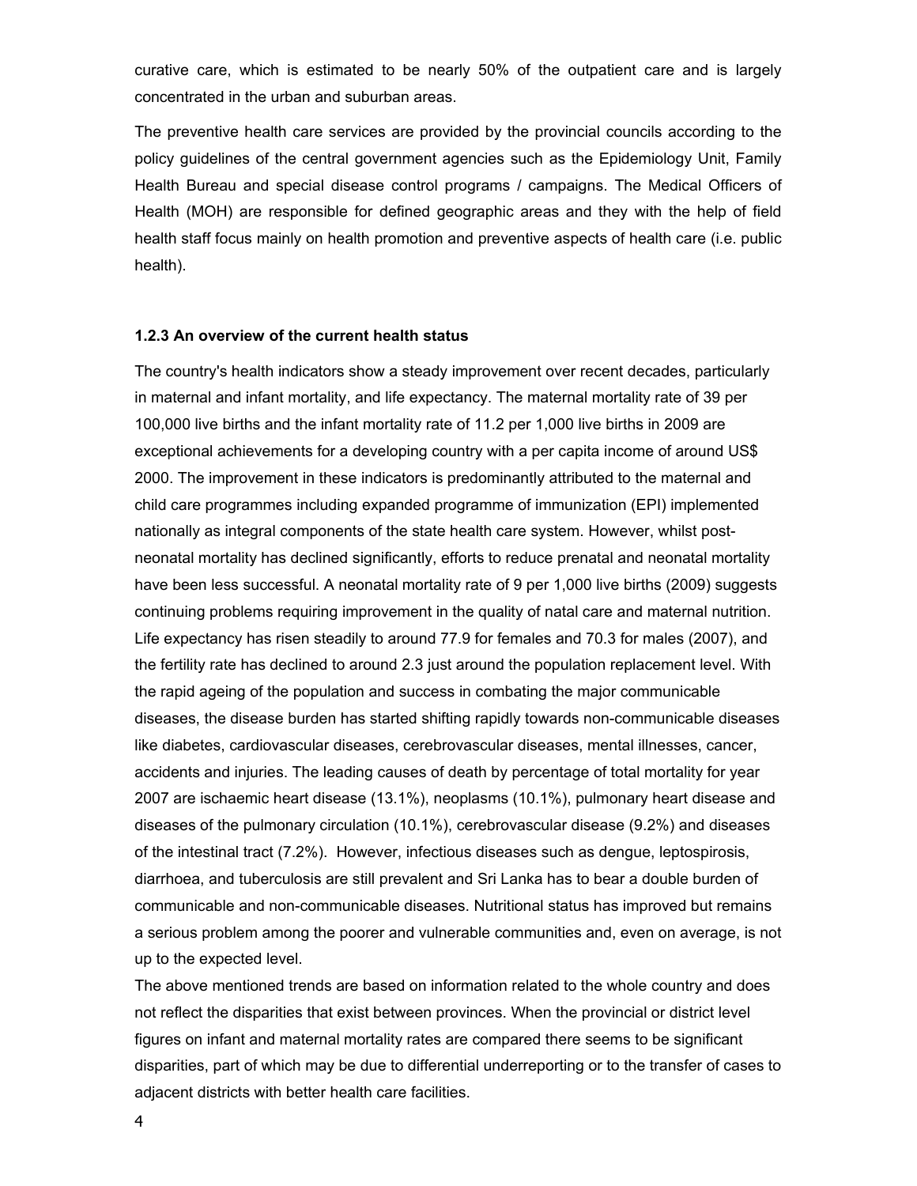curative care, which is estimated to be nearly 50% of the outpatient care and is largely concentrated in the urban and suburban areas.

The preventive health care services are provided by the provincial councils according to the policy guidelines of the central government agencies such as the Epidemiology Unit, Family Health Bureau and special disease control programs / campaigns. The Medical Officers of Health (MOH) are responsible for defined geographic areas and they with the help of field health staff focus mainly on health promotion and preventive aspects of health care (i.e. public health).

**1.2.3 An overview of the current health status**

The country's health indicators show a steady improvement over recent decades, particularly in maternal and infant mortality, and life expectancy. The maternal mortality rate of 39 per 100,000 live births and the infant mortality rate of 11.2 per 1,000 live births in 2009 are exceptional achievements for a developing country with a per capita income of around US$ 2000. The improvement in these indicators is predominantly attributed to the maternal and child care programmes including expanded programme of immunization (EPI) implemented nationally as integral components of the state health care system. However, whilst post-neonatal mortality has declined significantly, efforts to reduce prenatal and neonatal mortality have been less successful. A neonatal mortality rate of 9 per 1,000 live births (2009) suggests continuing problems requiring improvement in the quality of natal care and maternal nutrition. Life expectancy has risen steadily to around 77.9 for females and 70.3 for males (2007), and the fertility rate has declined to around 2.3 just around the population replacement level. With the rapid ageing of the population and success in combating the major communicable diseases, the disease burden has started shifting rapidly towards non-communicable diseases like diabetes, cardiovascular diseases, cerebrovascular diseases, mental illnesses, cancer, accidents and injuries. The leading causes of death by percentage of total mortality for year 2007 are ischaemic heart disease (13.1%), neoplasms (10.1%), pulmonary heart disease and diseases of the pulmonary circulation (10.1%), cerebrovascular disease (9.2%) and diseases of the intestinal tract (7.2%). However, infectious diseases such as dengue, leptospirosis, diarrhoea, and tuberculosis are still prevalent and Sri Lanka has to bear a double burden of communicable and non-communicable diseases. Nutritional status has improved but remains a serious problem among the poorer and vulnerable communities and, even on average, is not up to the expected level.

The above mentioned trends are based on information related to the whole country and does not reflect the disparities that exist between provinces. When the provincial or district level figures on infant and maternal mortality rates are compared there seems to be significant disparities, part of which may be due to differential underreporting or to the transfer of cases to adjacent districts with better health care facilities.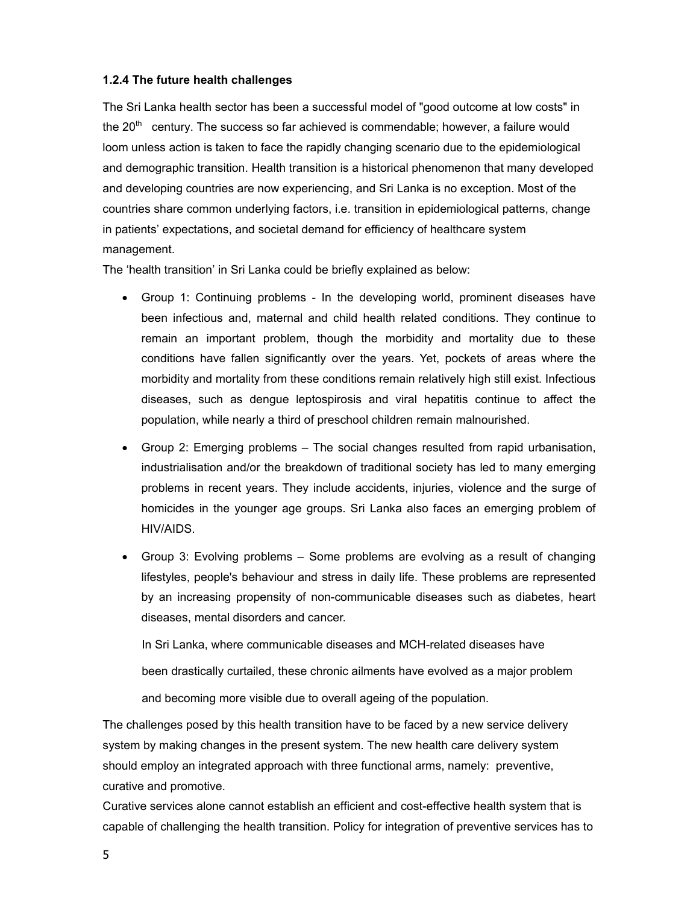### 1.2.4 The future health challenges

The Sri Lanka health sector has been a successful model of "good outcome at low costs" in the 20th century. The success so far achieved is commendable; however, a failure would loom unless action is taken to face the rapidly changing scenario due to the epidemiological and demographic transition. Health transition is a historical phenomenon that many developed and developing countries are now experiencing, and Sri Lanka is no exception. Most of the countries share common underlying factors, i.e. transition in epidemiological patterns, change in patients' expectations, and societal demand for efficiency of healthcare system management.

The 'health transition' in Sri Lanka could be briefly explained as below:

- Group 1: Continuing problems - In the developing world, prominent diseases have been infectious and, maternal and child health related conditions. They continue to remain an important problem, though the morbidity and mortality due to these conditions have fallen significantly over the years. Yet, pockets of areas where the morbidity and mortality from these conditions remain relatively high still exist. Infectious diseases, such as dengue leptospirosis and viral hepatitis continue to affect the population, while nearly a third of preschool children remain malnourished.
- Group 2: Emerging problems – The social changes resulted from rapid urbanisation, industrialisation and/or the breakdown of traditional society has led to many emerging problems in recent years. They include accidents, injuries, violence and the surge of homicides in the younger age groups. Sri Lanka also faces an emerging problem of HIV/AIDS.
- Group 3: Evolving problems – Some problems are evolving as a result of changing lifestyles, people's behaviour and stress in daily life. These problems are represented by an increasing propensity of non-communicable diseases such as diabetes, heart diseases, mental disorders and cancer.

  In Sri Lanka, where communicable diseases and MCH-related diseases have been drastically curtailed, these chronic ailments have evolved as a major problem and becoming more visible due to overall ageing of the population.

The challenges posed by this health transition have to be faced by a new service delivery system by making changes in the present system. The new health care delivery system should employ an integrated approach with three functional arms, namely: preventive, curative and promotive.

Curative services alone cannot establish an efficient and cost-effective health system that is capable of challenging the health transition. Policy for integration of preventive services has to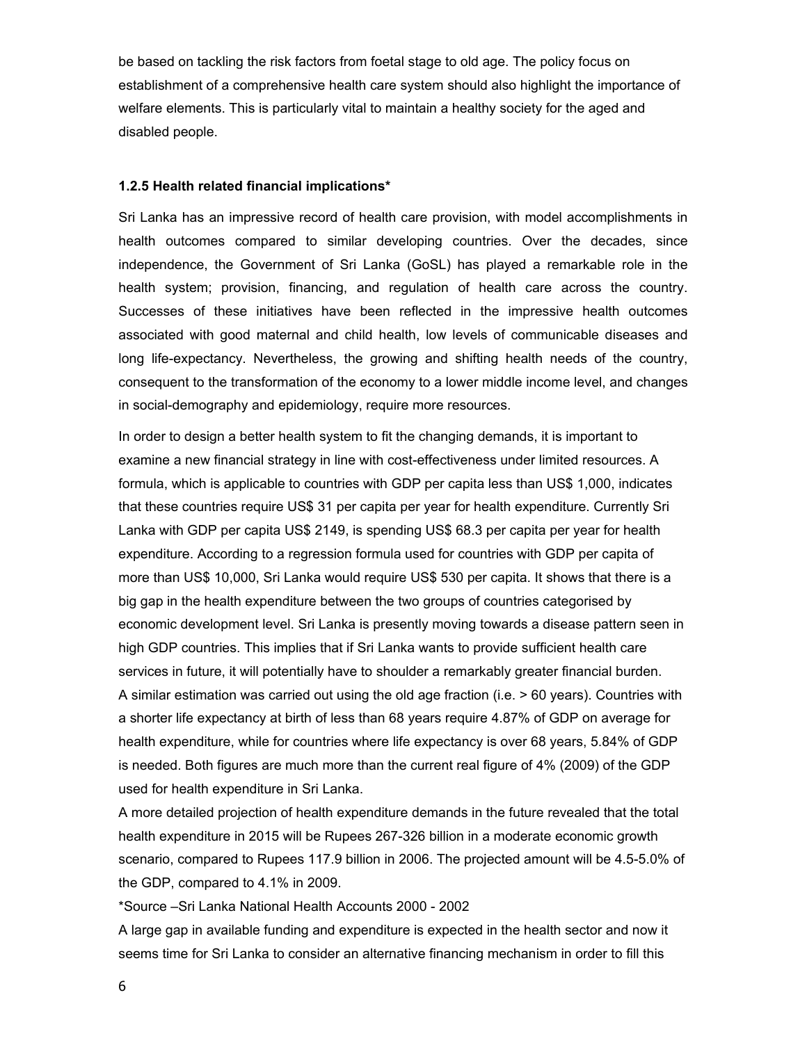be based on tackling the risk factors from foetal stage to old age. The policy focus on establishment of a comprehensive health care system should also highlight the importance of welfare elements. This is particularly vital to maintain a healthy society for the aged and disabled people.

### 1.2.5 Health related financial implications*

Sri Lanka has an impressive record of health care provision, with model accomplishments in health outcomes compared to similar developing countries. Over the decades, since independence, the Government of Sri Lanka (GoSL) has played a remarkable role in the health system; provision, financing, and regulation of health care across the country. Successes of these initiatives have been reflected in the impressive health outcomes associated with good maternal and child health, low levels of communicable diseases and long life-expectancy. Nevertheless, the growing and shifting health needs of the country, consequent to the transformation of the economy to a lower middle income level, and changes in social-demography and epidemiology, require more resources.

In order to design a better health system to fit the changing demands, it is important to examine a new financial strategy in line with cost-effectiveness under limited resources. A formula, which is applicable to countries with GDP per capita less than US$ 1,000, indicates that these countries require US$ 31 per capita per year for health expenditure. Currently Sri Lanka with GDP per capita US$ 2149, is spending US$ 68.3 per capita per year for health expenditure. According to a regression formula used for countries with GDP per capita of more than US$ 10,000, Sri Lanka would require US$ 530 per capita. It shows that there is a big gap in the health expenditure between the two groups of countries categorised by economic development level. Sri Lanka is presently moving towards a disease pattern seen in high GDP countries. This implies that if Sri Lanka wants to provide sufficient health care services in future, it will potentially have to shoulder a remarkably greater financial burden.
A similar estimation was carried out using the old age fraction (i.e. > 60 years). Countries with a shorter life expectancy at birth of less than 68 years require 4.87% of GDP on average for health expenditure, while for countries where life expectancy is over 68 years, 5.84% of GDP is needed. Both figures are much more than the current real figure of 4% (2009) of the GDP used for health expenditure in Sri Lanka.
A more detailed projection of health expenditure demands in the future revealed that the total health expenditure in 2015 will be Rupees 267-326 billion in a moderate economic growth scenario, compared to Rupees 117.9 billion in 2006. The projected amount will be 4.5-5.0% of the GDP, compared to 4.1% in 2009.

*Source –Sri Lanka National Health Accounts 2000 - 2002

A large gap in available funding and expenditure is expected in the health sector and now it seems time for Sri Lanka to consider an alternative financing mechanism in order to fill this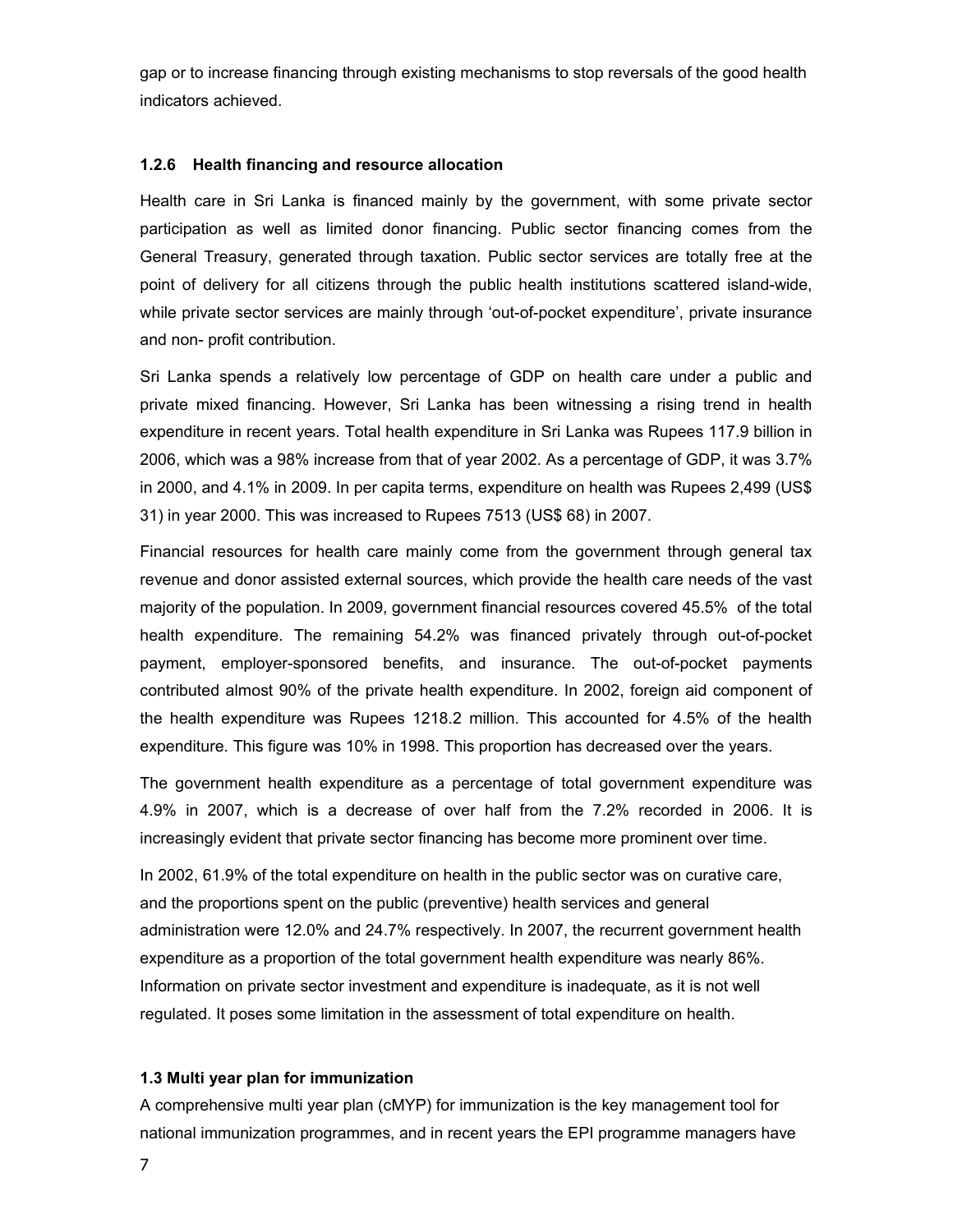gap or to increase financing through existing mechanisms to stop reversals of the good health indicators achieved.

#### 1.2.6 Health financing and resource allocation

Health care in Sri Lanka is financed mainly by the government, with some private sector participation as well as limited donor financing. Public sector financing comes from the General Treasury, generated through taxation. Public sector services are totally free at the point of delivery for all citizens through the public health institutions scattered island-wide, while private sector services are mainly through 'out-of-pocket expenditure', private insurance and non- profit contribution.

Sri Lanka spends a relatively low percentage of GDP on health care under a public and private mixed financing. However, Sri Lanka has been witnessing a rising trend in health expenditure in recent years. Total health expenditure in Sri Lanka was Rupees 117.9 billion in 2006, which was a 98% increase from that of year 2002. As a percentage of GDP, it was 3.7% in 2000, and 4.1% in 2009. In per capita terms, expenditure on health was Rupees 2,499 (US$ 31) in year 2000. This was increased to Rupees 7513 (US$ 68) in 2007.

Financial resources for health care mainly come from the government through general tax revenue and donor assisted external sources, which provide the health care needs of the vast majority of the population. In 2009, government financial resources covered 45.5% of the total health expenditure. The remaining 54.2% was financed privately through out-of-pocket payment, employer-sponsored benefits, and insurance. The out-of-pocket payments contributed almost 90% of the private health expenditure. In 2002, foreign aid component of the health expenditure was Rupees 1218.2 million. This accounted for 4.5% of the health expenditure. This figure was 10% in 1998. This proportion has decreased over the years.

The government health expenditure as a percentage of total government expenditure was 4.9% in 2007, which is a decrease of over half from the 7.2% recorded in 2006. It is increasingly evident that private sector financing has become more prominent over time.

In 2002, 61.9% of the total expenditure on health in the public sector was on curative care, and the proportions spent on the public (preventive) health services and general administration were 12.0% and 24.7% respectively. In 2007, the recurrent government health expenditure as a proportion of the total government health expenditure was nearly 86%. Information on private sector investment and expenditure is inadequate, as it is not well regulated. It poses some limitation in the assessment of total expenditure on health.

### 1.3 Multi year plan for immunization

A comprehensive multi year plan (cMYP) for immunization is the key management tool for national immunization programmes, and in recent years the EPI programme managers have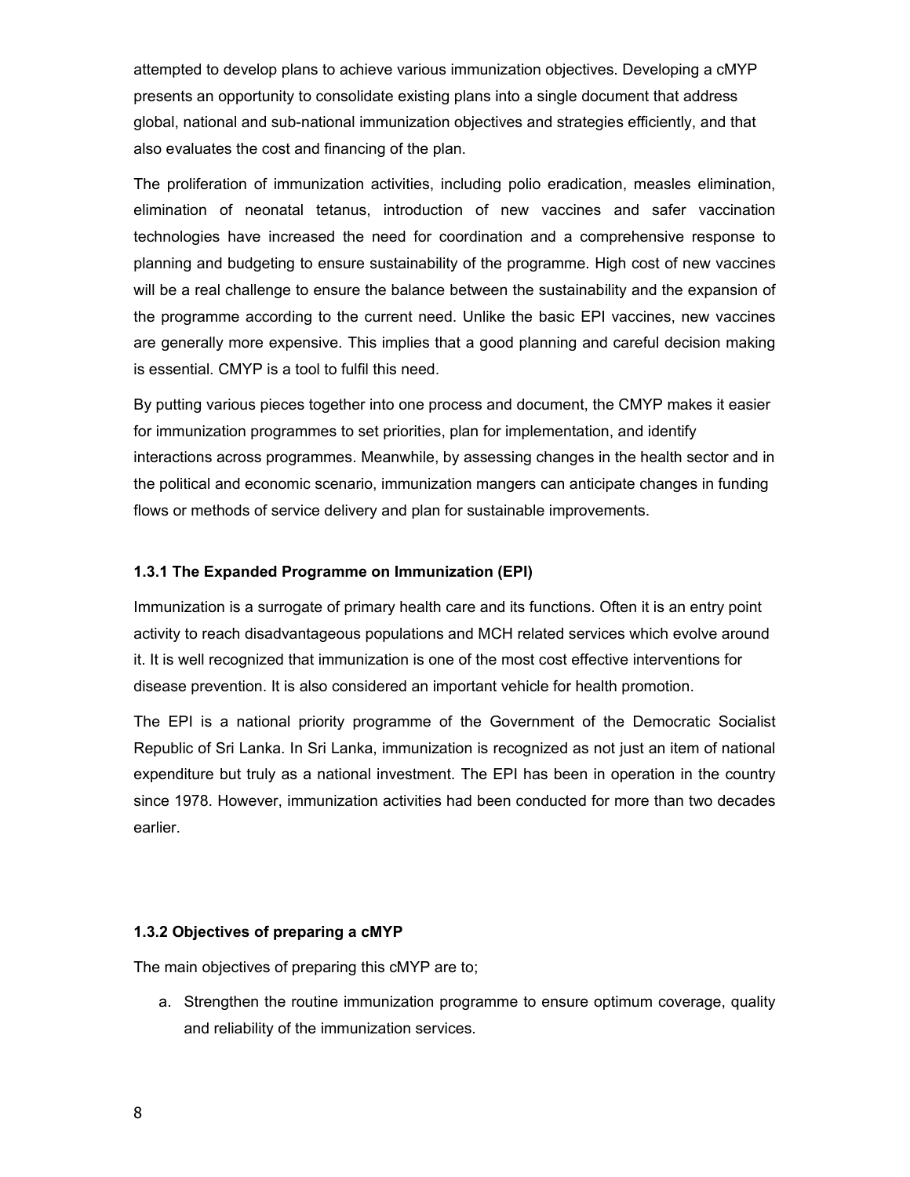attempted to develop plans to achieve various immunization objectives. Developing a cMYP presents an opportunity to consolidate existing plans into a single document that address global, national and sub-national immunization objectives and strategies efficiently, and that also evaluates the cost and financing of the plan.

The proliferation of immunization activities, including polio eradication, measles elimination, elimination of neonatal tetanus, introduction of new vaccines and safer vaccination technologies have increased the need for coordination and a comprehensive response to planning and budgeting to ensure sustainability of the programme. High cost of new vaccines will be a real challenge to ensure the balance between the sustainability and the expansion of the programme according to the current need. Unlike the basic EPI vaccines, new vaccines are generally more expensive. This implies that a good planning and careful decision making is essential. CMYP is a tool to fulfil this need.

By putting various pieces together into one process and document, the CMYP makes it easier for immunization programmes to set priorities, plan for implementation, and identify interactions across programmes. Meanwhile, by assessing changes in the health sector and in the political and economic scenario, immunization mangers can anticipate changes in funding flows or methods of service delivery and plan for sustainable improvements.

#### 1.3.1 The Expanded Programme on Immunization (EPI)

Immunization is a surrogate of primary health care and its functions. Often it is an entry point activity to reach disadvantageous populations and MCH related services which evolve around it. It is well recognized that immunization is one of the most cost effective interventions for disease prevention. It is also considered an important vehicle for health promotion.

The EPI is a national priority programme of the Government of the Democratic Socialist Republic of Sri Lanka. In Sri Lanka, immunization is recognized as not just an item of national expenditure but truly as a national investment. The EPI has been in operation in the country since 1978. However, immunization activities had been conducted for more than two decades earlier.

#### 1.3.2 Objectives of preparing a cMYP

The main objectives of preparing this cMYP are to;

a. Strengthen the routine immunization programme to ensure optimum coverage, quality and reliability of the immunization services.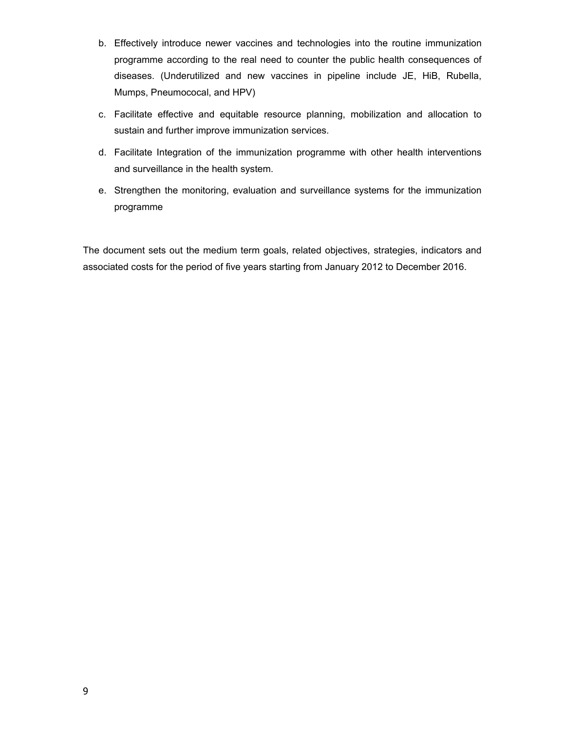b. Effectively introduce newer vaccines and technologies into the routine immunization programme according to the real need to counter the public health consequences of diseases. (Underutilized and new vaccines in pipeline include JE, HiB, Rubella, Mumps, Pneumococal, and HPV)

c. Facilitate effective and equitable resource planning, mobilization and allocation to sustain and further improve immunization services.

d. Facilitate Integration of the immunization programme with other health interventions and surveillance in the health system.

e. Strengthen the monitoring, evaluation and surveillance systems for the immunization programme

The document sets out the medium term goals, related objectives, strategies, indicators and associated costs for the period of five years starting from January 2012 to December 2016.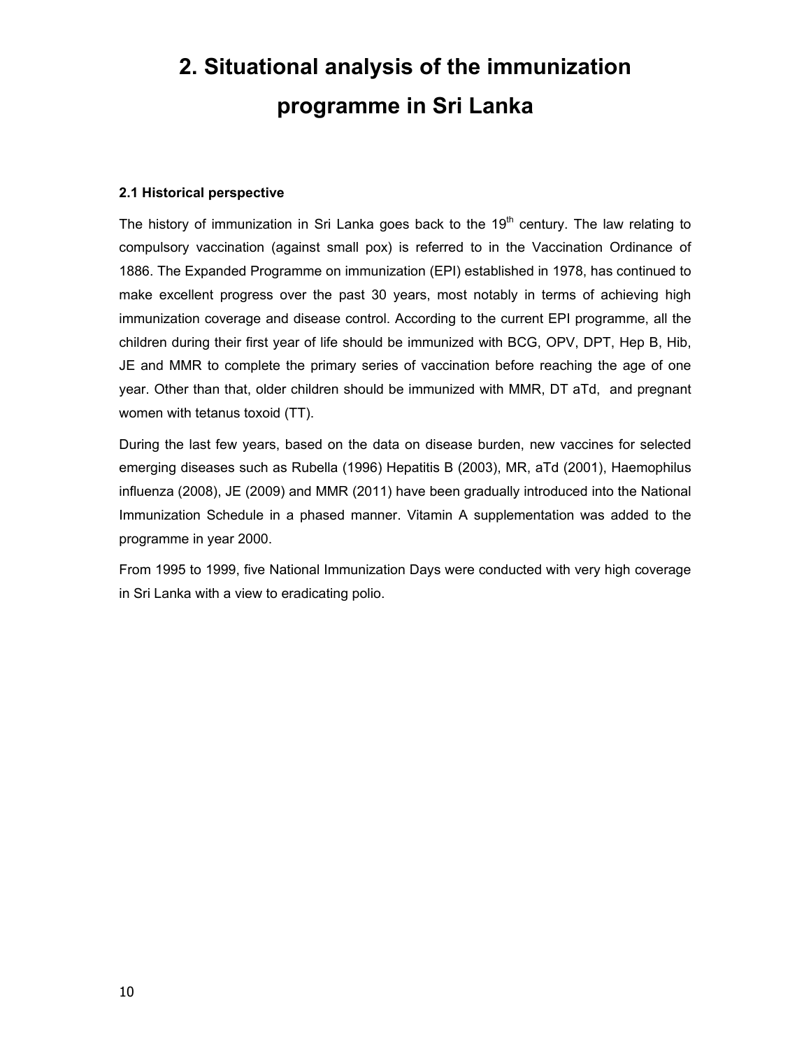# 2. Situational analysis of the immunization programme in Sri Lanka

### 2.1 Historical perspective

The history of immunization in Sri Lanka goes back to the 19th century. The law relating to compulsory vaccination (against small pox) is referred to in the Vaccination Ordinance of 1886. The Expanded Programme on immunization (EPI) established in 1978, has continued to make excellent progress over the past 30 years, most notably in terms of achieving high immunization coverage and disease control. According to the current EPI programme, all the children during their first year of life should be immunized with BCG, OPV, DPT, Hep B, Hib, JE and MMR to complete the primary series of vaccination before reaching the age of one year. Other than that, older children should be immunized with MMR, DT aTd, and pregnant women with tetanus toxoid (TT).

During the last few years, based on the data on disease burden, new vaccines for selected emerging diseases such as Rubella (1996) Hepatitis B (2003), MR, aTd (2001), Haemophilus influenza (2008), JE (2009) and MMR (2011) have been gradually introduced into the National Immunization Schedule in a phased manner. Vitamin A supplementation was added to the programme in year 2000.

From 1995 to 1999, five National Immunization Days were conducted with very high coverage in Sri Lanka with a view to eradicating polio.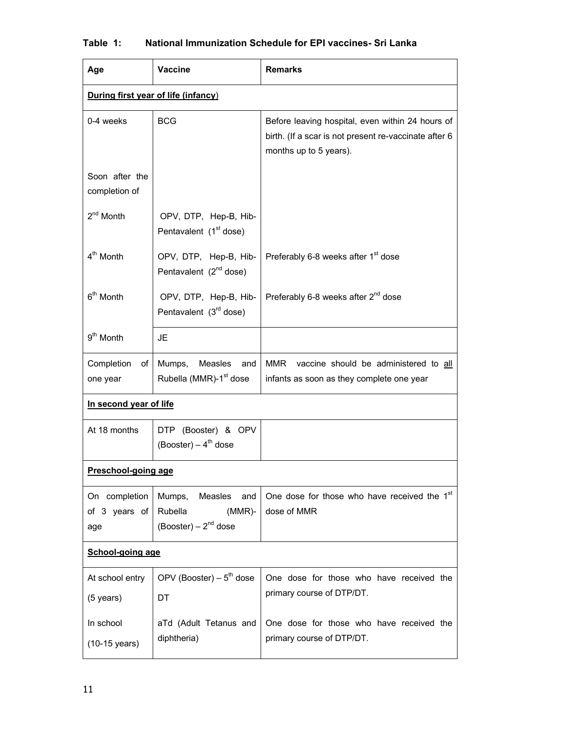**Table 1: National Immunization Schedule for EPI vaccines- Sri Lanka**

| Age | Vaccine | Remarks |
|---|---|---|
| **During first year of life (infancy)** | | |
| 0-4 weeks | BCG | Before leaving hospital, even within 24 hours of birth. (If a scar is not present re-vaccinate after 6 months up to 5 years). |
| Soon after the completion of | | |
| 2nd Month | OPV, DTP, Hep-B, Hib-Pentavalent (1st dose) | |
| 4th Month | OPV, DTP, Hep-B, Hib-Pentavalent (2nd dose) | Preferably 6-8 weeks after 1st dose |
| 6th Month | OPV, DTP, Hep-B, Hib-Pentavalent (3rd dose) | Preferably 6-8 weeks after 2nd dose |
| 9th Month | JE | |
| Completion of one year | Mumps, Measles and Rubella (MMR)-1st dose | MMR vaccine should be administered to all infants as soon as they complete one year |
| **In second year of life** | | |
| At 18 months | DTP (Booster) & OPV (Booster) – 4th dose | |
| **Preschool-going age** | | |
| On completion of 3 years of age | Mumps, Measles and Rubella (MMR)-(Booster) – 2nd dose | One dose for those who have received the 1st dose of MMR |
| **School-going age** | | |
| At school entry (5 years) | OPV (Booster) – 5th dose DT | One dose for those who have received the primary course of DTP/DT. |
| In school (10-15 years) | aTd (Adult Tetanus and diphtheria) | One dose for those who have received the primary course of DTP/DT. |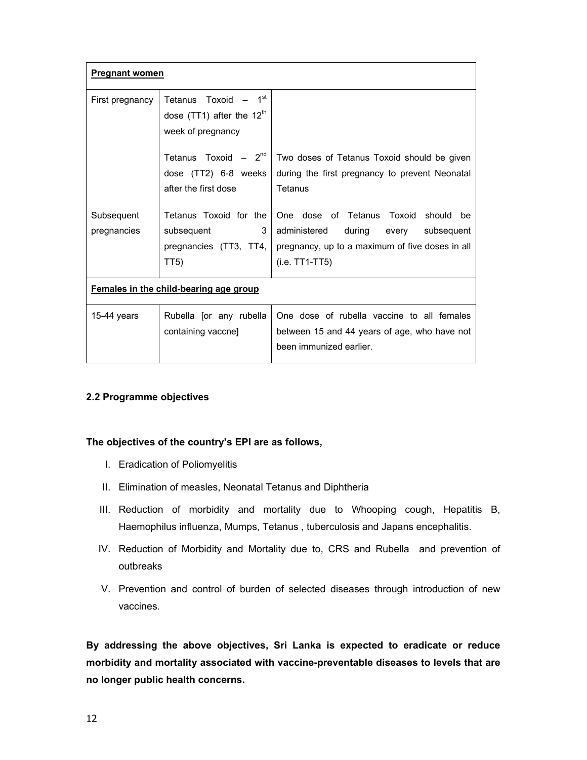| **Pregnant women** | | |
|---|---|---|
| First pregnancy | Tetanus Toxoid – 1st dose (TT1) after the 12th week of pregnancy | |
| | Tetanus Toxoid – 2nd dose (TT2) 6-8 weeks after the first dose | Two doses of Tetanus Toxoid should be given during the first pregnancy to prevent Neonatal Tetanus |
| Subsequent pregnancies | Tetanus Toxoid for the subsequent 3 pregnancies (TT3, TT4, TT5) | One dose of Tetanus Toxoid should be administered during every subsequent pregnancy, up to a maximum of five doses in all (i.e. TT1-TT5) |
| **Females in the child-bearing age group** | | |
| 15-44 years | Rubella [or any rubella containing vaccne] | One dose of rubella vaccine to all females between 15 and 44 years of age, who have not been immunized earlier. |

### 2.2 Programme objectives

**The objectives of the country's EPI are as follows,**

I. Eradication of Poliomyelitis
II. Elimination of measles, Neonatal Tetanus and Diphtheria
III. Reduction of morbidity and mortality due to Whooping cough, Hepatitis B, Haemophilus influenza, Mumps, Tetanus , tuberculosis and Japans encephalitis.
IV. Reduction of Morbidity and Mortality due to, CRS and Rubella and prevention of outbreaks
V. Prevention and control of burden of selected diseases through introduction of new vaccines.

**By addressing the above objectives, Sri Lanka is expected to eradicate or reduce morbidity and mortality associated with vaccine-preventable diseases to levels that are no longer public health concerns.**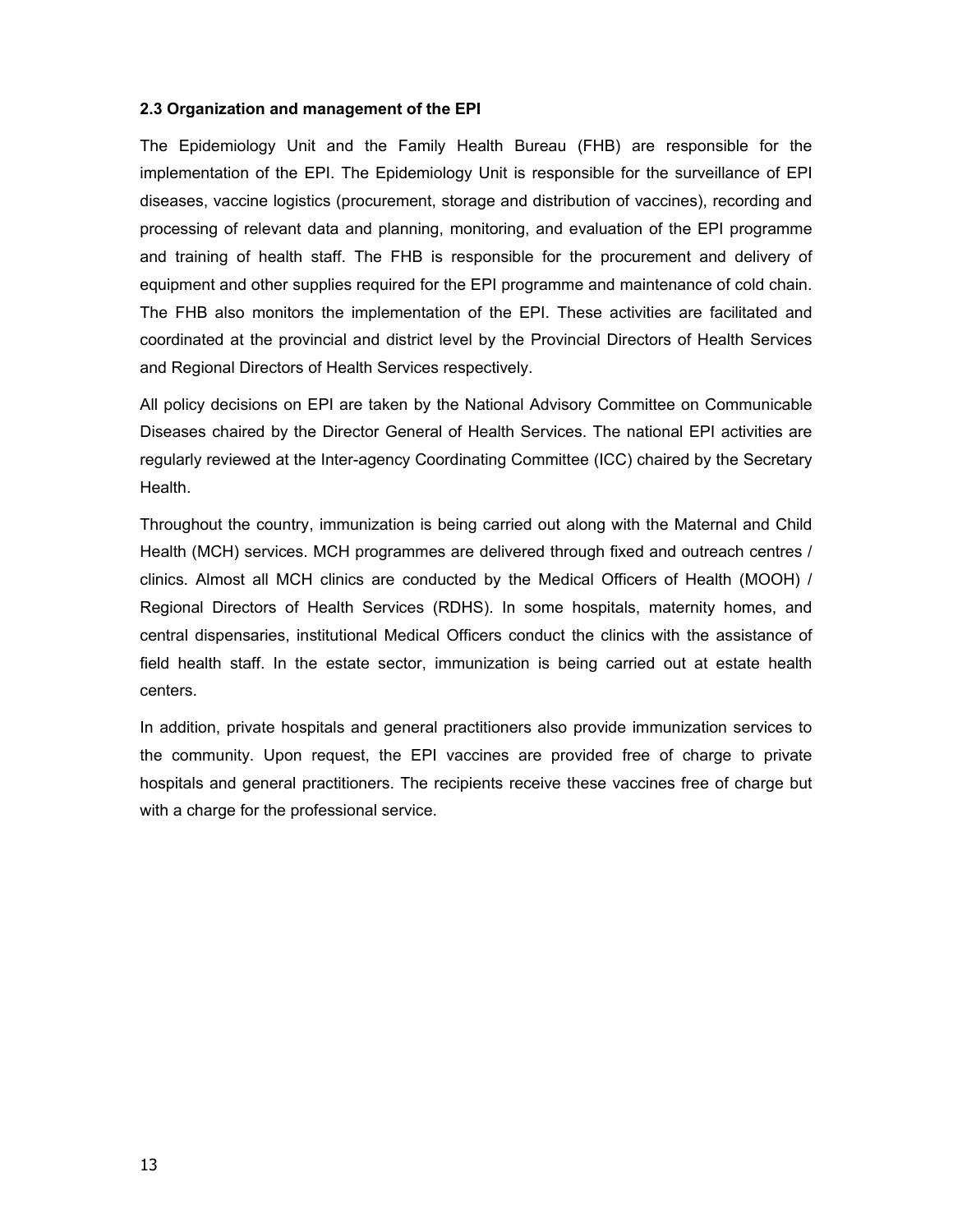### 2.3 Organization and management of the EPI

The Epidemiology Unit and the Family Health Bureau (FHB) are responsible for the implementation of the EPI. The Epidemiology Unit is responsible for the surveillance of EPI diseases, vaccine logistics (procurement, storage and distribution of vaccines), recording and processing of relevant data and planning, monitoring, and evaluation of the EPI programme and training of health staff. The FHB is responsible for the procurement and delivery of equipment and other supplies required for the EPI programme and maintenance of cold chain. The FHB also monitors the implementation of the EPI. These activities are facilitated and coordinated at the provincial and district level by the Provincial Directors of Health Services and Regional Directors of Health Services respectively.

All policy decisions on EPI are taken by the National Advisory Committee on Communicable Diseases chaired by the Director General of Health Services. The national EPI activities are regularly reviewed at the Inter-agency Coordinating Committee (ICC) chaired by the Secretary Health.

Throughout the country, immunization is being carried out along with the Maternal and Child Health (MCH) services. MCH programmes are delivered through fixed and outreach centres / clinics. Almost all MCH clinics are conducted by the Medical Officers of Health (MOOH) / Regional Directors of Health Services (RDHS). In some hospitals, maternity homes, and central dispensaries, institutional Medical Officers conduct the clinics with the assistance of field health staff. In the estate sector, immunization is being carried out at estate health centers.

In addition, private hospitals and general practitioners also provide immunization services to the community. Upon request, the EPI vaccines are provided free of charge to private hospitals and general practitioners. The recipients receive these vaccines free of charge but with a charge for the professional service.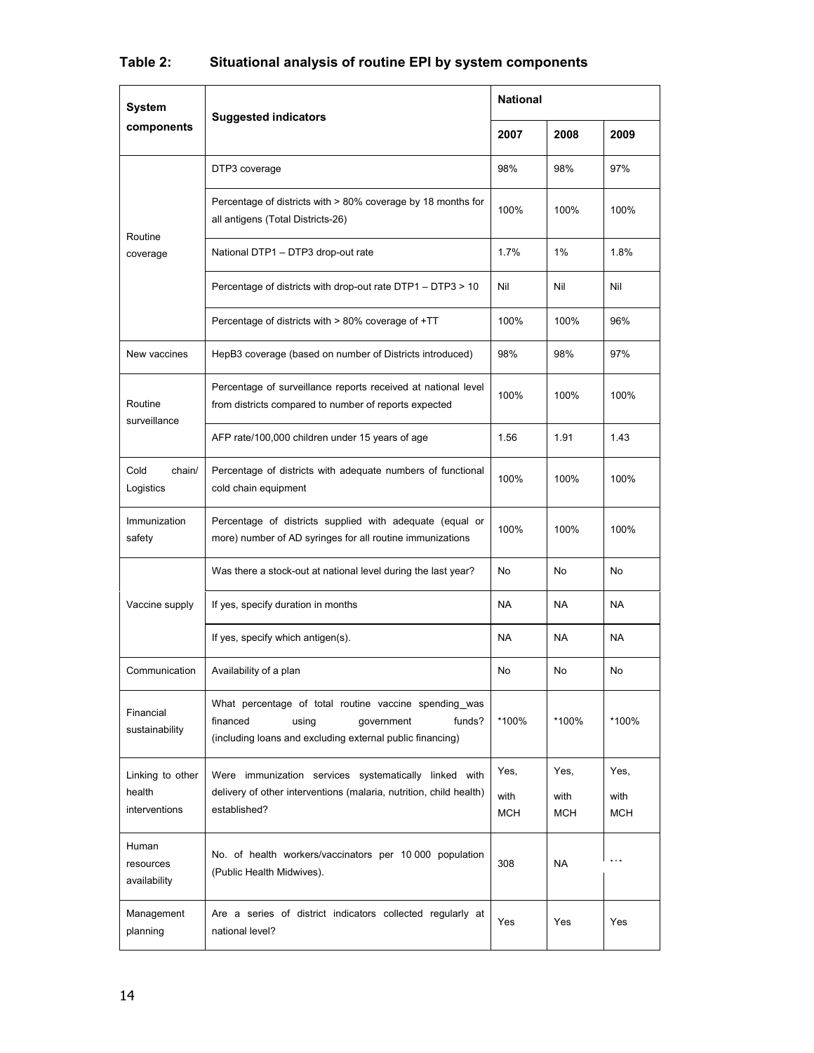**Table 2: Situational analysis of routine EPI by system components**

| System components | Suggested indicators | National | | |
|---|---|---|---|---|
| | | 2007 | 2008 | 2009 |
| Routine coverage | DTP3 coverage | 98% | 98% | 97% |
| | Percentage of districts with > 80% coverage by 18 months for all antigens (Total Districts-26) | 100% | 100% | 100% |
| | National DTP1 – DTP3 drop-out rate | 1.7% | 1% | 1.8% |
| | Percentage of districts with drop-out rate DTP1 – DTP3 > 10 | Nil | Nil | Nil |
| | Percentage of districts with > 80% coverage of +TT | 100% | 100% | 96% |
| New vaccines | HepB3 coverage (based on number of Districts introduced) | 98% | 98% | 97% |
| Routine surveillance | Percentage of surveillance reports received at national level from districts compared to number of reports expected | 100% | 100% | 100% |
| | AFP rate/100,000 children under 15 years of age | 1.56 | 1.91 | 1.43 |
| Cold chain/ Logistics | Percentage of districts with adequate numbers of functional cold chain equipment | 100% | 100% | 100% |
| Immunization safety | Percentage of districts supplied with adequate (equal or more) number of AD syringes for all routine immunizations | 100% | 100% | 100% |
| Vaccine supply | Was there a stock-out at national level during the last year? | No | No | No |
| | If yes, specify duration in months | NA | NA | NA |
| | If yes, specify which antigen(s). | NA | NA | NA |
| Communication | Availability of a plan | No | No | No |
| Financial sustainability | What percentage of total routine vaccine spending_was financed using government funds? (including loans and excluding external public financing) | *100% | *100% | *100% |
| Linking to other health interventions | Were immunization services systematically linked with delivery of other interventions (malaria, nutrition, child health) established? | Yes, with MCH | Yes, with MCH | Yes, with MCH |
| Human resources availability | No. of health workers/vaccinators per 10 000 population (Public Health Midwives). | 308 | NA | NA |
| Management planning | Are a series of district indicators collected regularly at national level? | Yes | Yes | Yes |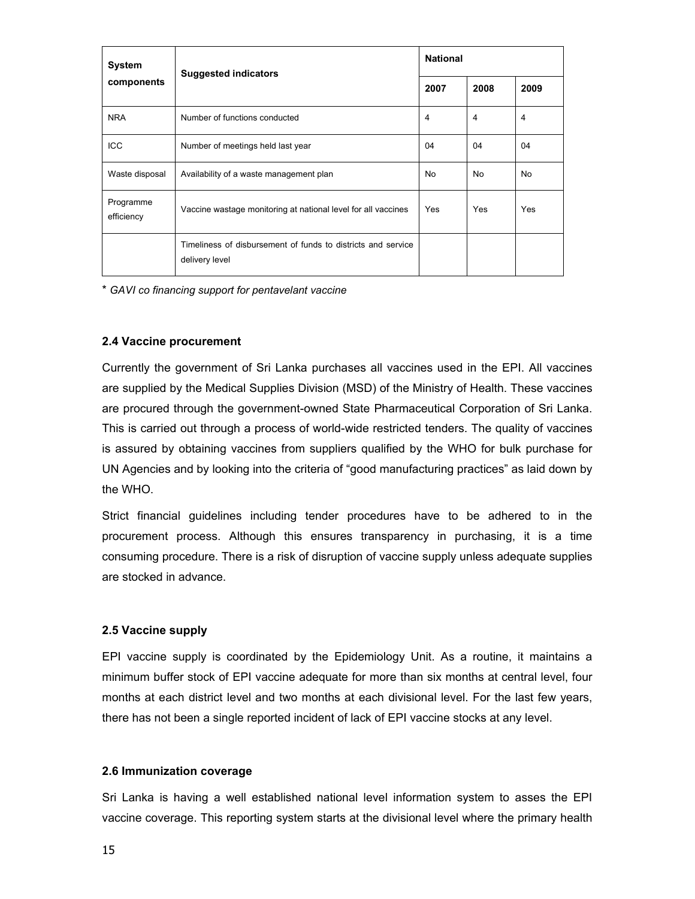| System components | Suggested indicators | National | | |
|---|---|---|---|---|
| | | 2007 | 2008 | 2009 |
| NRA | Number of functions conducted | 4 | 4 | 4 |
| ICC | Number of meetings held last year | 04 | 04 | 04 |
| Waste disposal | Availability of a waste management plan | No | No | No |
| Programme efficiency | Vaccine wastage monitoring at national level for all vaccines | Yes | Yes | Yes |
| | Timeliness of disbursement of funds to districts and service delivery level | | | |

\* *GAVI co financing support for pentavelant vaccine*

### 2.4 Vaccine procurement

Currently the government of Sri Lanka purchases all vaccines used in the EPI. All vaccines are supplied by the Medical Supplies Division (MSD) of the Ministry of Health. These vaccines are procured through the government-owned State Pharmaceutical Corporation of Sri Lanka. This is carried out through a process of world-wide restricted tenders. The quality of vaccines is assured by obtaining vaccines from suppliers qualified by the WHO for bulk purchase for UN Agencies and by looking into the criteria of "good manufacturing practices" as laid down by the WHO.

Strict financial guidelines including tender procedures have to be adhered to in the procurement process. Although this ensures transparency in purchasing, it is a time consuming procedure. There is a risk of disruption of vaccine supply unless adequate supplies are stocked in advance.

### 2.5 Vaccine supply

EPI vaccine supply is coordinated by the Epidemiology Unit. As a routine, it maintains a minimum buffer stock of EPI vaccine adequate for more than six months at central level, four months at each district level and two months at each divisional level. For the last few years, there has not been a single reported incident of lack of EPI vaccine stocks at any level.

### 2.6 Immunization coverage

Sri Lanka is having a well established national level information system to asses the EPI vaccine coverage. This reporting system starts at the divisional level where the primary health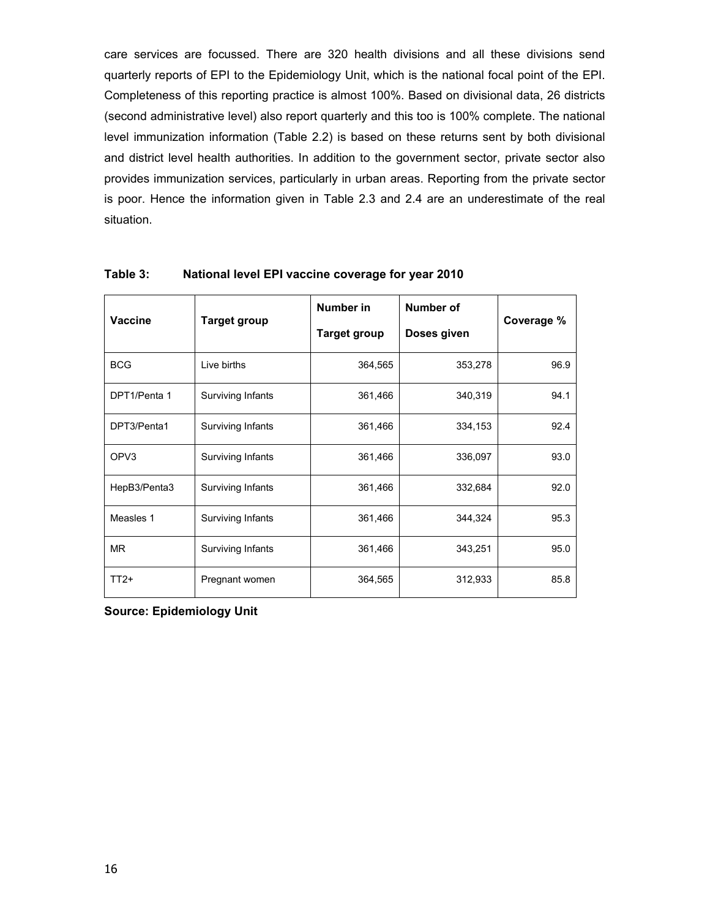care services are focussed. There are 320 health divisions and all these divisions send quarterly reports of EPI to the Epidemiology Unit, which is the national focal point of the EPI. Completeness of this reporting practice is almost 100%. Based on divisional data, 26 districts (second administrative level) also report quarterly and this too is 100% complete. The national level immunization information (Table 2.2) is based on these returns sent by both divisional and district level health authorities. In addition to the government sector, private sector also provides immunization services, particularly in urban areas. Reporting from the private sector is poor. Hence the information given in Table 2.3 and 2.4 are an underestimate of the real situation.

**Table 3: National level EPI vaccine coverage for year 2010**

| Vaccine | Target group | Number in Target group | Number of Doses given | Coverage % |
|---|---|---|---|---|
| BCG | Live births | 364,565 | 353,278 | 96.9 |
| DPT1/Penta 1 | Surviving Infants | 361,466 | 340,319 | 94.1 |
| DPT3/Penta1 | Surviving Infants | 361,466 | 334,153 | 92.4 |
| OPV3 | Surviving Infants | 361,466 | 336,097 | 93.0 |
| HepB3/Penta3 | Surviving Infants | 361,466 | 332,684 | 92.0 |
| Measles 1 | Surviving Infants | 361,466 | 344,324 | 95.3 |
| MR | Surviving Infants | 361,466 | 343,251 | 95.0 |
| TT2+ | Pregnant women | 364,565 | 312,933 | 85.8 |

**Source: Epidemiology Unit**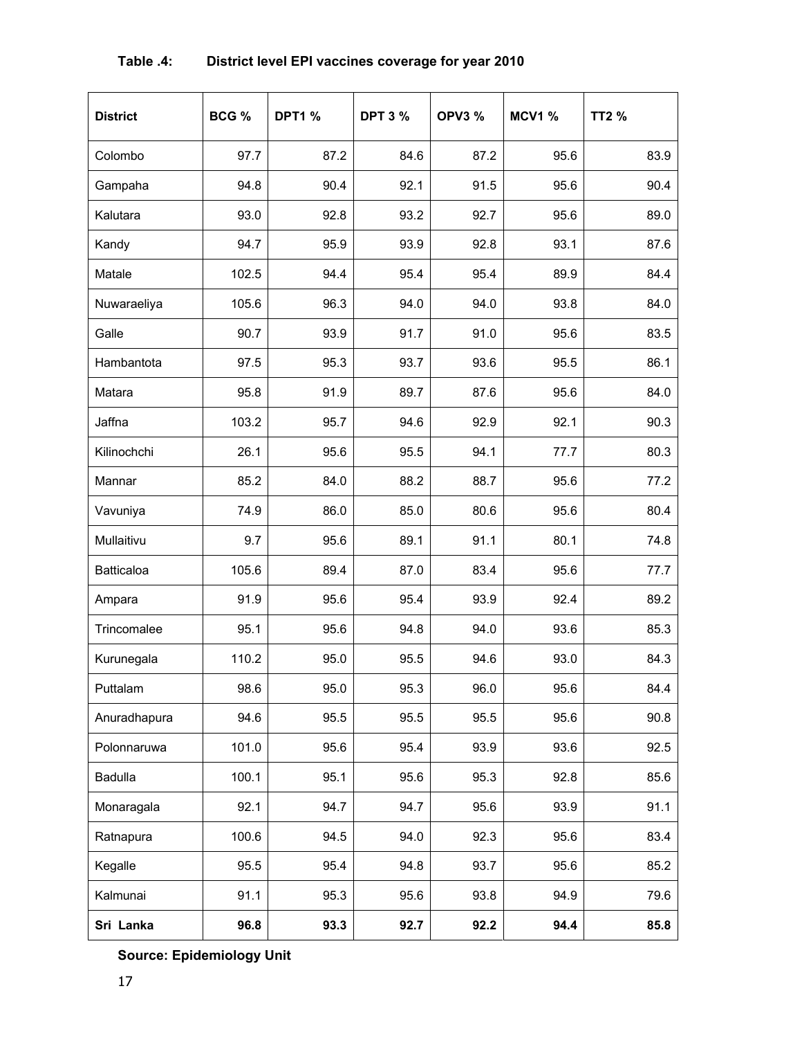**Table .4: District level EPI vaccines coverage for year 2010**

| District | BCG % | DPT1 % | DPT 3 % | OPV3 % | MCV1 % | TT2 % |
|---|---|---|---|---|---|---|
| Colombo | 97.7 | 87.2 | 84.6 | 87.2 | 95.6 | 83.9 |
| Gampaha | 94.8 | 90.4 | 92.1 | 91.5 | 95.6 | 90.4 |
| Kalutara | 93.0 | 92.8 | 93.2 | 92.7 | 95.6 | 89.0 |
| Kandy | 94.7 | 95.9 | 93.9 | 92.8 | 93.1 | 87.6 |
| Matale | 102.5 | 94.4 | 95.4 | 95.4 | 89.9 | 84.4 |
| Nuwaraeliya | 105.6 | 96.3 | 94.0 | 94.0 | 93.8 | 84.0 |
| Galle | 90.7 | 93.9 | 91.7 | 91.0 | 95.6 | 83.5 |
| Hambantota | 97.5 | 95.3 | 93.7 | 93.6 | 95.5 | 86.1 |
| Matara | 95.8 | 91.9 | 89.7 | 87.6 | 95.6 | 84.0 |
| Jaffna | 103.2 | 95.7 | 94.6 | 92.9 | 92.1 | 90.3 |
| Kilinochchi | 26.1 | 95.6 | 95.5 | 94.1 | 77.7 | 80.3 |
| Mannar | 85.2 | 84.0 | 88.2 | 88.7 | 95.6 | 77.2 |
| Vavuniya | 74.9 | 86.0 | 85.0 | 80.6 | 95.6 | 80.4 |
| Mullaitivu | 9.7 | 95.6 | 89.1 | 91.1 | 80.1 | 74.8 |
| Batticaloa | 105.6 | 89.4 | 87.0 | 83.4 | 95.6 | 77.7 |
| Ampara | 91.9 | 95.6 | 95.4 | 93.9 | 92.4 | 89.2 |
| Trincomalee | 95.1 | 95.6 | 94.8 | 94.0 | 93.6 | 85.3 |
| Kurunegala | 110.2 | 95.0 | 95.5 | 94.6 | 93.0 | 84.3 |
| Puttalam | 98.6 | 95.0 | 95.3 | 96.0 | 95.6 | 84.4 |
| Anuradhapura | 94.6 | 95.5 | 95.5 | 95.5 | 95.6 | 90.8 |
| Polonnaruwa | 101.0 | 95.6 | 95.4 | 93.9 | 93.6 | 92.5 |
| Badulla | 100.1 | 95.1 | 95.6 | 95.3 | 92.8 | 85.6 |
| Monaragala | 92.1 | 94.7 | 94.7 | 95.6 | 93.9 | 91.1 |
| Ratnapura | 100.6 | 94.5 | 94.0 | 92.3 | 95.6 | 83.4 |
| Kegalle | 95.5 | 95.4 | 94.8 | 93.7 | 95.6 | 85.2 |
| Kalmunai | 91.1 | 95.3 | 95.6 | 93.8 | 94.9 | 79.6 |
| **Sri Lanka** | **96.8** | **93.3** | **92.7** | **92.2** | **94.4** | **85.8** |

**Source: Epidemiology Unit**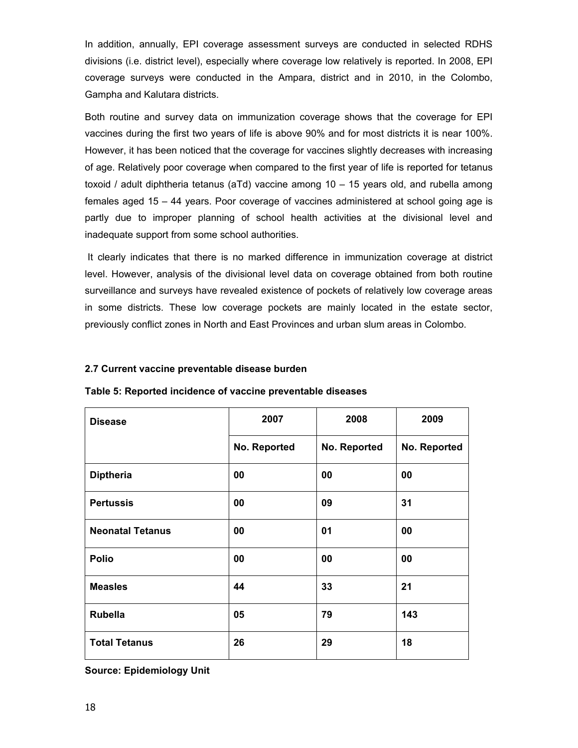In addition, annually, EPI coverage assessment surveys are conducted in selected RDHS divisions (i.e. district level), especially where coverage low relatively is reported. In 2008, EPI coverage surveys were conducted in the Ampara, district and in 2010, in the Colombo, Gampha and Kalutara districts.

Both routine and survey data on immunization coverage shows that the coverage for EPI vaccines during the first two years of life is above 90% and for most districts it is near 100%. However, it has been noticed that the coverage for vaccines slightly decreases with increasing of age. Relatively poor coverage when compared to the first year of life is reported for tetanus toxoid / adult diphtheria tetanus (aTd) vaccine among 10 – 15 years old, and rubella among females aged 15 – 44 years. Poor coverage of vaccines administered at school going age is partly due to improper planning of school health activities at the divisional level and inadequate support from some school authorities.

It clearly indicates that there is no marked difference in immunization coverage at district level. However, analysis of the divisional level data on coverage obtained from both routine surveillance and surveys have revealed existence of pockets of relatively low coverage areas in some districts. These low coverage pockets are mainly located in the estate sector, previously conflict zones in North and East Provinces and urban slum areas in Colombo.

### 2.7 Current vaccine preventable disease burden

**Table 5: Reported incidence of vaccine preventable diseases**

| Disease | 2007 | 2008 | 2009 |
|---|---|---|---|
| | No. Reported | No. Reported | No. Reported |
| Diptheria | 00 | 00 | 00 |
| Pertussis | 00 | 09 | 31 |
| Neonatal Tetanus | 00 | 01 | 00 |
| Polio | 00 | 00 | 00 |
| Measles | 44 | 33 | 21 |
| Rubella | 05 | 79 | 143 |
| Total Tetanus | 26 | 29 | 18 |

**Source: Epidemiology Unit**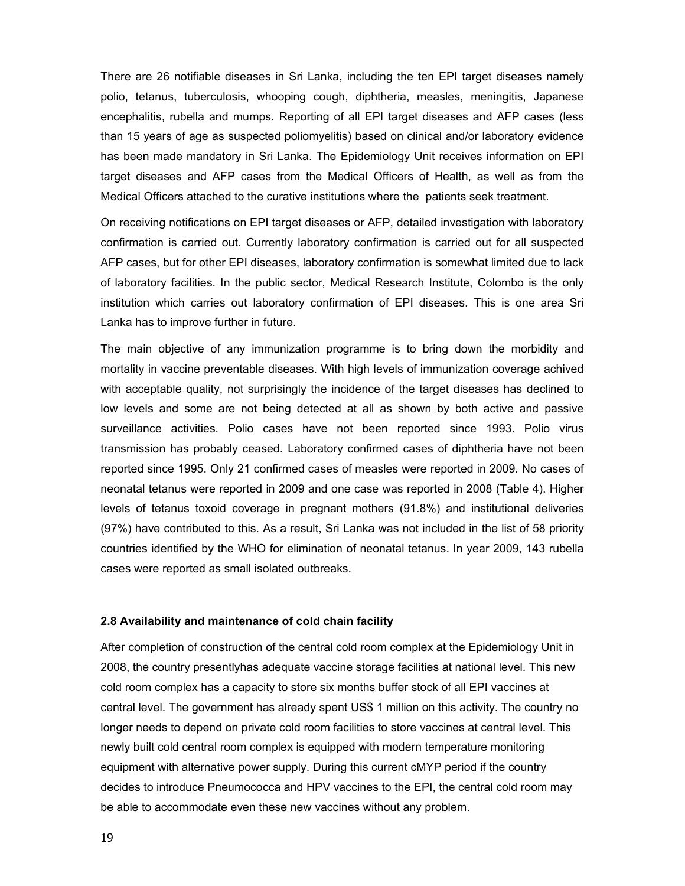There are 26 notifiable diseases in Sri Lanka, including the ten EPI target diseases namely polio, tetanus, tuberculosis, whooping cough, diphtheria, measles, meningitis, Japanese encephalitis, rubella and mumps. Reporting of all EPI target diseases and AFP cases (less than 15 years of age as suspected poliomyelitis) based on clinical and/or laboratory evidence has been made mandatory in Sri Lanka. The Epidemiology Unit receives information on EPI target diseases and AFP cases from the Medical Officers of Health, as well as from the Medical Officers attached to the curative institutions where the patients seek treatment.

On receiving notifications on EPI target diseases or AFP, detailed investigation with laboratory confirmation is carried out. Currently laboratory confirmation is carried out for all suspected AFP cases, but for other EPI diseases, laboratory confirmation is somewhat limited due to lack of laboratory facilities. In the public sector, Medical Research Institute, Colombo is the only institution which carries out laboratory confirmation of EPI diseases. This is one area Sri Lanka has to improve further in future.

The main objective of any immunization programme is to bring down the morbidity and mortality in vaccine preventable diseases. With high levels of immunization coverage achived with acceptable quality, not surprisingly the incidence of the target diseases has declined to low levels and some are not being detected at all as shown by both active and passive surveillance activities. Polio cases have not been reported since 1993. Polio virus transmission has probably ceased. Laboratory confirmed cases of diphtheria have not been reported since 1995. Only 21 confirmed cases of measles were reported in 2009. No cases of neonatal tetanus were reported in 2009 and one case was reported in 2008 (Table 4). Higher levels of tetanus toxoid coverage in pregnant mothers (91.8%) and institutional deliveries (97%) have contributed to this. As a result, Sri Lanka was not included in the list of 58 priority countries identified by the WHO for elimination of neonatal tetanus. In year 2009, 143 rubella cases were reported as small isolated outbreaks.

### 2.8 Availability and maintenance of cold chain facility

After completion of construction of the central cold room complex at the Epidemiology Unit in 2008, the country presentlyhas adequate vaccine storage facilities at national level. This new cold room complex has a capacity to store six months buffer stock of all EPI vaccines at central level. The government has already spent US$ 1 million on this activity. The country no longer needs to depend on private cold room facilities to store vaccines at central level. This newly built cold central room complex is equipped with modern temperature monitoring equipment with alternative power supply. During this current cMYP period if the country decides to introduce Pneumococca and HPV vaccines to the EPI, the central cold room may be able to accommodate even these new vaccines without any problem.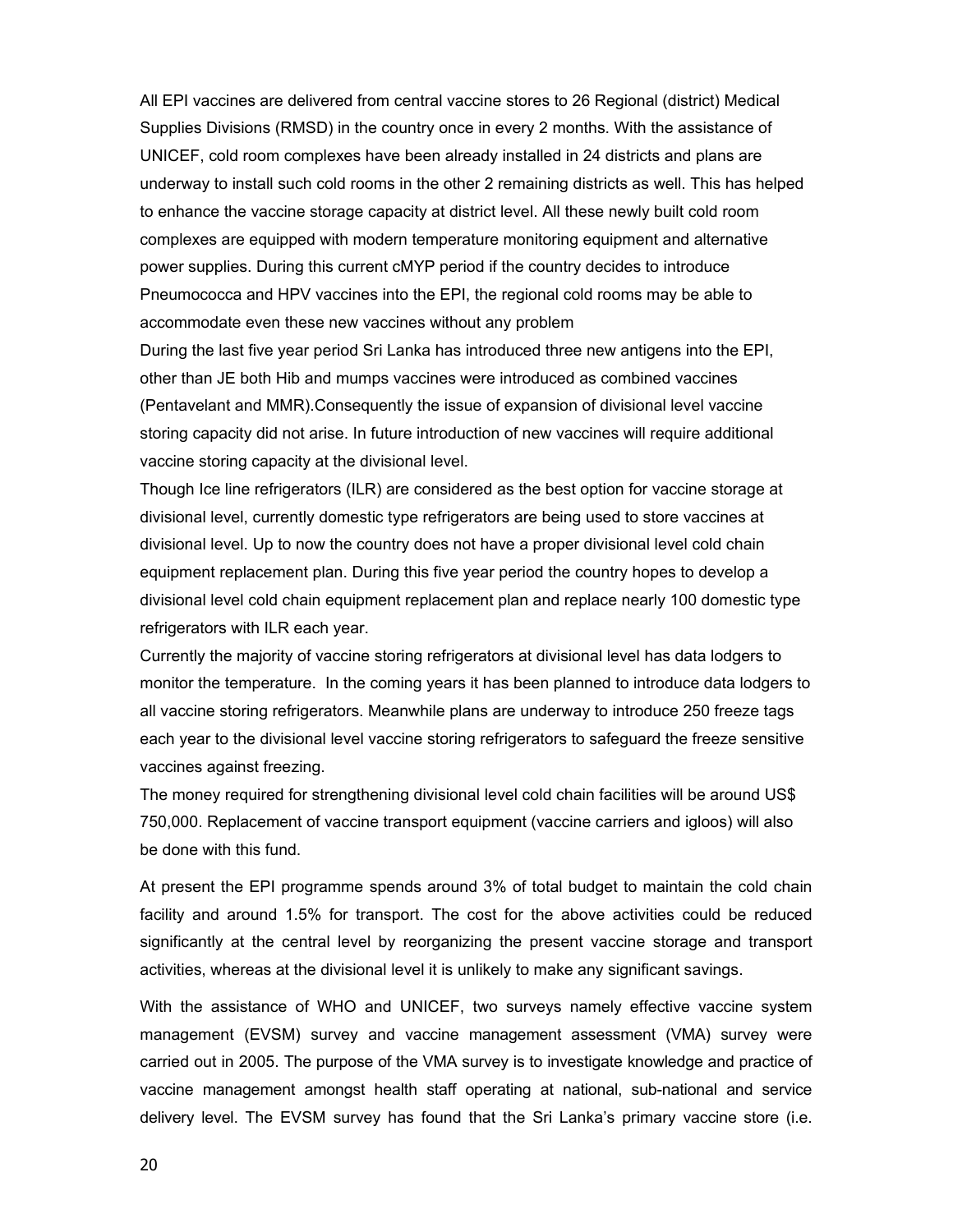All EPI vaccines are delivered from central vaccine stores to 26 Regional (district) Medical Supplies Divisions (RMSD) in the country once in every 2 months. With the assistance of UNICEF, cold room complexes have been already installed in 24 districts and plans are underway to install such cold rooms in the other 2 remaining districts as well. This has helped to enhance the vaccine storage capacity at district level. All these newly built cold room complexes are equipped with modern temperature monitoring equipment and alternative power supplies. During this current cMYP period if the country decides to introduce Pneumococca and HPV vaccines into the EPI, the regional cold rooms may be able to accommodate even these new vaccines without any problem

During the last five year period Sri Lanka has introduced three new antigens into the EPI, other than JE both Hib and mumps vaccines were introduced as combined vaccines (Pentavelant and MMR).Consequently the issue of expansion of divisional level vaccine storing capacity did not arise. In future introduction of new vaccines will require additional vaccine storing capacity at the divisional level.

Though Ice line refrigerators (ILR) are considered as the best option for vaccine storage at divisional level, currently domestic type refrigerators are being used to store vaccines at divisional level. Up to now the country does not have a proper divisional level cold chain equipment replacement plan. During this five year period the country hopes to develop a divisional level cold chain equipment replacement plan and replace nearly 100 domestic type refrigerators with ILR each year.

Currently the majority of vaccine storing refrigerators at divisional level has data lodgers to monitor the temperature. In the coming years it has been planned to introduce data lodgers to all vaccine storing refrigerators. Meanwhile plans are underway to introduce 250 freeze tags each year to the divisional level vaccine storing refrigerators to safeguard the freeze sensitive vaccines against freezing.

The money required for strengthening divisional level cold chain facilities will be around US$ 750,000. Replacement of vaccine transport equipment (vaccine carriers and igloos) will also be done with this fund.

At present the EPI programme spends around 3% of total budget to maintain the cold chain facility and around 1.5% for transport. The cost for the above activities could be reduced significantly at the central level by reorganizing the present vaccine storage and transport activities, whereas at the divisional level it is unlikely to make any significant savings.

With the assistance of WHO and UNICEF, two surveys namely effective vaccine system management (EVSM) survey and vaccine management assessment (VMA) survey were carried out in 2005. The purpose of the VMA survey is to investigate knowledge and practice of vaccine management amongst health staff operating at national, sub-national and service delivery level. The EVSM survey has found that the Sri Lanka's primary vaccine store (i.e.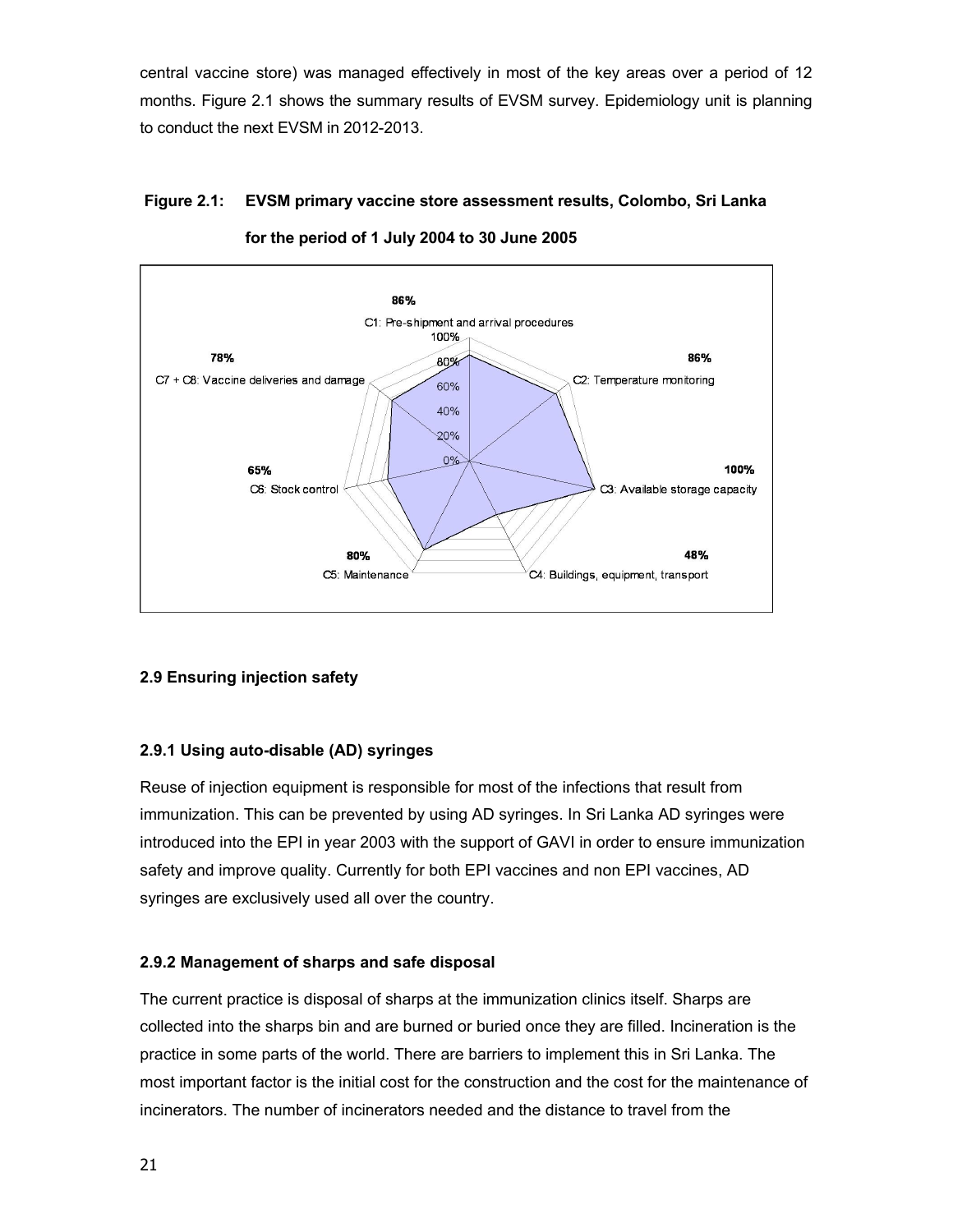central vaccine store) was managed effectively in most of the key areas over a period of 12 months. Figure 2.1 shows the summary results of EVSM survey. Epidemiology unit is planning to conduct the next EVSM in 2012-2013.

**Figure 2.1: EVSM primary vaccine store assessment results, Colombo, Sri Lanka for the period of 1 July 2004 to 30 June 2005**

| Criterion | Score |
|---|---|
| C1: Pre-shipment and arrival procedures | 86% |
| C2: Temperature monitoring | 86% |
| C3: Available storage capacity | 100% |
| C4: Buildings, equipment, transport | 48% |
| C5: Maintenance | 80% |
| C6: Stock control | 65% |
| C7 + C8: Vaccine deliveries and damage | 78% |

### 2.9 Ensuring injection safety

#### 2.9.1 Using auto-disable (AD) syringes

Reuse of injection equipment is responsible for most of the infections that result from immunization. This can be prevented by using AD syringes. In Sri Lanka AD syringes were introduced into the EPI in year 2003 with the support of GAVI in order to ensure immunization safety and improve quality. Currently for both EPI vaccines and non EPI vaccines, AD syringes are exclusively used all over the country.

#### 2.9.2 Management of sharps and safe disposal

The current practice is disposal of sharps at the immunization clinics itself. Sharps are collected into the sharps bin and are burned or buried once they are filled. Incineration is the practice in some parts of the world. There are barriers to implement this in Sri Lanka. The most important factor is the initial cost for the construction and the cost for the maintenance of incinerators. The number of incinerators needed and the distance to travel from the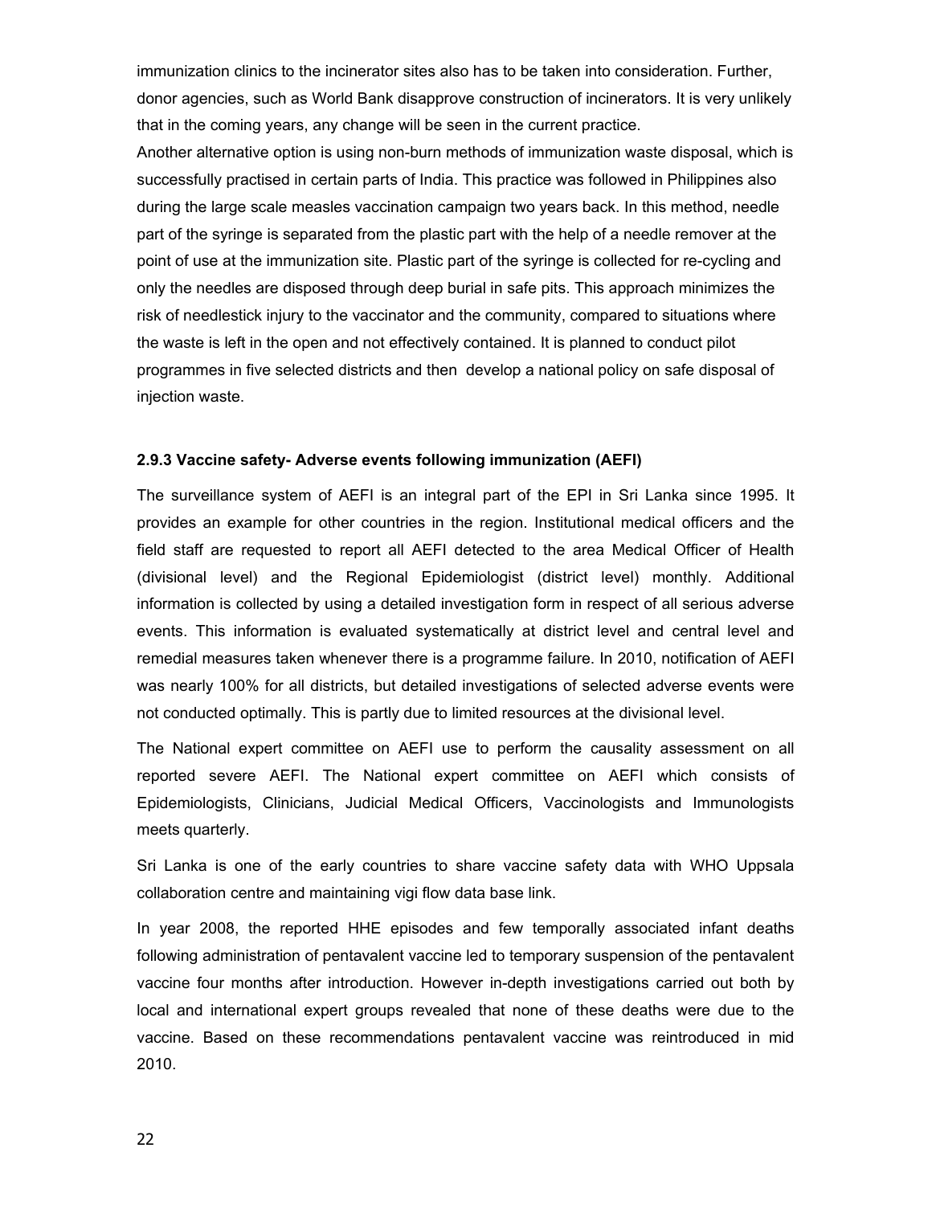immunization clinics to the incinerator sites also has to be taken into consideration. Further, donor agencies, such as World Bank disapprove construction of incinerators. It is very unlikely that in the coming years, any change will be seen in the current practice.

Another alternative option is using non-burn methods of immunization waste disposal, which is successfully practised in certain parts of India. This practice was followed in Philippines also during the large scale measles vaccination campaign two years back. In this method, needle part of the syringe is separated from the plastic part with the help of a needle remover at the point of use at the immunization site. Plastic part of the syringe is collected for re-cycling and only the needles are disposed through deep burial in safe pits. This approach minimizes the risk of needlestick injury to the vaccinator and the community, compared to situations where the waste is left in the open and not effectively contained. It is planned to conduct pilot programmes in five selected districts and then develop a national policy on safe disposal of injection waste.

### 2.9.3 Vaccine safety- Adverse events following immunization (AEFI)

The surveillance system of AEFI is an integral part of the EPI in Sri Lanka since 1995. It provides an example for other countries in the region. Institutional medical officers and the field staff are requested to report all AEFI detected to the area Medical Officer of Health (divisional level) and the Regional Epidemiologist (district level) monthly. Additional information is collected by using a detailed investigation form in respect of all serious adverse events. This information is evaluated systematically at district level and central level and remedial measures taken whenever there is a programme failure. In 2010, notification of AEFI was nearly 100% for all districts, but detailed investigations of selected adverse events were not conducted optimally. This is partly due to limited resources at the divisional level.

The National expert committee on AEFI use to perform the causality assessment on all reported severe AEFI. The National expert committee on AEFI which consists of Epidemiologists, Clinicians, Judicial Medical Officers, Vaccinologists and Immunologists meets quarterly.

Sri Lanka is one of the early countries to share vaccine safety data with WHO Uppsala collaboration centre and maintaining vigi flow data base link.

In year 2008, the reported HHE episodes and few temporally associated infant deaths following administration of pentavalent vaccine led to temporary suspension of the pentavalent vaccine four months after introduction. However in-depth investigations carried out both by local and international expert groups revealed that none of these deaths were due to the vaccine. Based on these recommendations pentavalent vaccine was reintroduced in mid 2010.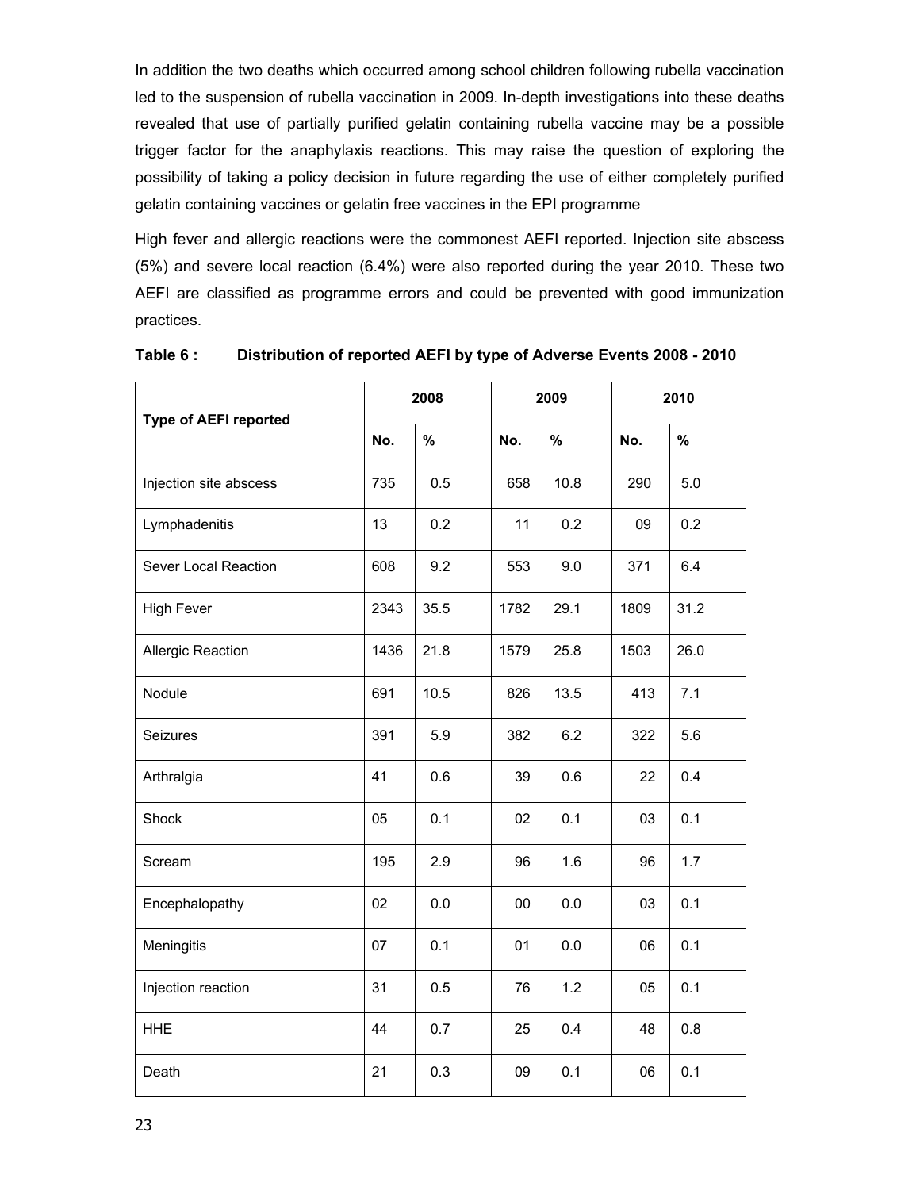In addition the two deaths which occurred among school children following rubella vaccination led to the suspension of rubella vaccination in 2009. In-depth investigations into these deaths revealed that use of partially purified gelatin containing rubella vaccine may be a possible trigger factor for the anaphylaxis reactions. This may raise the question of exploring the possibility of taking a policy decision in future regarding the use of either completely purified gelatin containing vaccines or gelatin free vaccines in the EPI programme

High fever and allergic reactions were the commonest AEFI reported. Injection site abscess (5%) and severe local reaction (6.4%) were also reported during the year 2010. These two AEFI are classified as programme errors and could be prevented with good immunization practices.

**Table 6 : Distribution of reported AEFI by type of Adverse Events 2008 - 2010**

| Type of AEFI reported | 2008 | | 2009 | | 2010 | |
|---|---|---|---|---|---|---|
| | No. | % | No. | % | No. | % |
| Injection site abscess | 735 | 0.5 | 658 | 10.8 | 290 | 5.0 |
| Lymphadenitis | 13 | 0.2 | 11 | 0.2 | 09 | 0.2 |
| Sever Local Reaction | 608 | 9.2 | 553 | 9.0 | 371 | 6.4 |
| High Fever | 2343 | 35.5 | 1782 | 29.1 | 1809 | 31.2 |
| Allergic Reaction | 1436 | 21.8 | 1579 | 25.8 | 1503 | 26.0 |
| Nodule | 691 | 10.5 | 826 | 13.5 | 413 | 7.1 |
| Seizures | 391 | 5.9 | 382 | 6.2 | 322 | 5.6 |
| Arthralgia | 41 | 0.6 | 39 | 0.6 | 22 | 0.4 |
| Shock | 05 | 0.1 | 02 | 0.1 | 03 | 0.1 |
| Scream | 195 | 2.9 | 96 | 1.6 | 96 | 1.7 |
| Encephalopathy | 02 | 0.0 | 00 | 0.0 | 03 | 0.1 |
| Meningitis | 07 | 0.1 | 01 | 0.0 | 06 | 0.1 |
| Injection reaction | 31 | 0.5 | 76 | 1.2 | 05 | 0.1 |
| HHE | 44 | 0.7 | 25 | 0.4 | 48 | 0.8 |
| Death | 21 | 0.3 | 09 | 0.1 | 06 | 0.1 |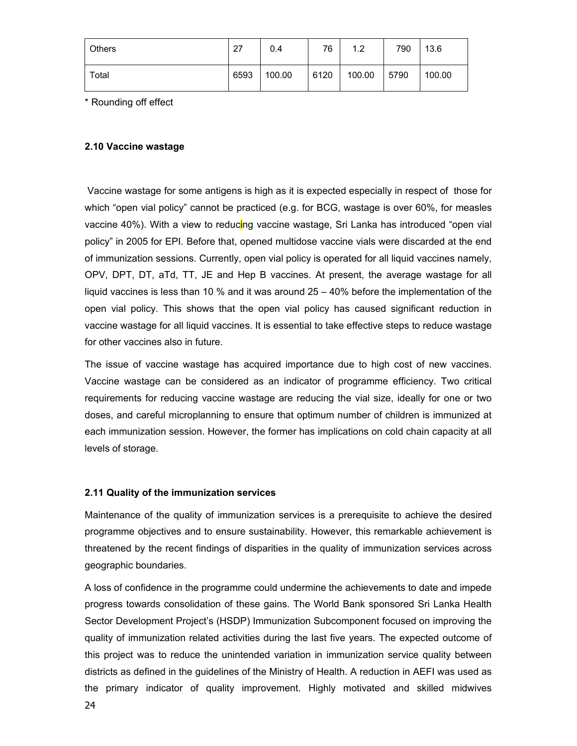| Others | 27 | 0.4 | 76 | 1.2 | 790 | 13.6 |
|---|---|---|---|---|---|---|
| Total | 6593 | 100.00 | 6120 | 100.00 | 5790 | 100.00 |

* Rounding off effect

### 2.10 Vaccine wastage

Vaccine wastage for some antigens is high as it is expected especially in respect of those for which "open vial policy" cannot be practiced (e.g. for BCG, wastage is over 60%, for measles vaccine 40%). With a view to reducing vaccine wastage, Sri Lanka has introduced "open vial policy" in 2005 for EPI. Before that, opened multidose vaccine vials were discarded at the end of immunization sessions. Currently, open vial policy is operated for all liquid vaccines namely, OPV, DPT, DT, aTd, TT, JE and Hep B vaccines. At present, the average wastage for all liquid vaccines is less than 10 % and it was around 25 – 40% before the implementation of the open vial policy. This shows that the open vial policy has caused significant reduction in vaccine wastage for all liquid vaccines. It is essential to take effective steps to reduce wastage for other vaccines also in future.

The issue of vaccine wastage has acquired importance due to high cost of new vaccines. Vaccine wastage can be considered as an indicator of programme efficiency. Two critical requirements for reducing vaccine wastage are reducing the vial size, ideally for one or two doses, and careful microplanning to ensure that optimum number of children is immunized at each immunization session. However, the former has implications on cold chain capacity at all levels of storage.

### 2.11 Quality of the immunization services

Maintenance of the quality of immunization services is a prerequisite to achieve the desired programme objectives and to ensure sustainability. However, this remarkable achievement is threatened by the recent findings of disparities in the quality of immunization services across geographic boundaries.

A loss of confidence in the programme could undermine the achievements to date and impede progress towards consolidation of these gains. The World Bank sponsored Sri Lanka Health Sector Development Project's (HSDP) Immunization Subcomponent focused on improving the quality of immunization related activities during the last five years. The expected outcome of this project was to reduce the unintended variation in immunization service quality between districts as defined in the guidelines of the Ministry of Health. A reduction in AEFI was used as the primary indicator of quality improvement. Highly motivated and skilled midwives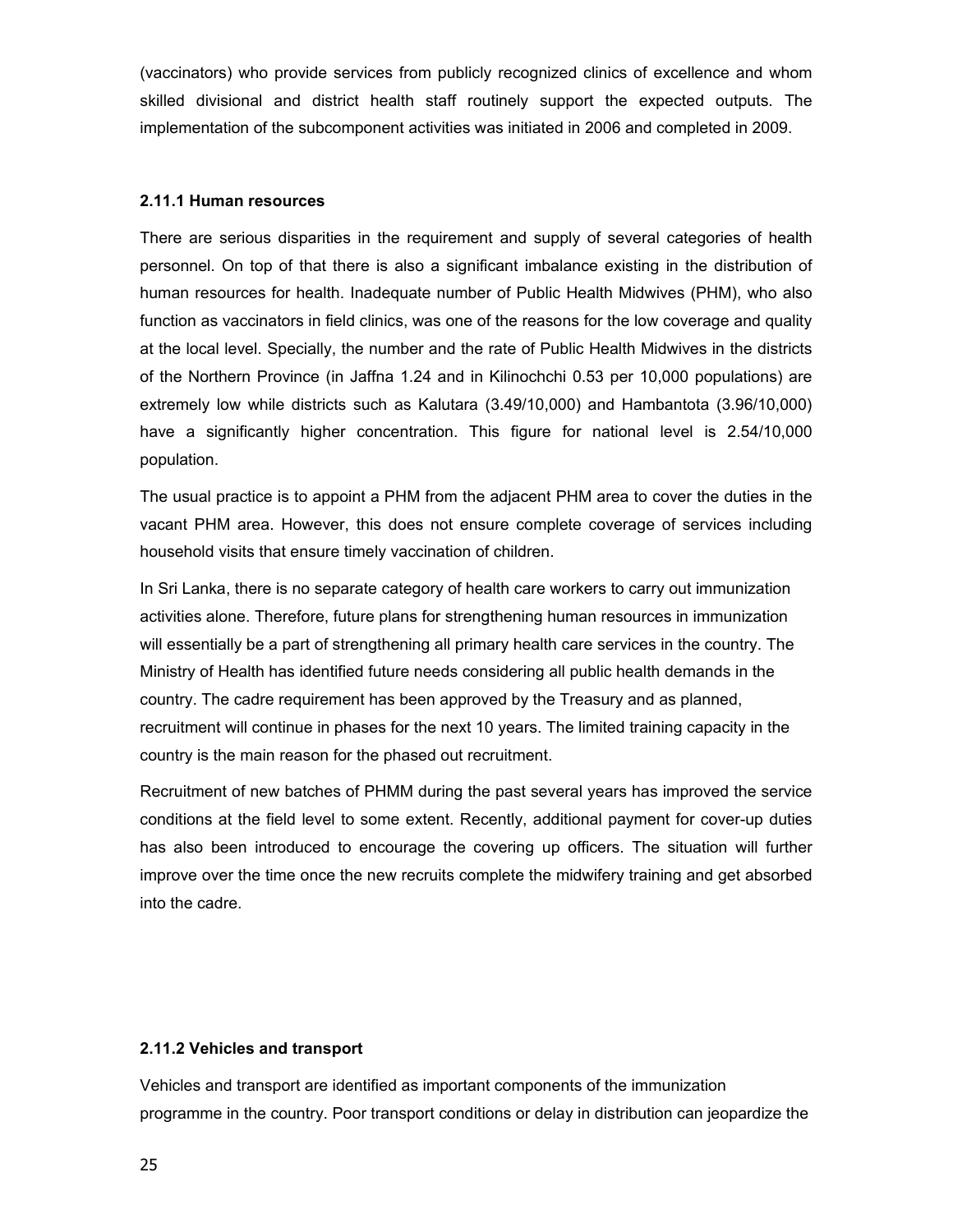(vaccinators) who provide services from publicly recognized clinics of excellence and whom skilled divisional and district health staff routinely support the expected outputs. The implementation of the subcomponent activities was initiated in 2006 and completed in 2009.

### 2.11.1 Human resources

There are serious disparities in the requirement and supply of several categories of health personnel. On top of that there is also a significant imbalance existing in the distribution of human resources for health. Inadequate number of Public Health Midwives (PHM), who also function as vaccinators in field clinics, was one of the reasons for the low coverage and quality at the local level. Specially, the number and the rate of Public Health Midwives in the districts of the Northern Province (in Jaffna 1.24 and in Kilinochchi 0.53 per 10,000 populations) are extremely low while districts such as Kalutara (3.49/10,000) and Hambantota (3.96/10,000) have a significantly higher concentration. This figure for national level is 2.54/10,000 population.

The usual practice is to appoint a PHM from the adjacent PHM area to cover the duties in the vacant PHM area. However, this does not ensure complete coverage of services including household visits that ensure timely vaccination of children.

In Sri Lanka, there is no separate category of health care workers to carry out immunization activities alone. Therefore, future plans for strengthening human resources in immunization will essentially be a part of strengthening all primary health care services in the country. The Ministry of Health has identified future needs considering all public health demands in the country. The cadre requirement has been approved by the Treasury and as planned, recruitment will continue in phases for the next 10 years. The limited training capacity in the country is the main reason for the phased out recruitment.

Recruitment of new batches of PHMM during the past several years has improved the service conditions at the field level to some extent. Recently, additional payment for cover-up duties has also been introduced to encourage the covering up officers. The situation will further improve over the time once the new recruits complete the midwifery training and get absorbed into the cadre.

### 2.11.2 Vehicles and transport

Vehicles and transport are identified as important components of the immunization programme in the country. Poor transport conditions or delay in distribution can jeopardize the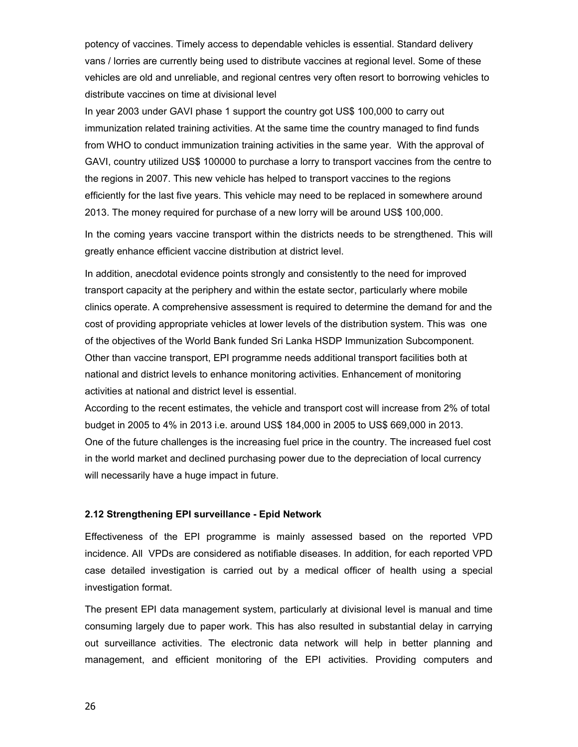potency of vaccines. Timely access to dependable vehicles is essential. Standard delivery vans / lorries are currently being used to distribute vaccines at regional level. Some of these vehicles are old and unreliable, and regional centres very often resort to borrowing vehicles to distribute vaccines on time at divisional level

In year 2003 under GAVI phase 1 support the country got US$ 100,000 to carry out immunization related training activities. At the same time the country managed to find funds from WHO to conduct immunization training activities in the same year. With the approval of GAVI, country utilized US$ 100000 to purchase a lorry to transport vaccines from the centre to the regions in 2007. This new vehicle has helped to transport vaccines to the regions efficiently for the last five years. This vehicle may need to be replaced in somewhere around 2013. The money required for purchase of a new lorry will be around US$ 100,000.

In the coming years vaccine transport within the districts needs to be strengthened. This will greatly enhance efficient vaccine distribution at district level.

In addition, anecdotal evidence points strongly and consistently to the need for improved transport capacity at the periphery and within the estate sector, particularly where mobile clinics operate. A comprehensive assessment is required to determine the demand for and the cost of providing appropriate vehicles at lower levels of the distribution system. This was one of the objectives of the World Bank funded Sri Lanka HSDP Immunization Subcomponent. Other than vaccine transport, EPI programme needs additional transport facilities both at national and district levels to enhance monitoring activities. Enhancement of monitoring activities at national and district level is essential.

According to the recent estimates, the vehicle and transport cost will increase from 2% of total budget in 2005 to 4% in 2013 i.e. around US$ 184,000 in 2005 to US$ 669,000 in 2013.

One of the future challenges is the increasing fuel price in the country. The increased fuel cost in the world market and declined purchasing power due to the depreciation of local currency will necessarily have a huge impact in future.

### 2.12 Strengthening EPI surveillance - Epid Network

Effectiveness of the EPI programme is mainly assessed based on the reported VPD incidence. All VPDs are considered as notifiable diseases. In addition, for each reported VPD case detailed investigation is carried out by a medical officer of health using a special investigation format.

The present EPI data management system, particularly at divisional level is manual and time consuming largely due to paper work. This has also resulted in substantial delay in carrying out surveillance activities. The electronic data network will help in better planning and management, and efficient monitoring of the EPI activities. Providing computers and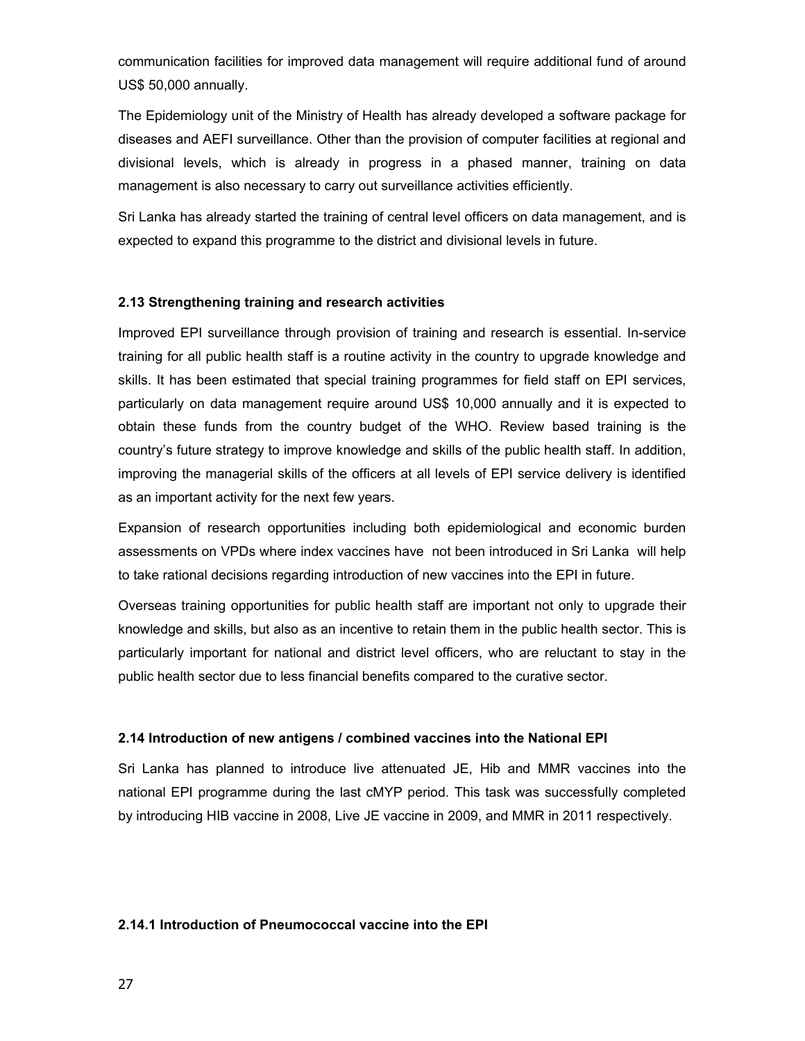communication facilities for improved data management will require additional fund of around US$ 50,000 annually.

The Epidemiology unit of the Ministry of Health has already developed a software package for diseases and AEFI surveillance. Other than the provision of computer facilities at regional and divisional levels, which is already in progress in a phased manner, training on data management is also necessary to carry out surveillance activities efficiently.

Sri Lanka has already started the training of central level officers on data management, and is expected to expand this programme to the district and divisional levels in future.

### 2.13 Strengthening training and research activities

Improved EPI surveillance through provision of training and research is essential. In-service training for all public health staff is a routine activity in the country to upgrade knowledge and skills. It has been estimated that special training programmes for field staff on EPI services, particularly on data management require around US$ 10,000 annually and it is expected to obtain these funds from the country budget of the WHO. Review based training is the country's future strategy to improve knowledge and skills of the public health staff. In addition, improving the managerial skills of the officers at all levels of EPI service delivery is identified as an important activity for the next few years.

Expansion of research opportunities including both epidemiological and economic burden assessments on VPDs where index vaccines have not been introduced in Sri Lanka will help to take rational decisions regarding introduction of new vaccines into the EPI in future.

Overseas training opportunities for public health staff are important not only to upgrade their knowledge and skills, but also as an incentive to retain them in the public health sector. This is particularly important for national and district level officers, who are reluctant to stay in the public health sector due to less financial benefits compared to the curative sector.

### 2.14 Introduction of new antigens / combined vaccines into the National EPI

Sri Lanka has planned to introduce live attenuated JE, Hib and MMR vaccines into the national EPI programme during the last cMYP period. This task was successfully completed by introducing HIB vaccine in 2008, Live JE vaccine in 2009, and MMR in 2011 respectively.

#### 2.14.1 Introduction of Pneumococcal vaccine into the EPI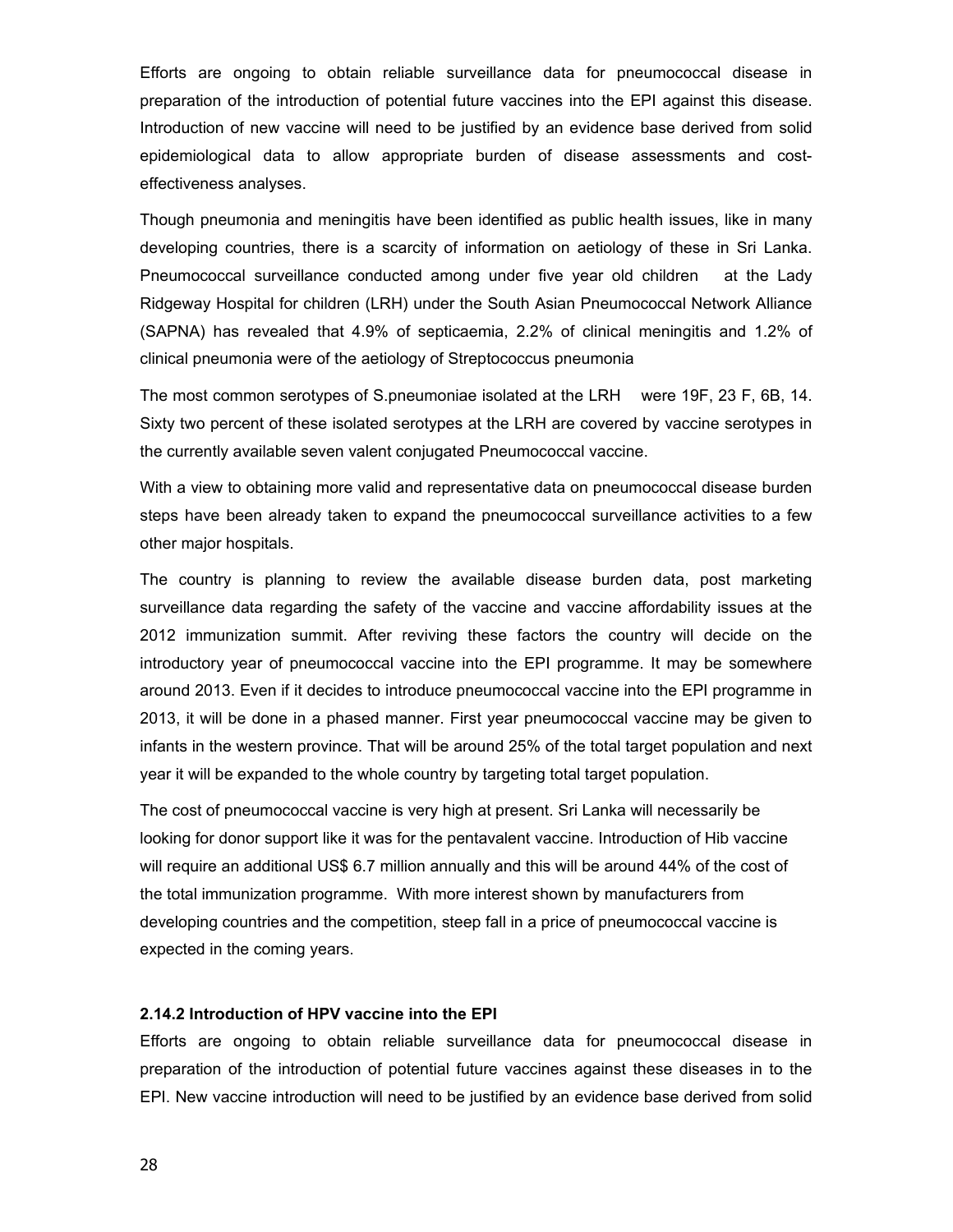Efforts are ongoing to obtain reliable surveillance data for pneumococcal disease in preparation of the introduction of potential future vaccines into the EPI against this disease. Introduction of new vaccine will need to be justified by an evidence base derived from solid epidemiological data to allow appropriate burden of disease assessments and cost-effectiveness analyses.

Though pneumonia and meningitis have been identified as public health issues, like in many developing countries, there is a scarcity of information on aetiology of these in Sri Lanka. Pneumococcal surveillance conducted among under five year old children at the Lady Ridgeway Hospital for children (LRH) under the South Asian Pneumococcal Network Alliance (SAPNA) has revealed that 4.9% of septicaemia, 2.2% of clinical meningitis and 1.2% of clinical pneumonia were of the aetiology of Streptococcus pneumonia

The most common serotypes of S.pneumoniae isolated at the LRH were 19F, 23 F, 6B, 14. Sixty two percent of these isolated serotypes at the LRH are covered by vaccine serotypes in the currently available seven valent conjugated Pneumococcal vaccine.

With a view to obtaining more valid and representative data on pneumococcal disease burden steps have been already taken to expand the pneumococcal surveillance activities to a few other major hospitals.

The country is planning to review the available disease burden data, post marketing surveillance data regarding the safety of the vaccine and vaccine affordability issues at the 2012 immunization summit. After reviving these factors the country will decide on the introductory year of pneumococcal vaccine into the EPI programme. It may be somewhere around 2013. Even if it decides to introduce pneumococcal vaccine into the EPI programme in 2013, it will be done in a phased manner. First year pneumococcal vaccine may be given to infants in the western province. That will be around 25% of the total target population and next year it will be expanded to the whole country by targeting total target population.

The cost of pneumococcal vaccine is very high at present. Sri Lanka will necessarily be looking for donor support like it was for the pentavalent vaccine. Introduction of Hib vaccine will require an additional US$ 6.7 million annually and this will be around 44% of the cost of the total immunization programme. With more interest shown by manufacturers from developing countries and the competition, steep fall in a price of pneumococcal vaccine is expected in the coming years.

### 2.14.2 Introduction of HPV vaccine into the EPI

Efforts are ongoing to obtain reliable surveillance data for pneumococcal disease in preparation of the introduction of potential future vaccines against these diseases in to the EPI. New vaccine introduction will need to be justified by an evidence base derived from solid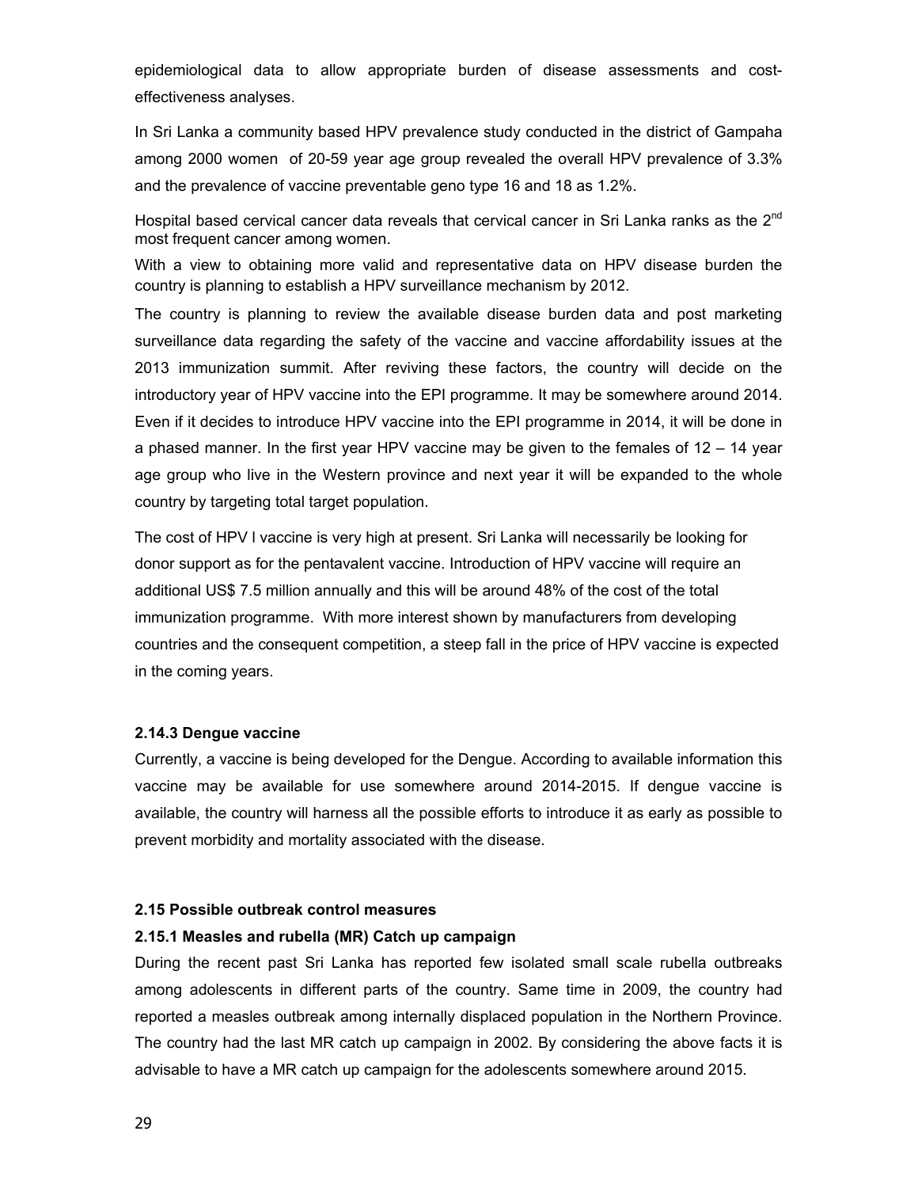epidemiological data to allow appropriate burden of disease assessments and cost-effectiveness analyses.

In Sri Lanka a community based HPV prevalence study conducted in the district of Gampaha among 2000 women of 20-59 year age group revealed the overall HPV prevalence of 3.3% and the prevalence of vaccine preventable geno type 16 and 18 as 1.2%.

Hospital based cervical cancer data reveals that cervical cancer in Sri Lanka ranks as the 2nd most frequent cancer among women.

With a view to obtaining more valid and representative data on HPV disease burden the country is planning to establish a HPV surveillance mechanism by 2012.

The country is planning to review the available disease burden data and post marketing surveillance data regarding the safety of the vaccine and vaccine affordability issues at the 2013 immunization summit. After reviving these factors, the country will decide on the introductory year of HPV vaccine into the EPI programme. It may be somewhere around 2014. Even if it decides to introduce HPV vaccine into the EPI programme in 2014, it will be done in a phased manner. In the first year HPV vaccine may be given to the females of 12 – 14 year age group who live in the Western province and next year it will be expanded to the whole country by targeting total target population.

The cost of HPV l vaccine is very high at present. Sri Lanka will necessarily be looking for donor support as for the pentavalent vaccine. Introduction of HPV vaccine will require an additional US$ 7.5 million annually and this will be around 48% of the cost of the total immunization programme. With more interest shown by manufacturers from developing countries and the consequent competition, a steep fall in the price of HPV vaccine is expected in the coming years.

#### 2.14.3 Dengue vaccine

Currently, a vaccine is being developed for the Dengue. According to available information this vaccine may be available for use somewhere around 2014-2015. If dengue vaccine is available, the country will harness all the possible efforts to introduce it as early as possible to prevent morbidity and mortality associated with the disease.

### 2.15 Possible outbreak control measures

#### 2.15.1 Measles and rubella (MR) Catch up campaign

During the recent past Sri Lanka has reported few isolated small scale rubella outbreaks among adolescents in different parts of the country. Same time in 2009, the country had reported a measles outbreak among internally displaced population in the Northern Province. The country had the last MR catch up campaign in 2002. By considering the above facts it is advisable to have a MR catch up campaign for the adolescents somewhere around 2015.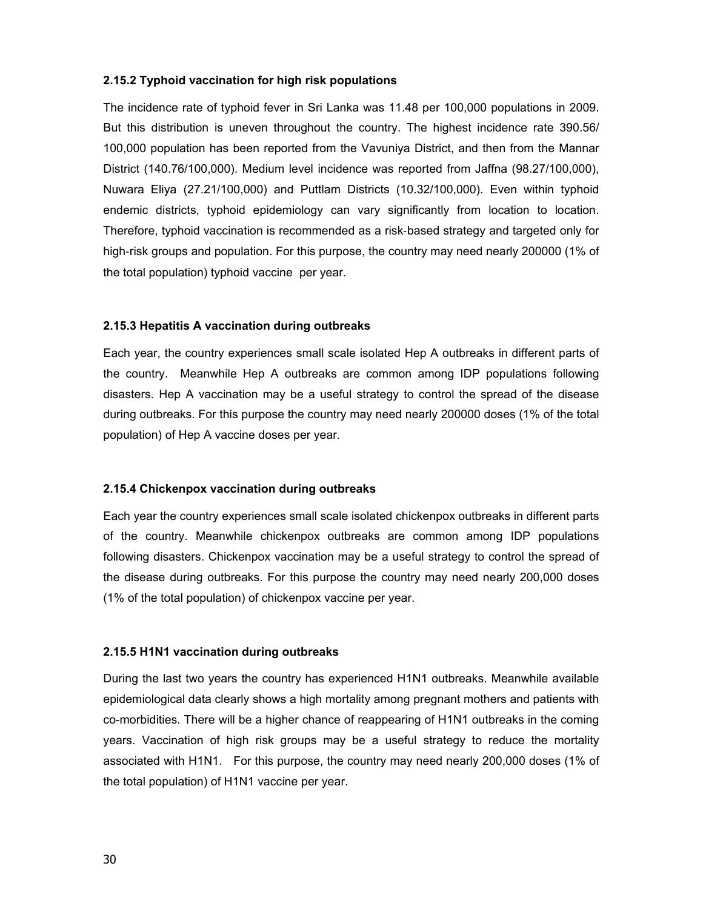### 2.15.2 Typhoid vaccination for high risk populations

The incidence rate of typhoid fever in Sri Lanka was 11.48 per 100,000 populations in 2009. But this distribution is uneven throughout the country. The highest incidence rate 390.56/ 100,000 population has been reported from the Vavuniya District, and then from the Mannar District (140.76/100,000). Medium level incidence was reported from Jaffna (98.27/100,000), Nuwara Eliya (27.21/100,000) and Puttlam Districts (10.32/100,000). Even within typhoid endemic districts, typhoid epidemiology can vary significantly from location to location. Therefore, typhoid vaccination is recommended as a risk-based strategy and targeted only for high-risk groups and population. For this purpose, the country may need nearly 200000 (1% of the total population) typhoid vaccine per year.

### 2.15.3 Hepatitis A vaccination during outbreaks

Each year, the country experiences small scale isolated Hep A outbreaks in different parts of the country. Meanwhile Hep A outbreaks are common among IDP populations following disasters. Hep A vaccination may be a useful strategy to control the spread of the disease during outbreaks. For this purpose the country may need nearly 200000 doses (1% of the total population) of Hep A vaccine doses per year.

### 2.15.4 Chickenpox vaccination during outbreaks

Each year the country experiences small scale isolated chickenpox outbreaks in different parts of the country. Meanwhile chickenpox outbreaks are common among IDP populations following disasters. Chickenpox vaccination may be a useful strategy to control the spread of the disease during outbreaks. For this purpose the country may need nearly 200,000 doses (1% of the total population) of chickenpox vaccine per year.

### 2.15.5 H1N1 vaccination during outbreaks

During the last two years the country has experienced H1N1 outbreaks. Meanwhile available epidemiological data clearly shows a high mortality among pregnant mothers and patients with co-morbidities. There will be a higher chance of reappearing of H1N1 outbreaks in the coming years. Vaccination of high risk groups may be a useful strategy to reduce the mortality associated with H1N1. For this purpose, the country may need nearly 200,000 doses (1% of the total population) of H1N1 vaccine per year.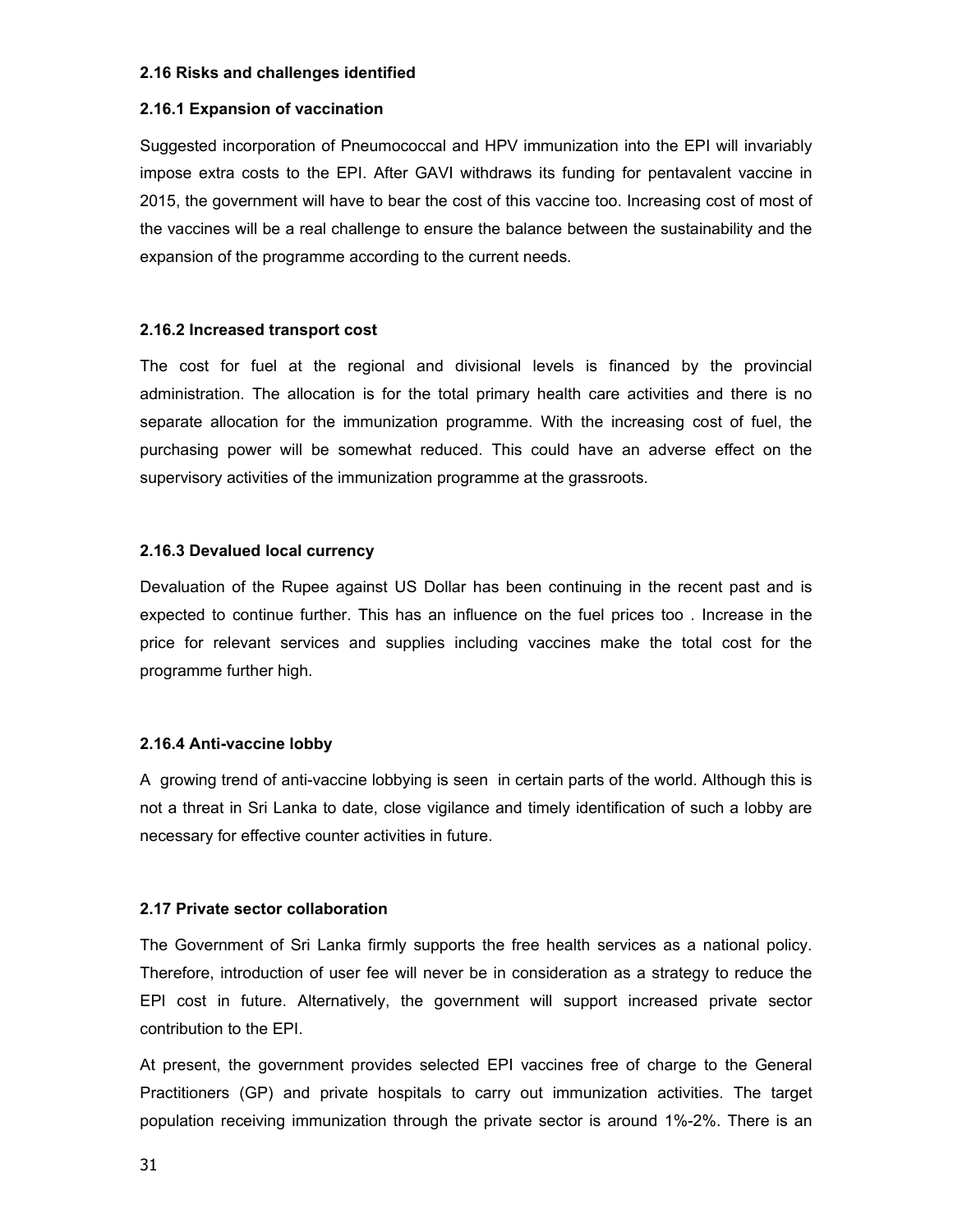### 2.16 Risks and challenges identified

#### 2.16.1 Expansion of vaccination

Suggested incorporation of Pneumococcal and HPV immunization into the EPI will invariably impose extra costs to the EPI. After GAVI withdraws its funding for pentavalent vaccine in 2015, the government will have to bear the cost of this vaccine too. Increasing cost of most of the vaccines will be a real challenge to ensure the balance between the sustainability and the expansion of the programme according to the current needs.

#### 2.16.2 Increased transport cost

The cost for fuel at the regional and divisional levels is financed by the provincial administration. The allocation is for the total primary health care activities and there is no separate allocation for the immunization programme. With the increasing cost of fuel, the purchasing power will be somewhat reduced. This could have an adverse effect on the supervisory activities of the immunization programme at the grassroots.

#### 2.16.3 Devalued local currency

Devaluation of the Rupee against US Dollar has been continuing in the recent past and is expected to continue further. This has an influence on the fuel prices too . Increase in the price for relevant services and supplies including vaccines make the total cost for the programme further high.

#### 2.16.4 Anti-vaccine lobby

A growing trend of anti-vaccine lobbying is seen in certain parts of the world. Although this is not a threat in Sri Lanka to date, close vigilance and timely identification of such a lobby are necessary for effective counter activities in future.

### 2.17 Private sector collaboration

The Government of Sri Lanka firmly supports the free health services as a national policy. Therefore, introduction of user fee will never be in consideration as a strategy to reduce the EPI cost in future. Alternatively, the government will support increased private sector contribution to the EPI.

At present, the government provides selected EPI vaccines free of charge to the General Practitioners (GP) and private hospitals to carry out immunization activities. The target population receiving immunization through the private sector is around 1%-2%. There is an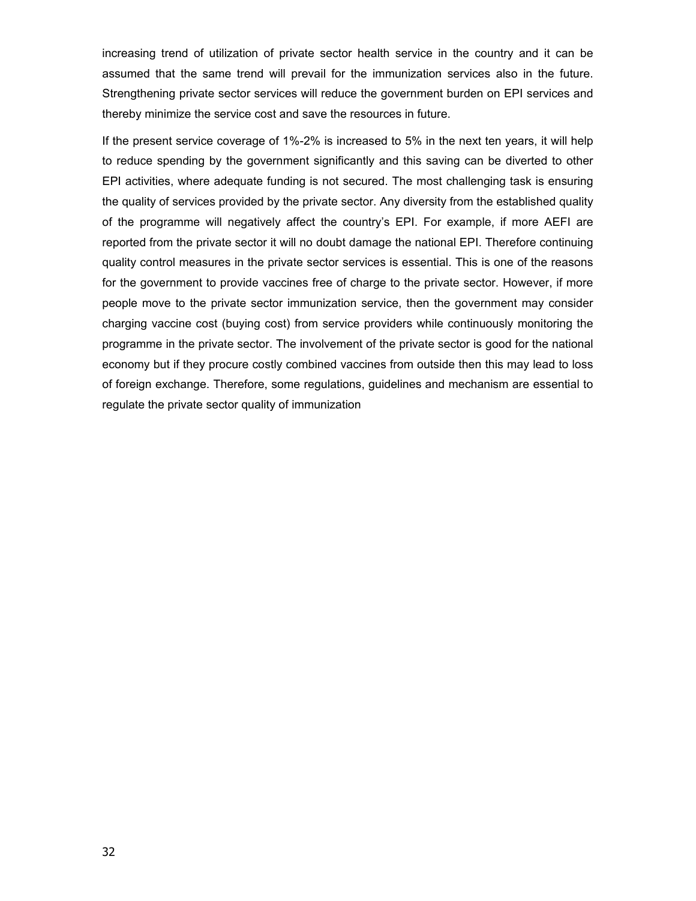increasing trend of utilization of private sector health service in the country and it can be assumed that the same trend will prevail for the immunization services also in the future. Strengthening private sector services will reduce the government burden on EPI services and thereby minimize the service cost and save the resources in future.

If the present service coverage of 1%-2% is increased to 5% in the next ten years, it will help to reduce spending by the government significantly and this saving can be diverted to other EPI activities, where adequate funding is not secured. The most challenging task is ensuring the quality of services provided by the private sector. Any diversity from the established quality of the programme will negatively affect the country's EPI. For example, if more AEFI are reported from the private sector it will no doubt damage the national EPI. Therefore continuing quality control measures in the private sector services is essential. This is one of the reasons for the government to provide vaccines free of charge to the private sector. However, if more people move to the private sector immunization service, then the government may consider charging vaccine cost (buying cost) from service providers while continuously monitoring the programme in the private sector. The involvement of the private sector is good for the national economy but if they procure costly combined vaccines from outside then this may lead to loss of foreign exchange. Therefore, some regulations, guidelines and mechanism are essential to regulate the private sector quality of immunization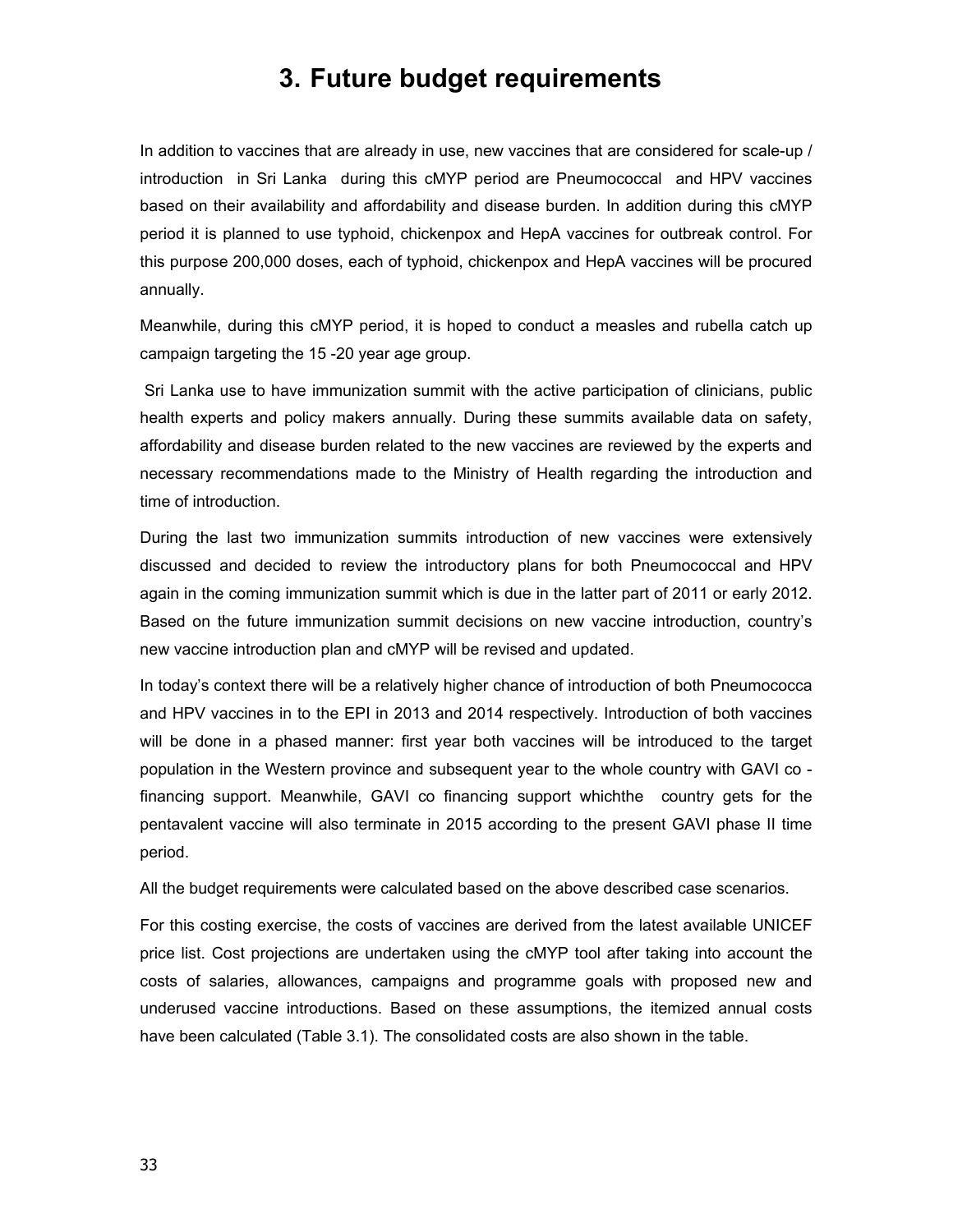# 3. Future budget requirements

In addition to vaccines that are already in use, new vaccines that are considered for scale-up / introduction in Sri Lanka during this cMYP period are Pneumococcal and HPV vaccines based on their availability and affordability and disease burden. In addition during this cMYP period it is planned to use typhoid, chickenpox and HepA vaccines for outbreak control. For this purpose 200,000 doses, each of typhoid, chickenpox and HepA vaccines will be procured annually.

Meanwhile, during this cMYP period, it is hoped to conduct a measles and rubella catch up campaign targeting the 15 -20 year age group.

Sri Lanka use to have immunization summit with the active participation of clinicians, public health experts and policy makers annually. During these summits available data on safety, affordability and disease burden related to the new vaccines are reviewed by the experts and necessary recommendations made to the Ministry of Health regarding the introduction and time of introduction.

During the last two immunization summits introduction of new vaccines were extensively discussed and decided to review the introductory plans for both Pneumococcal and HPV again in the coming immunization summit which is due in the latter part of 2011 or early 2012. Based on the future immunization summit decisions on new vaccine introduction, country's new vaccine introduction plan and cMYP will be revised and updated.

In today's context there will be a relatively higher chance of introduction of both Pneumococca and HPV vaccines in to the EPI in 2013 and 2014 respectively. Introduction of both vaccines will be done in a phased manner: first year both vaccines will be introduced to the target population in the Western province and subsequent year to the whole country with GAVI co - financing support. Meanwhile, GAVI co financing support whichthe country gets for the pentavalent vaccine will also terminate in 2015 according to the present GAVI phase II time period.

All the budget requirements were calculated based on the above described case scenarios.

For this costing exercise, the costs of vaccines are derived from the latest available UNICEF price list. Cost projections are undertaken using the cMYP tool after taking into account the costs of salaries, allowances, campaigns and programme goals with proposed new and underused vaccine introductions. Based on these assumptions, the itemized annual costs have been calculated (Table 3.1). The consolidated costs are also shown in the table.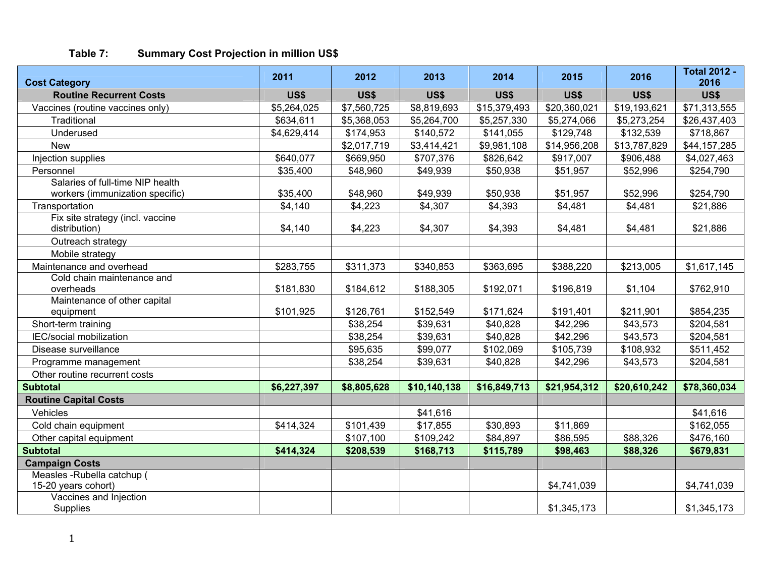**Table 7: Summary Cost Projection in million US$**

| Cost Category | 2011 | 2012 | 2013 | 2014 | 2015 | 2016 | Total 2012 - 2016 |
|---|---|---|---|---|---|---|---|
| **Routine Recurrent Costs** | **US$** | **US$** | **US$** | **US$** | **US$** | **US$** | **US$** |
| Vaccines (routine vaccines only) | $5,264,025 | $7,560,725 | $8,819,693 | $15,379,493 | $20,360,021 | $19,193,621 | $71,313,555 |
| Traditional | $634,611 | $5,368,053 | $5,264,700 | $5,257,330 | $5,274,066 | $5,273,254 | $26,437,403 |
| Underused | $4,629,414 | $174,953 | $140,572 | $141,055 | $129,748 | $132,539 | $718,867 |
| New | | $2,017,719 | $3,414,421 | $9,981,108 | $14,956,208 | $13,787,829 | $44,157,285 |
| Injection supplies | $640,077 | $669,950 | $707,376 | $826,642 | $917,007 | $906,488 | $4,027,463 |
| Personnel | $35,400 | $48,960 | $49,939 | $50,938 | $51,957 | $52,996 | $254,790 |
| Salaries of full-time NIP health workers (immunization specific) | $35,400 | $48,960 | $49,939 | $50,938 | $51,957 | $52,996 | $254,790 |
| Transportation | $4,140 | $4,223 | $4,307 | $4,393 | $4,481 | $4,481 | $21,886 |
| Fix site strategy (incl. vaccine distribution) | $4,140 | $4,223 | $4,307 | $4,393 | $4,481 | $4,481 | $21,886 |
| Outreach strategy | | | | | | | |
| Mobile strategy | | | | | | | |
| Maintenance and overhead | $283,755 | $311,373 | $340,853 | $363,695 | $388,220 | $213,005 | $1,617,145 |
| Cold chain maintenance and overheads | $181,830 | $184,612 | $188,305 | $192,071 | $196,819 | $1,104 | $762,910 |
| Maintenance of other capital equipment | $101,925 | $126,761 | $152,549 | $171,624 | $191,401 | $211,901 | $854,235 |
| Short-term training | | $38,254 | $39,631 | $40,828 | $42,296 | $43,573 | $204,581 |
| IEC/social mobilization | | $38,254 | $39,631 | $40,828 | $42,296 | $43,573 | $204,581 |
| Disease surveillance | | $95,635 | $99,077 | $102,069 | $105,739 | $108,932 | $511,452 |
| Programme management | | $38,254 | $39,631 | $40,828 | $42,296 | $43,573 | $204,581 |
| Other routine recurrent costs | | | | | | | |
| **Subtotal** | **$6,227,397** | **$8,805,628** | **$10,140,138** | **$16,849,713** | **$21,954,312** | **$20,610,242** | **$78,360,034** |
| **Routine Capital Costs** | | | | | | | |
| Vehicles | | | $41,616 | | | | $41,616 |
| Cold chain equipment | $414,324 | $101,439 | $17,855 | $30,893 | $11,869 | | $162,055 |
| Other capital equipment | | $107,100 | $109,242 | $84,897 | $86,595 | $88,326 | $476,160 |
| **Subtotal** | **$414,324** | **$208,539** | **$168,713** | **$115,789** | **$98,463** | **$88,326** | **$679,831** |
| **Campaign Costs** | | | | | | | |
| Measles -Rubella catchup ( 15-20 years cohort) | | | | | $4,741,039 | | $4,741,039 |
| Vaccines and Injection Supplies | | | | | $1,345,173 | | $1,345,173 |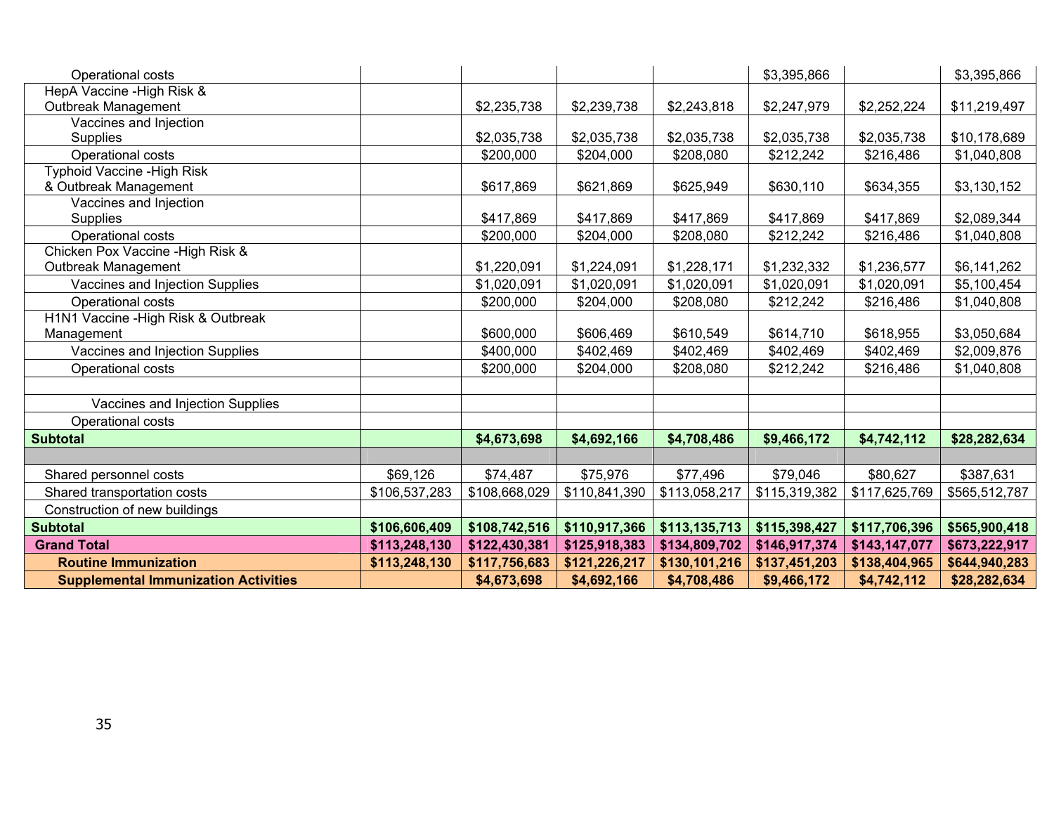| | | | | | | | |
|---|---|---|---|---|---|---|---|
| Operational costs | | | | | $3,395,866 | | $3,395,866 |
| HepA Vaccine -High Risk & Outbreak Management | | $2,235,738 | $2,239,738 | $2,243,818 | $2,247,979 | $2,252,224 | $11,219,497 |
| Vaccines and Injection Supplies | | $2,035,738 | $2,035,738 | $2,035,738 | $2,035,738 | $2,035,738 | $10,178,689 |
| Operational costs | | $200,000 | $204,000 | $208,080 | $212,242 | $216,486 | $1,040,808 |
| Typhoid Vaccine -High Risk & Outbreak Management | | $617,869 | $621,869 | $625,949 | $630,110 | $634,355 | $3,130,152 |
| Vaccines and Injection Supplies | | $417,869 | $417,869 | $417,869 | $417,869 | $417,869 | $2,089,344 |
| Operational costs | | $200,000 | $204,000 | $208,080 | $212,242 | $216,486 | $1,040,808 |
| Chicken Pox Vaccine -High Risk & Outbreak Management | | $1,220,091 | $1,224,091 | $1,228,171 | $1,232,332 | $1,236,577 | $6,141,262 |
| Vaccines and Injection Supplies | | $1,020,091 | $1,020,091 | $1,020,091 | $1,020,091 | $1,020,091 | $5,100,454 |
| Operational costs | | $200,000 | $204,000 | $208,080 | $212,242 | $216,486 | $1,040,808 |
| H1N1 Vaccine -High Risk & Outbreak Management | | $600,000 | $606,469 | $610,549 | $614,710 | $618,955 | $3,050,684 |
| Vaccines and Injection Supplies | | $400,000 | $402,469 | $402,469 | $402,469 | $402,469 | $2,009,876 |
| Operational costs | | $200,000 | $204,000 | $208,080 | $212,242 | $216,486 | $1,040,808 |
| | | | | | | | |
| Vaccines and Injection Supplies | | | | | | | |
| Operational costs | | | | | | | |
| **Subtotal** | | **$4,673,698** | **$4,692,166** | **$4,708,486** | **$9,466,172** | **$4,742,112** | **$28,282,634** |
| | | | | | | | |
| Shared personnel costs | $69,126 | $74,487 | $75,976 | $77,496 | $79,046 | $80,627 | $387,631 |
| Shared transportation costs | $106,537,283 | $108,668,029 | $110,841,390 | $113,058,217 | $115,319,382 | $117,625,769 | $565,512,787 |
| Construction of new buildings | | | | | | | |
| **Subtotal** | **$106,606,409** | **$108,742,516** | **$110,917,366** | **$113,135,713** | **$115,398,427** | **$117,706,396** | **$565,900,418** |
| **Grand Total** | **$113,248,130** | **$122,430,381** | **$125,918,383** | **$134,809,702** | **$146,917,374** | **$143,147,077** | **$673,222,917** |
| **Routine Immunization** | **$113,248,130** | **$117,756,683** | **$121,226,217** | **$130,101,216** | **$137,451,203** | **$138,404,965** | **$644,940,283** |
| **Supplemental Immunization Activities** | | **$4,673,698** | **$4,692,166** | **$4,708,486** | **$9,466,172** | **$4,742,112** | **$28,282,634** |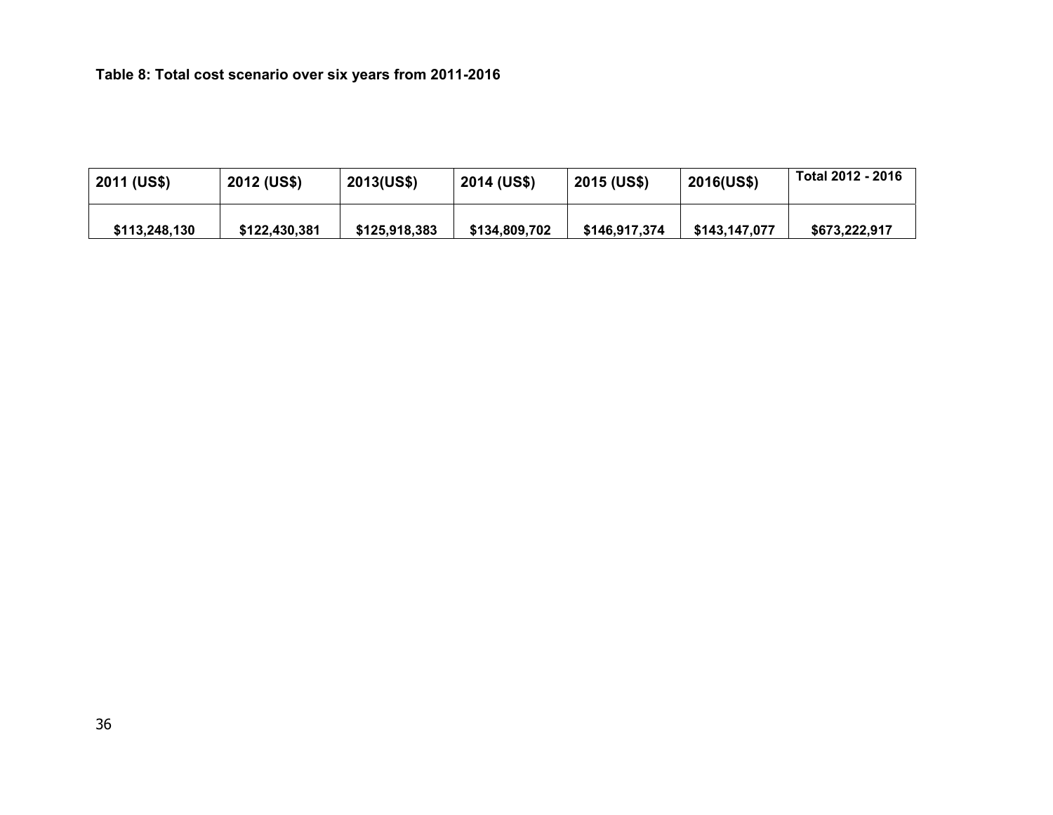**Table 8: Total cost scenario over six years from 2011-2016**

| 2011 (US$) | 2012 (US$) | 2013(US$) | 2014 (US$) | 2015 (US$) | 2016(US$) | Total 2012 - 2016 |
|---|---|---|---|---|---|---|
| $113,248,130 | $122,430,381 | $125,918,383 | $134,809,702 | $146,917,374 | $143,147,077 | $673,222,917 |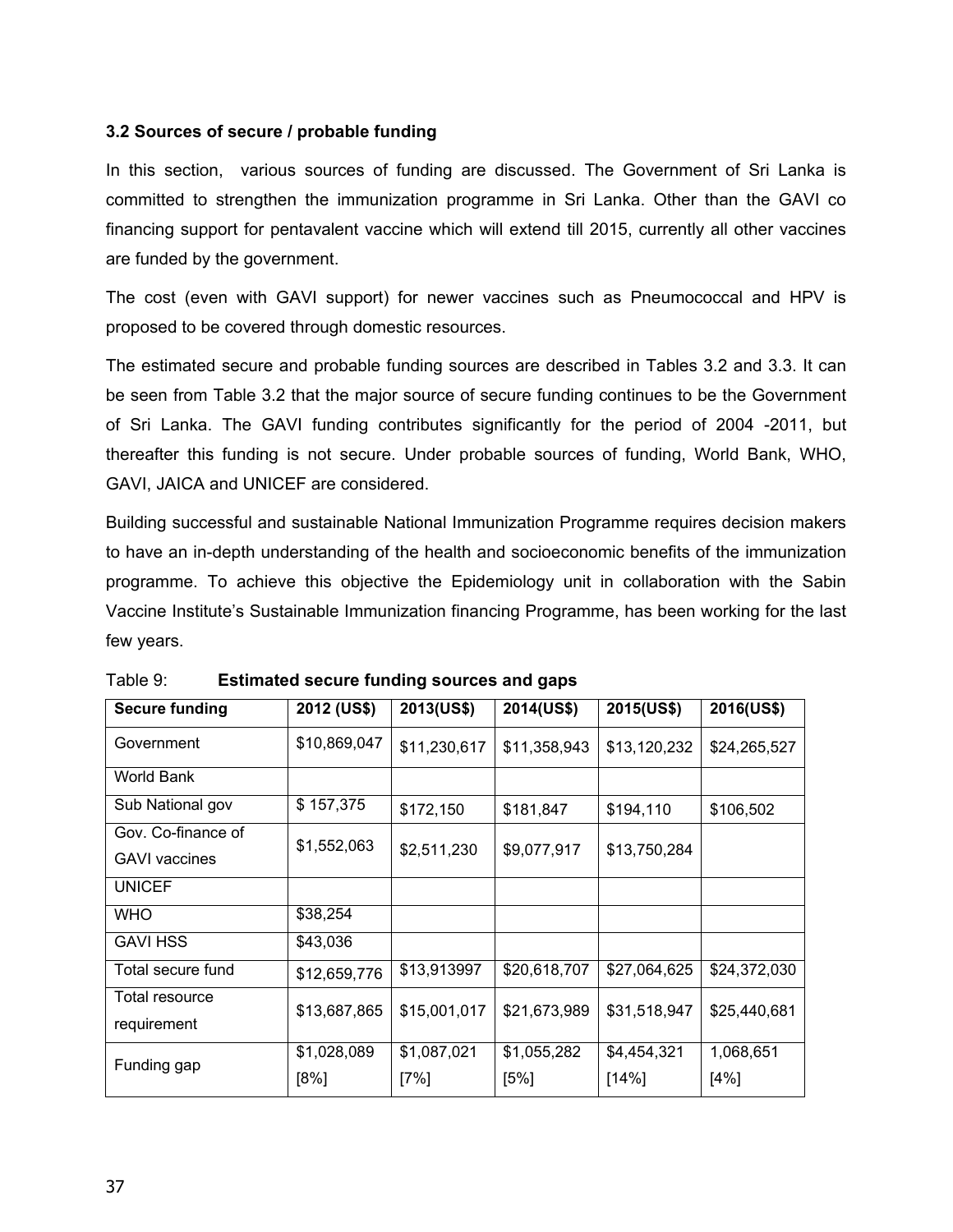### 3.2 Sources of secure / probable funding

In this section, various sources of funding are discussed. The Government of Sri Lanka is committed to strengthen the immunization programme in Sri Lanka. Other than the GAVI co financing support for pentavalent vaccine which will extend till 2015, currently all other vaccines are funded by the government.

The cost (even with GAVI support) for newer vaccines such as Pneumococcal and HPV is proposed to be covered through domestic resources.

The estimated secure and probable funding sources are described in Tables 3.2 and 3.3. It can be seen from Table 3.2 that the major source of secure funding continues to be the Government of Sri Lanka. The GAVI funding contributes significantly for the period of 2004 -2011, but thereafter this funding is not secure. Under probable sources of funding, World Bank, WHO, GAVI, JAICA and UNICEF are considered.

Building successful and sustainable National Immunization Programme requires decision makers to have an in-depth understanding of the health and socioeconomic benefits of the immunization programme. To achieve this objective the Epidemiology unit in collaboration with the Sabin Vaccine Institute's Sustainable Immunization financing Programme, has been working for the last few years.

Table 9: **Estimated secure funding sources and gaps**

| Secure funding | 2012 (US$) | 2013(US$) | 2014(US$) | 2015(US$) | 2016(US$) |
|---|---|---|---|---|---|
| Government | $10,869,047 | $11,230,617 | $11,358,943 | $13,120,232 | $24,265,527 |
| World Bank | | | | | |
| Sub National gov | $ 157,375 | $172,150 | $181,847 | $194,110 | $106,502 |
| Gov. Co-finance of GAVI vaccines | $1,552,063 | $2,511,230 | $9,077,917 | $13,750,284 | |
| UNICEF | | | | | |
| WHO | $38,254 | | | | |
| GAVI HSS | $43,036 | | | | |
| Total secure fund | $12,659,776 | $13,913997 | $20,618,707 | $27,064,625 | $24,372,030 |
| Total resource requirement | $13,687,865 | $15,001,017 | $21,673,989 | $31,518,947 | $25,440,681 |
| Funding gap | $1,028,089 [8%] | $1,087,021 [7%] | $1,055,282 [5%] | $4,454,321 [14%] | 1,068,651 [4%] |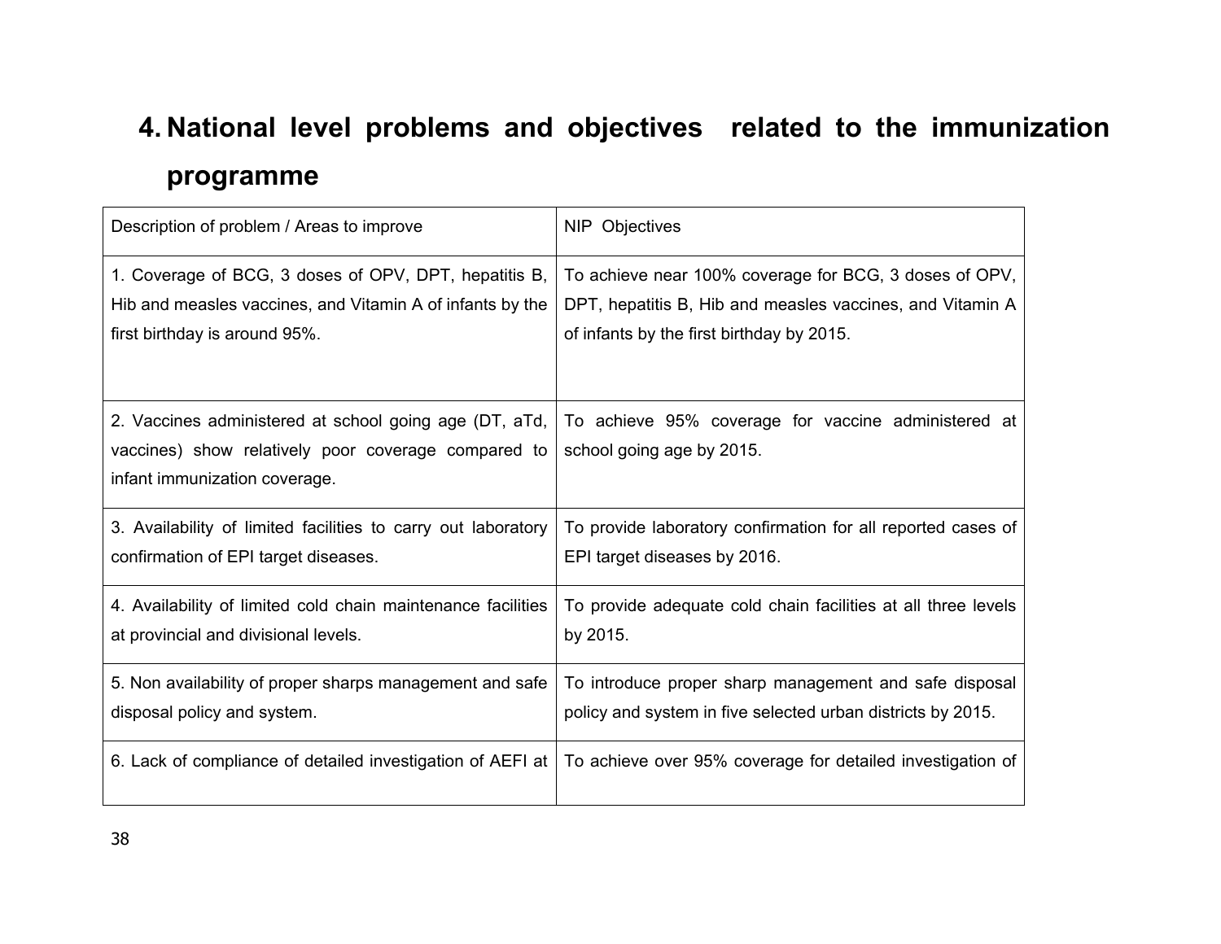# 4. National level problems and objectives related to the immunization programme

| Description of problem / Areas to improve | NIP Objectives |
|---|---|
| 1. Coverage of BCG, 3 doses of OPV, DPT, hepatitis B, Hib and measles vaccines, and Vitamin A of infants by the first birthday is around 95%. | To achieve near 100% coverage for BCG, 3 doses of OPV, DPT, hepatitis B, Hib and measles vaccines, and Vitamin A of infants by the first birthday by 2015. |
| 2. Vaccines administered at school going age (DT, aTd, vaccines) show relatively poor coverage compared to infant immunization coverage. | To achieve 95% coverage for vaccine administered at school going age by 2015. |
| 3. Availability of limited facilities to carry out laboratory confirmation of EPI target diseases. | To provide laboratory confirmation for all reported cases of EPI target diseases by 2016. |
| 4. Availability of limited cold chain maintenance facilities at provincial and divisional levels. | To provide adequate cold chain facilities at all three levels by 2015. |
| 5. Non availability of proper sharps management and safe disposal policy and system. | To introduce proper sharp management and safe disposal policy and system in five selected urban districts by 2015. |
| 6. Lack of compliance of detailed investigation of AEFI at | To achieve over 95% coverage for detailed investigation of |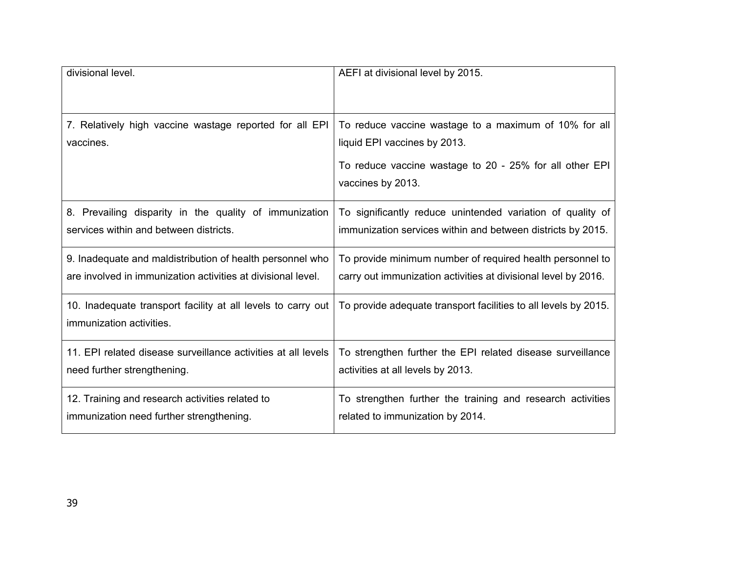| | |
|---|---|
| divisional level. | AEFI at divisional level by 2015. |
| 7. Relatively high vaccine wastage reported for all EPI vaccines. | To reduce vaccine wastage to a maximum of 10% for all liquid EPI vaccines by 2013.<br><br>To reduce vaccine wastage to 20 - 25% for all other EPI vaccines by 2013. |
| 8. Prevailing disparity in the quality of immunization services within and between districts. | To significantly reduce unintended variation of quality of immunization services within and between districts by 2015. |
| 9. Inadequate and maldistribution of health personnel who are involved in immunization activities at divisional level. | To provide minimum number of required health personnel to carry out immunization activities at divisional level by 2016. |
| 10. Inadequate transport facility at all levels to carry out immunization activities. | To provide adequate transport facilities to all levels by 2015. |
| 11. EPI related disease surveillance activities at all levels need further strengthening. | To strengthen further the EPI related disease surveillance activities at all levels by 2013. |
| 12. Training and research activities related to immunization need further strengthening. | To strengthen further the training and research activities related to immunization by 2014. |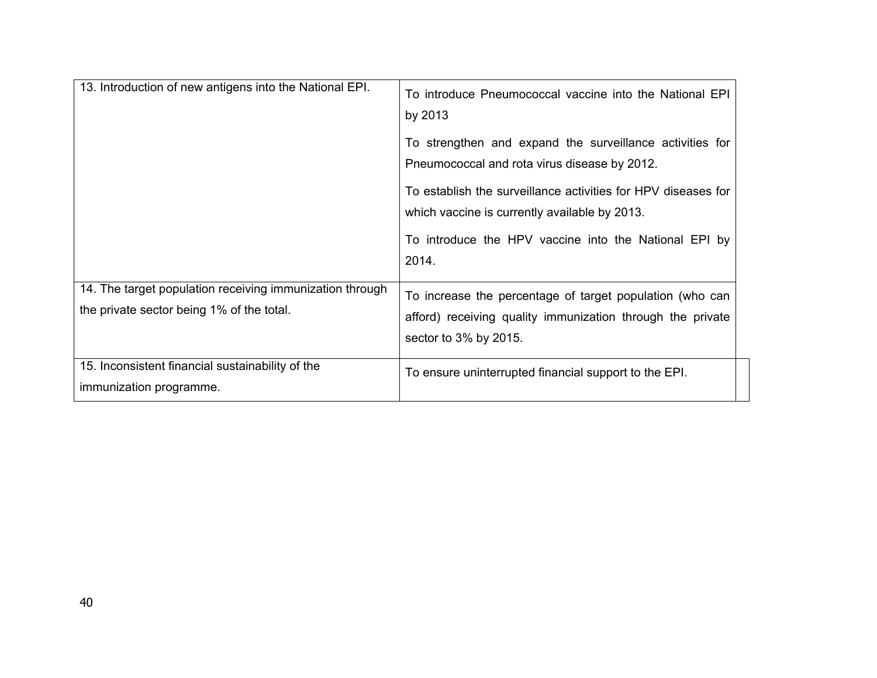| | |
|---|---|
| 13. Introduction of new antigens into the National EPI. | To introduce Pneumococcal vaccine into the National EPI by 2013<br><br>To strengthen and expand the surveillance activities for Pneumococcal and rota virus disease by 2012.<br><br>To establish the surveillance activities for HPV diseases for which vaccine is currently available by 2013.<br><br>To introduce the HPV vaccine into the National EPI by 2014. |
| 14. The target population receiving immunization through the private sector being 1% of the total. | To increase the percentage of target population (who can afford) receiving quality immunization through the private sector to 3% by 2015. |
| 15. Inconsistent financial sustainability of the immunization programme. | To ensure uninterrupted financial support to the EPI. |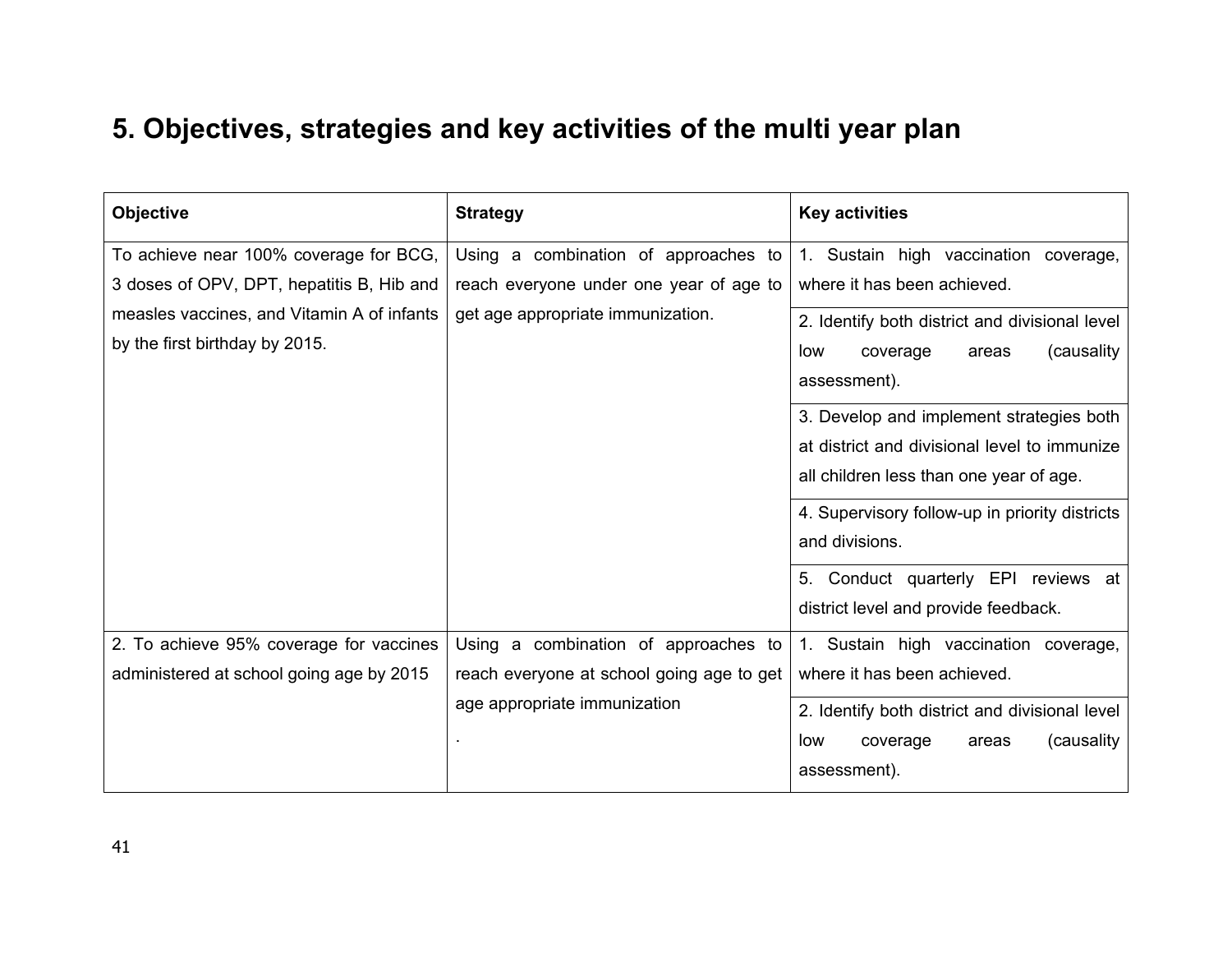# 5. Objectives, strategies and key activities of the multi year plan

| Objective | Strategy | Key activities |
| --- | --- | --- |
| To achieve near 100% coverage for BCG, 3 doses of OPV, DPT, hepatitis B, Hib and measles vaccines, and Vitamin A of infants by the first birthday by 2015. | Using a combination of approaches to reach everyone under one year of age to get age appropriate immunization. | 1. Sustain high vaccination coverage, where it has been achieved. |
| | | 2. Identify both district and divisional level low coverage areas (causality assessment). |
| | | 3. Develop and implement strategies both at district and divisional level to immunize all children less than one year of age. |
| | | 4. Supervisory follow-up in priority districts and divisions. |
| | | 5. Conduct quarterly EPI reviews at district level and provide feedback. |
| 2. To achieve 95% coverage for vaccines administered at school going age by 2015 | Using a combination of approaches to reach everyone at school going age to get age appropriate immunization . | 1. Sustain high vaccination coverage, where it has been achieved. |
| | | 2. Identify both district and divisional level low coverage areas (causality assessment). |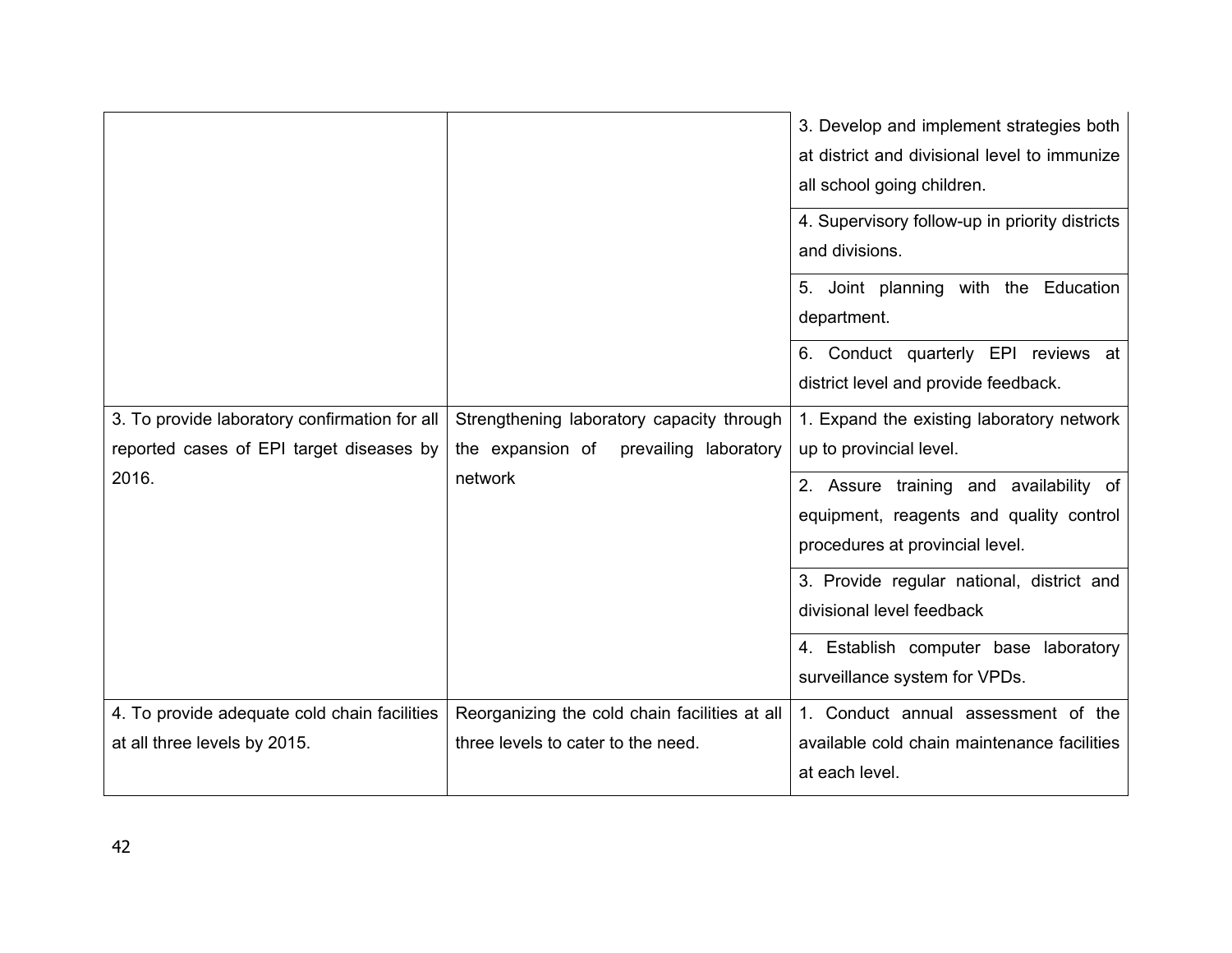| | | |
|---|---|---|
| | | 3. Develop and implement strategies both at district and divisional level to immunize all school going children. |
| | | 4. Supervisory follow-up in priority districts and divisions. |
| | | 5. Joint planning with the Education department. |
| | | 6. Conduct quarterly EPI reviews at district level and provide feedback. |
| 3. To provide laboratory confirmation for all reported cases of EPI target diseases by 2016. | Strengthening laboratory capacity through the expansion of prevailing laboratory network | 1. Expand the existing laboratory network up to provincial level. |
| | | 2. Assure training and availability of equipment, reagents and quality control procedures at provincial level. |
| | | 3. Provide regular national, district and divisional level feedback |
| | | 4. Establish computer base laboratory surveillance system for VPDs. |
| 4. To provide adequate cold chain facilities at all three levels by 2015. | Reorganizing the cold chain facilities at all three levels to cater to the need. | 1. Conduct annual assessment of the available cold chain maintenance facilities at each level. |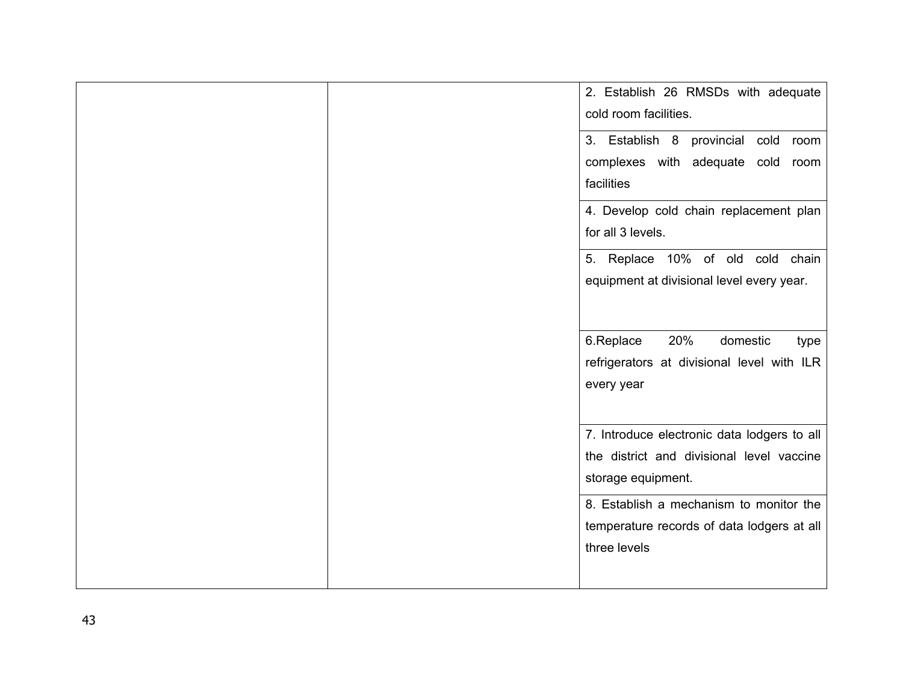| | | |
|---|---|---|
| | | 2. Establish 26 RMSDs with adequate cold room facilities. |
| | | 3. Establish 8 provincial cold room complexes with adequate cold room facilities |
| | | 4. Develop cold chain replacement plan for all 3 levels. |
| | | 5. Replace 10% of old cold chain equipment at divisional level every year. |
| | | 6.Replace 20% domestic type refrigerators at divisional level with ILR every year |
| | | 7. Introduce electronic data lodgers to all the district and divisional level vaccine storage equipment. |
| | | 8. Establish a mechanism to monitor the temperature records of data lodgers at all three levels |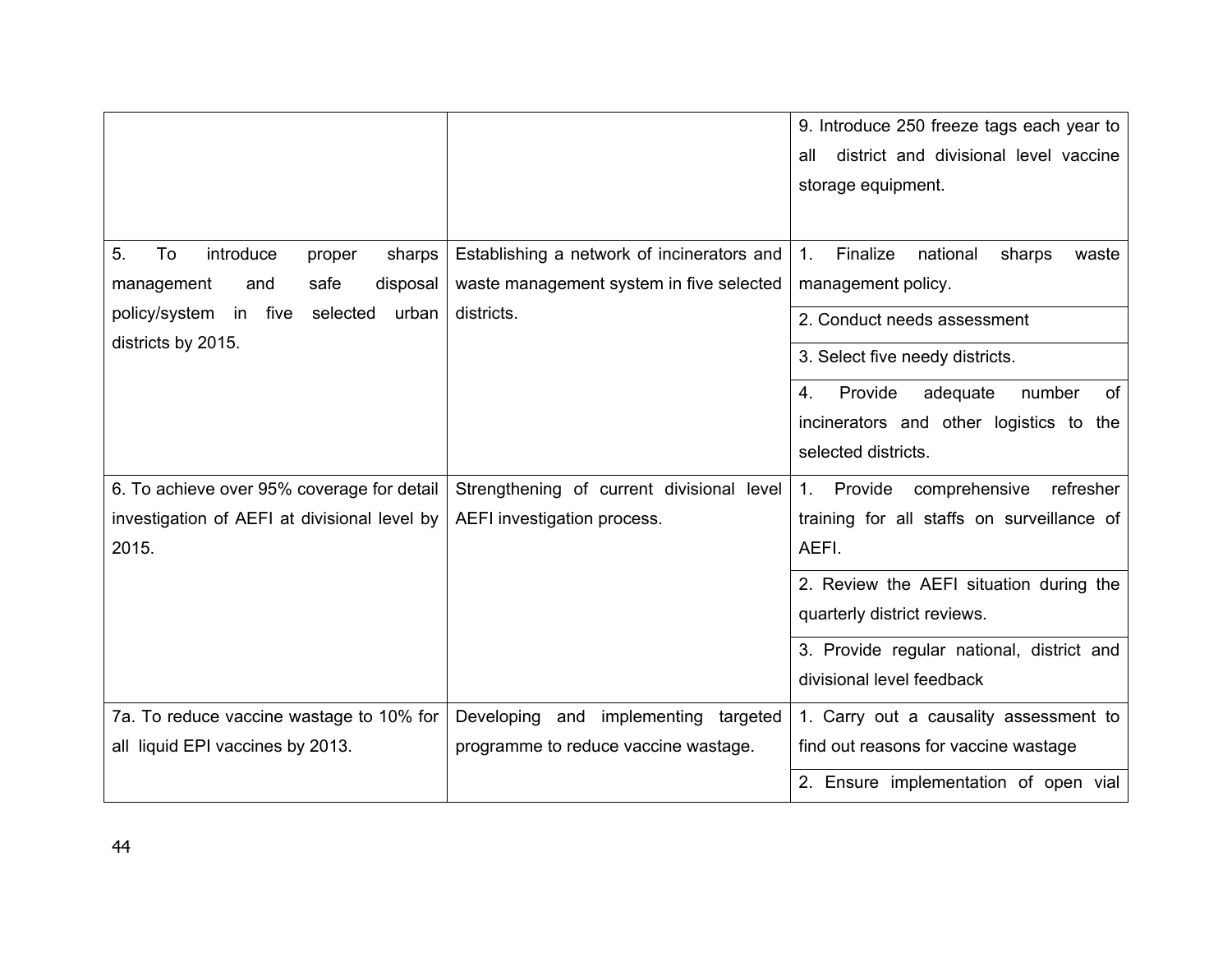| | | |
|---|---|---|
| | | 9. Introduce 250 freeze tags each year to all district and divisional level vaccine storage equipment. |
| 5. To introduce proper sharps management and safe disposal policy/system in five selected urban districts by 2015. | Establishing a network of incinerators and waste management system in five selected districts. | 1. Finalize national sharps waste management policy. |
| | | 2. Conduct needs assessment |
| | | 3. Select five needy districts. |
| | | 4. Provide adequate number of incinerators and other logistics to the selected districts. |
| 6. To achieve over 95% coverage for detail investigation of AEFI at divisional level by 2015. | Strengthening of current divisional level AEFI investigation process. | 1. Provide comprehensive refresher training for all staffs on surveillance of AEFI. |
| | | 2. Review the AEFI situation during the quarterly district reviews. |
| | | 3. Provide regular national, district and divisional level feedback |
| 7a. To reduce vaccine wastage to 10% for all liquid EPI vaccines by 2013. | Developing and implementing targeted programme to reduce vaccine wastage. | 1. Carry out a causality assessment to find out reasons for vaccine wastage |
| | | 2. Ensure implementation of open vial |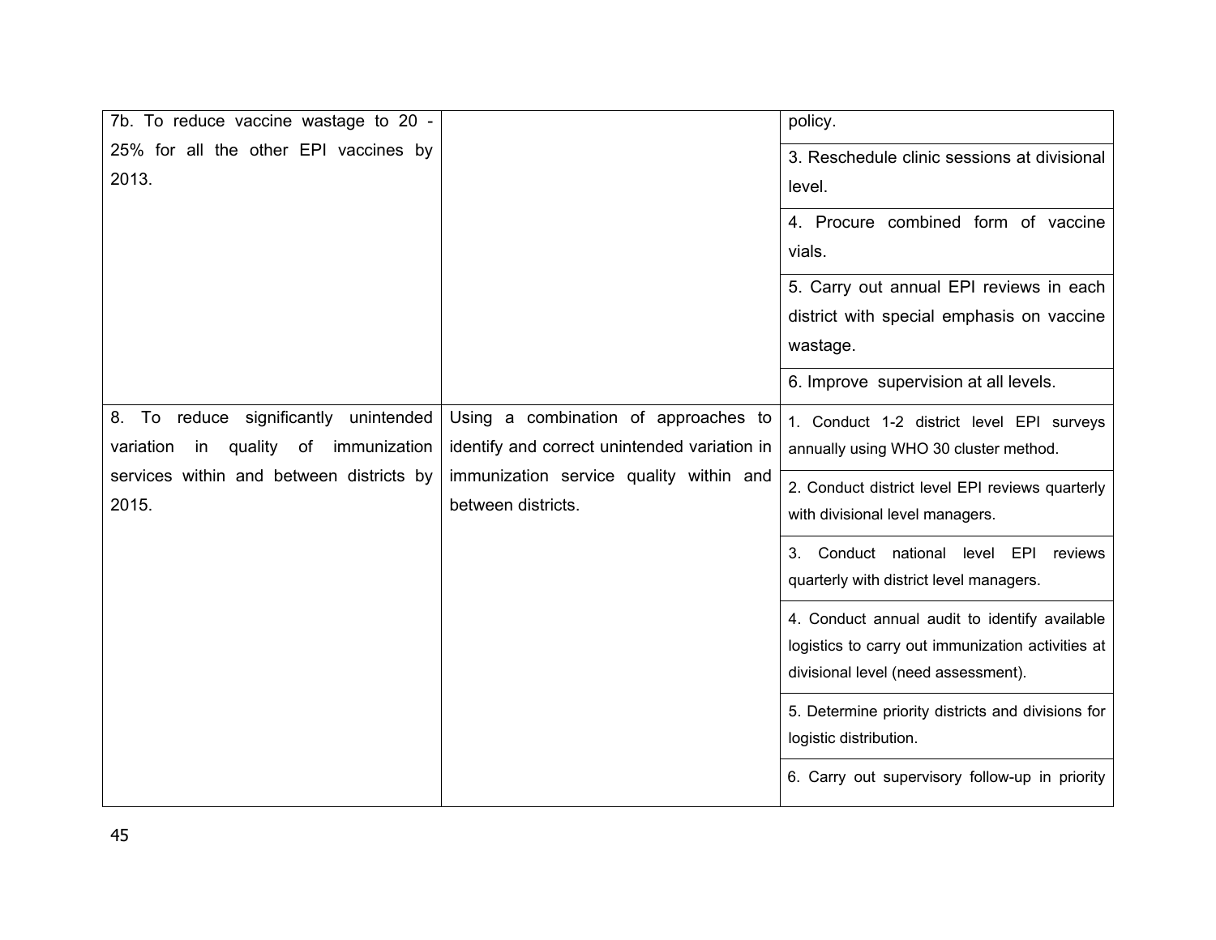| | | |
|---|---|---|
| 7b. To reduce vaccine wastage to 20 - 25% for all the other EPI vaccines by 2013. | | policy. |
| | | 3. Reschedule clinic sessions at divisional level. |
| | | 4. Procure combined form of vaccine vials. |
| | | 5. Carry out annual EPI reviews in each district with special emphasis on vaccine wastage. |
| | | 6. Improve supervision at all levels. |
| 8. To reduce significantly unintended variation in quality of immunization services within and between districts by 2015. | Using a combination of approaches to identify and correct unintended variation in immunization service quality within and between districts. | 1. Conduct 1-2 district level EPI surveys annually using WHO 30 cluster method. |
| | | 2. Conduct district level EPI reviews quarterly with divisional level managers. |
| | | 3. Conduct national level EPI reviews quarterly with district level managers. |
| | | 4. Conduct annual audit to identify available logistics to carry out immunization activities at divisional level (need assessment). |
| | | 5. Determine priority districts and divisions for logistic distribution. |
| | | 6. Carry out supervisory follow-up in priority |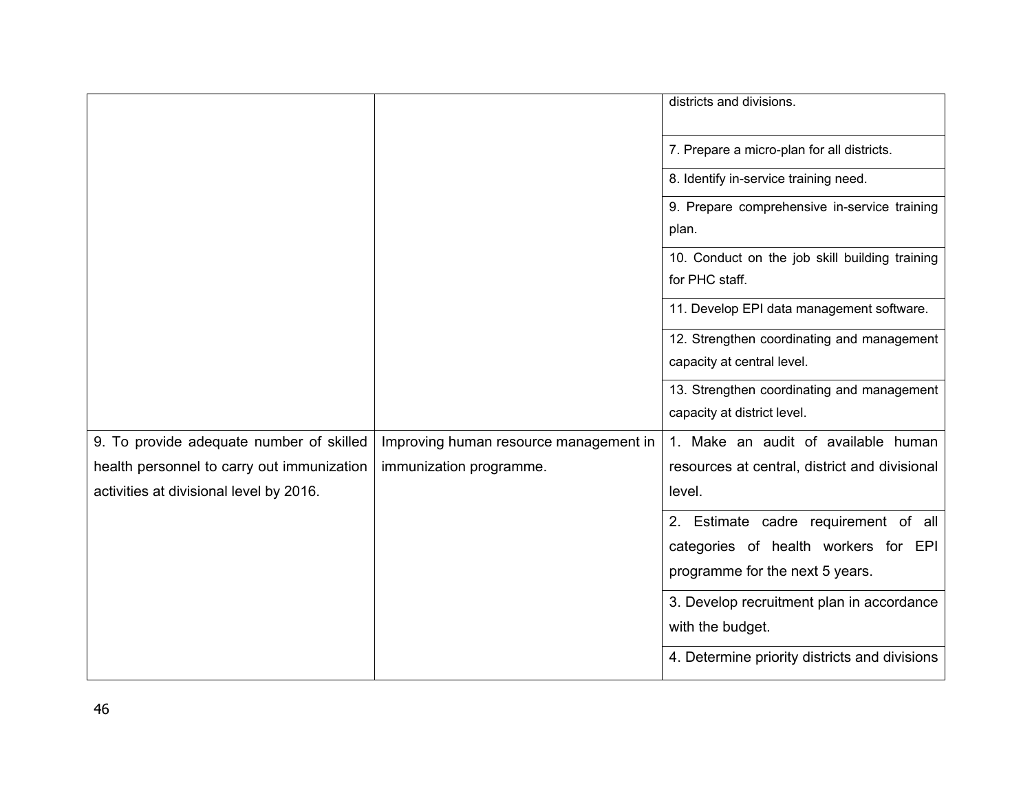| | | |
|---|---|---|
| | | districts and divisions. |
| | | 7. Prepare a micro-plan for all districts. |
| | | 8. Identify in-service training need. |
| | | 9. Prepare comprehensive in-service training plan. |
| | | 10. Conduct on the job skill building training for PHC staff. |
| | | 11. Develop EPI data management software. |
| | | 12. Strengthen coordinating and management capacity at central level. |
| | | 13. Strengthen coordinating and management capacity at district level. |
| 9. To provide adequate number of skilled health personnel to carry out immunization activities at divisional level by 2016. | Improving human resource management in immunization programme. | 1. Make an audit of available human resources at central, district and divisional level. |
| | | 2. Estimate cadre requirement of all categories of health workers for EPI programme for the next 5 years. |
| | | 3. Develop recruitment plan in accordance with the budget. |
| | | 4. Determine priority districts and divisions |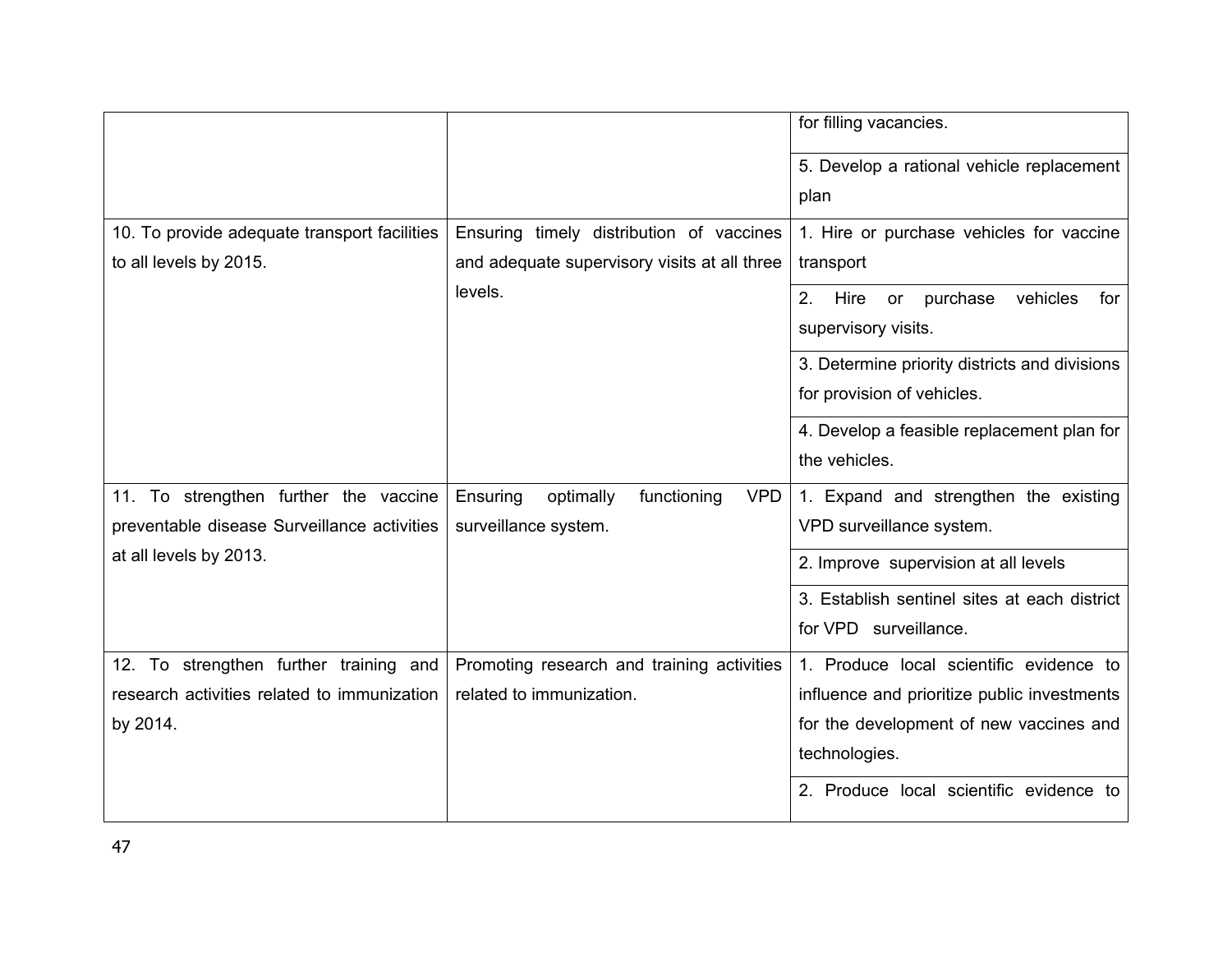| | | |
|---|---|---|
| | | for filling vacancies. |
| | | 5. Develop a rational vehicle replacement plan |
| 10. To provide adequate transport facilities to all levels by 2015. | Ensuring timely distribution of vaccines and adequate supervisory visits at all three levels. | 1. Hire or purchase vehicles for vaccine transport |
| | | 2. Hire or purchase vehicles for supervisory visits. |
| | | 3. Determine priority districts and divisions for provision of vehicles. |
| | | 4. Develop a feasible replacement plan for the vehicles. |
| 11. To strengthen further the vaccine preventable disease Surveillance activities at all levels by 2013. | Ensuring optimally functioning VPD surveillance system. | 1. Expand and strengthen the existing VPD surveillance system. |
| | | 2. Improve supervision at all levels |
| | | 3. Establish sentinel sites at each district for VPD surveillance. |
| 12. To strengthen further training and research activities related to immunization by 2014. | Promoting research and training activities related to immunization. | 1. Produce local scientific evidence to influence and prioritize public investments for the development of new vaccines and technologies. |
| | | 2. Produce local scientific evidence to |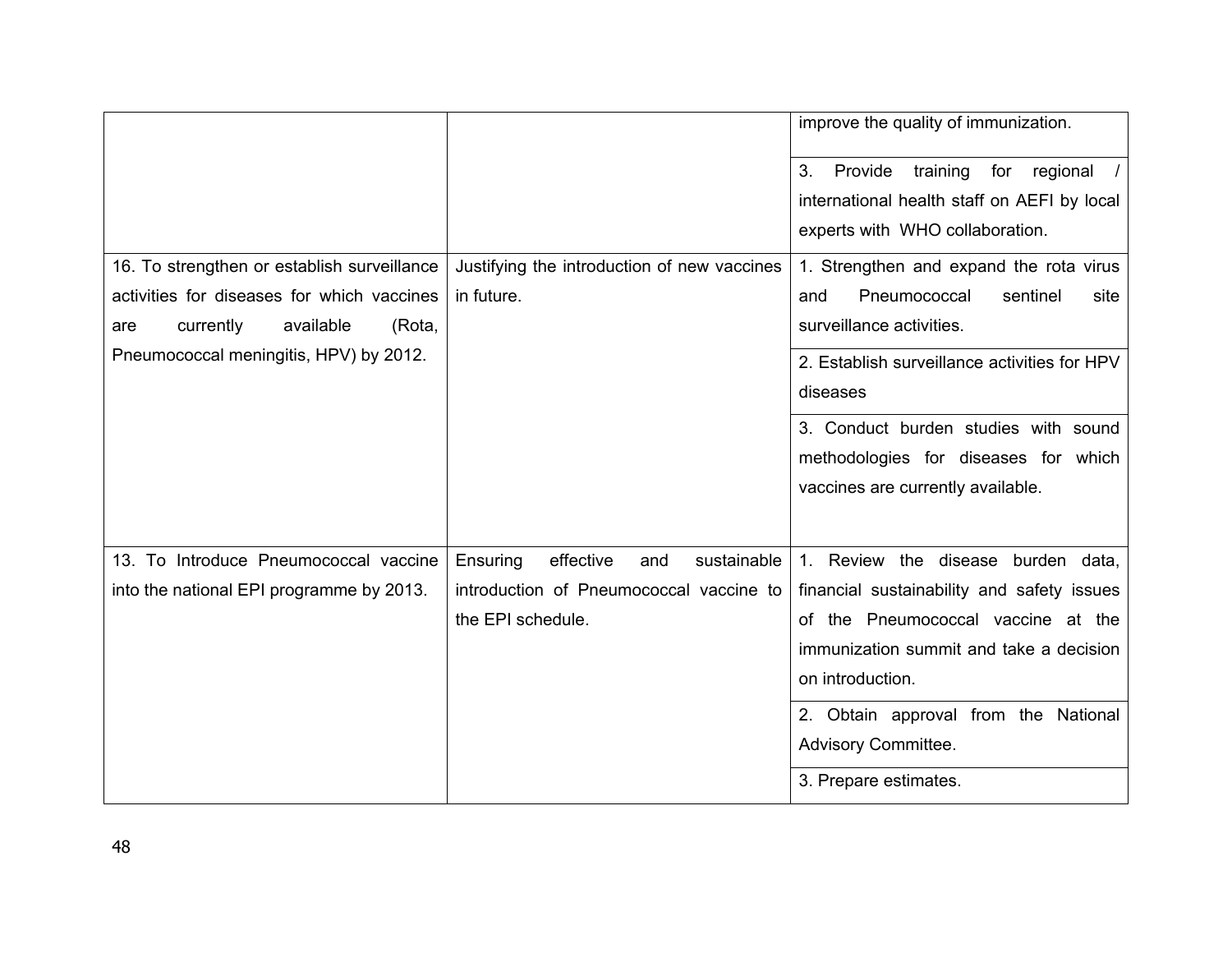| | | |
|---|---|---|
| | | improve the quality of immunization. |
| | | 3. Provide training for regional / international health staff on AEFI by local experts with WHO collaboration. |
| 16. To strengthen or establish surveillance activities for diseases for which vaccines are currently available (Rota, Pneumococcal meningitis, HPV) by 2012. | Justifying the introduction of new vaccines in future. | 1. Strengthen and expand the rota virus and Pneumococcal sentinel site surveillance activities. |
| | | 2. Establish surveillance activities for HPV diseases |
| | | 3. Conduct burden studies with sound methodologies for diseases for which vaccines are currently available. |
| 13. To Introduce Pneumococcal vaccine into the national EPI programme by 2013. | Ensuring effective and sustainable introduction of Pneumococcal vaccine to the EPI schedule. | 1. Review the disease burden data, financial sustainability and safety issues of the Pneumococcal vaccine at the immunization summit and take a decision on introduction. |
| | | 2. Obtain approval from the National Advisory Committee. |
| | | 3. Prepare estimates. |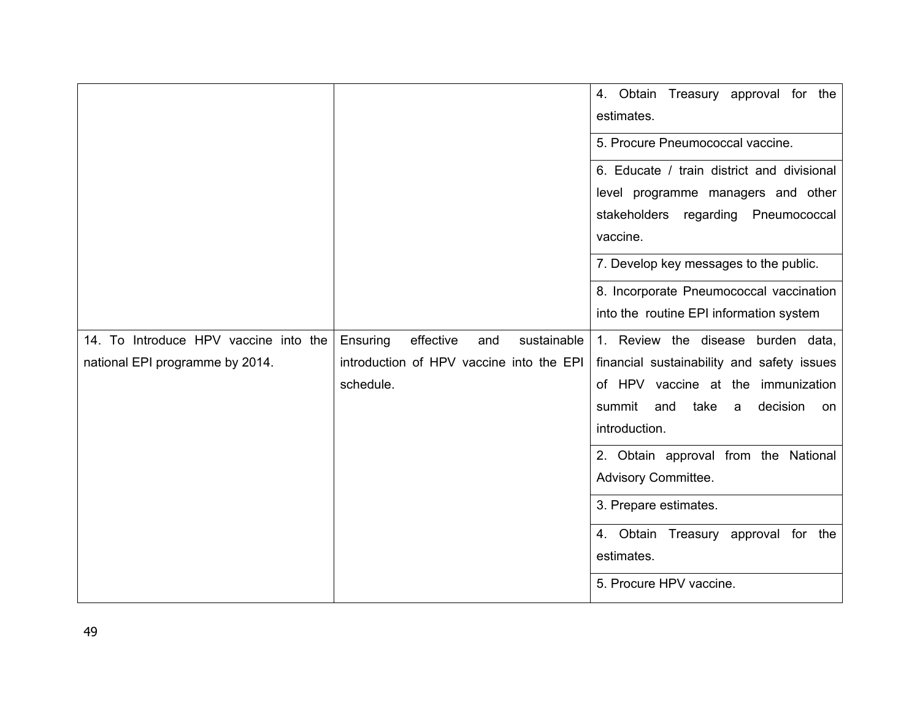| | | |
|---|---|---|
| | | 4. Obtain Treasury approval for the estimates. |
| | | 5. Procure Pneumococcal vaccine. |
| | | 6. Educate / train district and divisional level programme managers and other stakeholders regarding Pneumococcal vaccine. |
| | | 7. Develop key messages to the public. |
| | | 8. Incorporate Pneumococcal vaccination into the routine EPI information system |
| 14. To Introduce HPV vaccine into the national EPI programme by 2014. | Ensuring effective and sustainable introduction of HPV vaccine into the EPI schedule. | 1. Review the disease burden data, financial sustainability and safety issues of HPV vaccine at the immunization summit and take a decision on introduction. |
| | | 2. Obtain approval from the National Advisory Committee. |
| | | 3. Prepare estimates. |
| | | 4. Obtain Treasury approval for the estimates. |
| | | 5. Procure HPV vaccine. |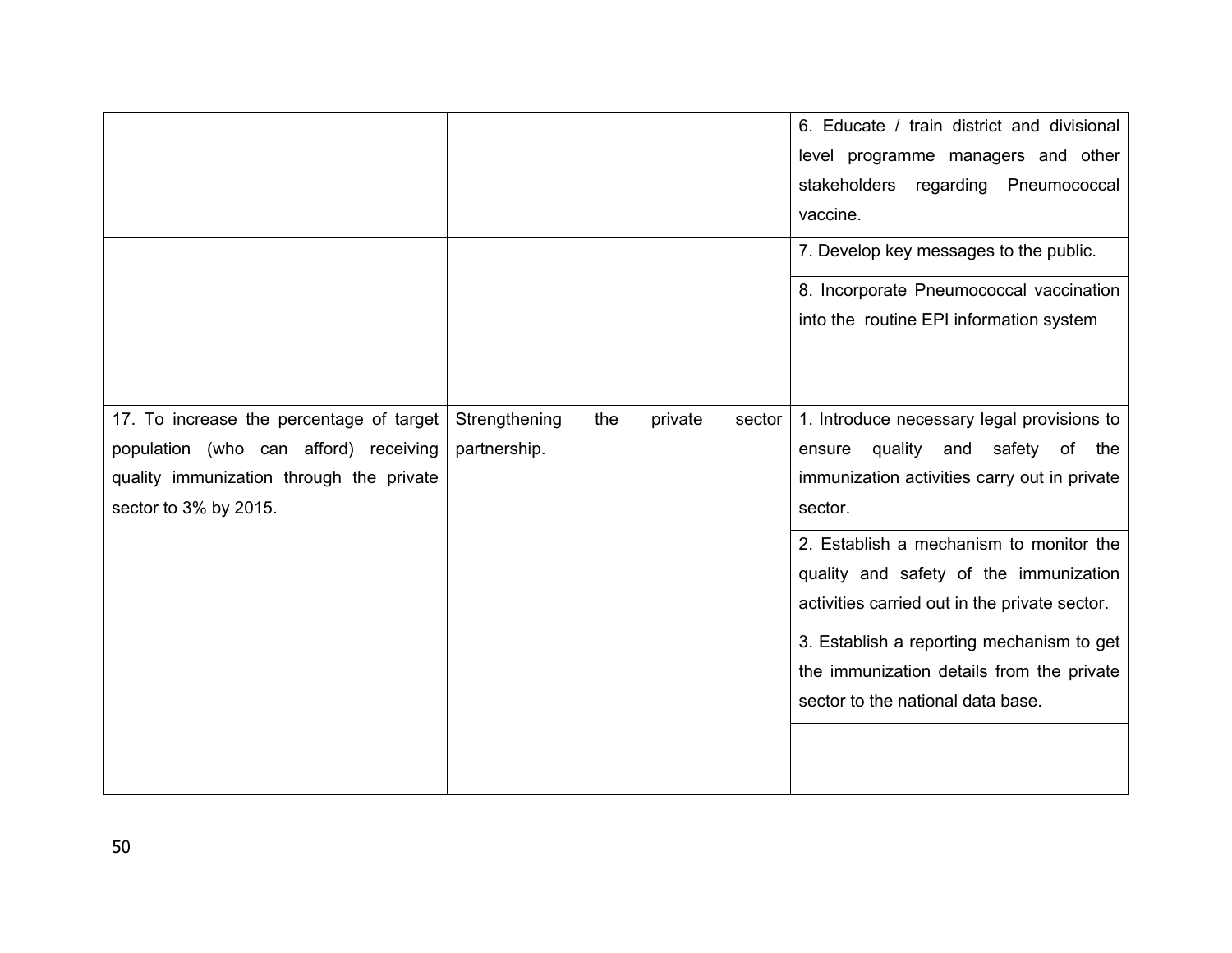| | | |
|---|---|---|
| | | 6. Educate / train district and divisional level programme managers and other stakeholders regarding Pneumococcal vaccine. |
| | | 7. Develop key messages to the public. |
| | | 8. Incorporate Pneumococcal vaccination into the routine EPI information system |
| 17. To increase the percentage of target population (who can afford) receiving quality immunization through the private sector to 3% by 2015. | Strengthening the private sector partnership. | 1. Introduce necessary legal provisions to ensure quality and safety of the immunization activities carry out in private sector. |
| | | 2. Establish a mechanism to monitor the quality and safety of the immunization activities carried out in the private sector. |
| | | 3. Establish a reporting mechanism to get the immunization details from the private sector to the national data base. |
| | | |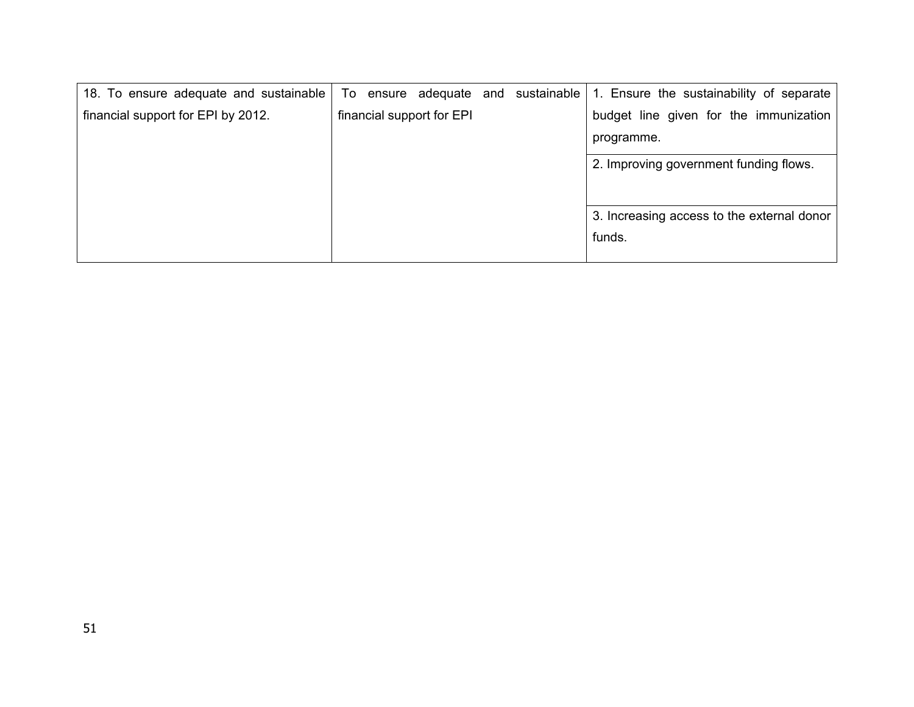| | | |
|---|---|---|
| 18. To ensure adequate and sustainable financial support for EPI by 2012. | To ensure adequate and sustainable financial support for EPI | 1. Ensure the sustainability of separate budget line given for the immunization programme. |
| | | 2. Improving government funding flows. |
| | | 3. Increasing access to the external donor funds. |